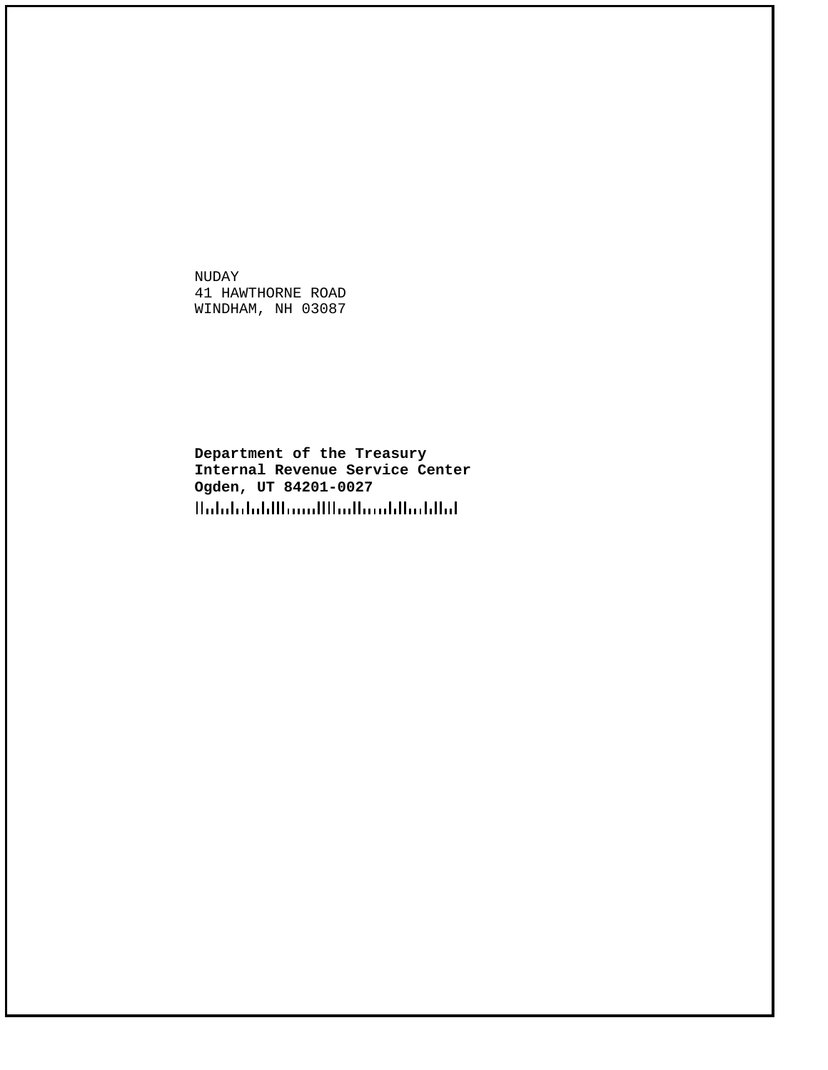NUDAY
41 HAWTHORNE ROAD
WINDHAM, NH 03087

**Department of the Treasury**
**Internal Revenue Service Center**
**Ogden, UT 84201-0027**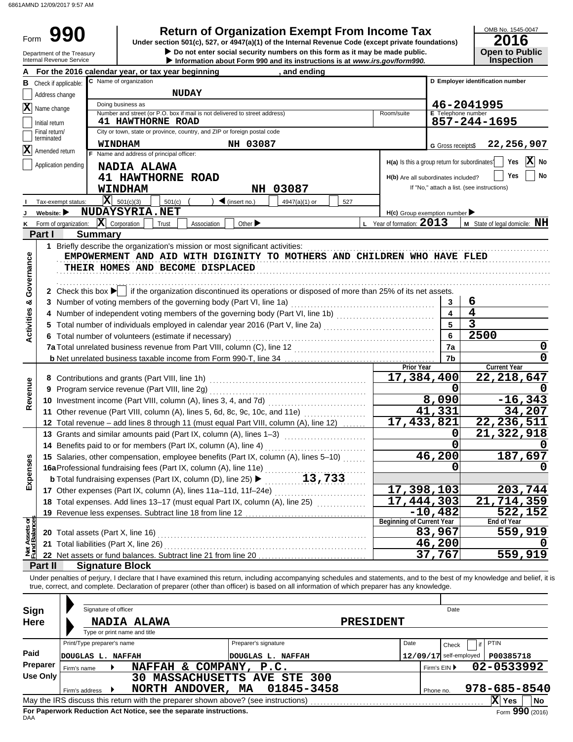6861AMND 12/09/2017 9:57 AM

# Form 990 — Return of Organization Exempt From Income Tax

**Under section 501(c), 527, or 4947(a)(1) of the Internal Revenue Code (except private foundations)**

▶ Do not enter social security numbers on this form as it may be made public.

▶ Information about Form 990 and its instructions is at *www.irs.gov/form990.*

Department of the Treasury
Internal Revenue Service

OMB No. 1545-0047 | **2016** | **Open to Public Inspection**

**A** For the 2016 calendar year, or tax year beginning , and ending

**B** Check if applicable:
- [ ] Address change
- [X] Name change
- [ ] Initial return
- [ ] Final return/terminated
- [X] Amended return
- [ ] Application pending

**C** Name of organization: **NUDAY**

Doing business as

Number and street (or P.O. box if mail is not delivered to street address): **41 HAWTHORNE ROAD** Room/suite

City or town, state or province, country, and ZIP or foreign postal code: **WINDHAM NH 03087**

**D** Employer identification number: **46-2041995**

**E** Telephone number: **857-244-1695**

**G** Gross receipts$ **22,256,907**

**F** Name and address of principal officer:
**NADIA ALAWA**
**41 HAWTHORNE ROAD**
**WINDHAM NH 03087**

H(a) Is this a group return for subordinates? Yes [ ] No [X]

H(b) Are all subordinates included? Yes [ ] No [ ]
If "No," attach a list. (see instructions)

**I** Tax-exempt status: [X] 501(c)(3) [ ] 501(c) ( ) ◀ (insert no.) [ ] 4947(a)(1) or [ ] 527

**J** Website: ▶ **NUDAYSYRIA.NET**

H(c) Group exemption number ▶

**K** Form of organization: [X] Corporation [ ] Trust [ ] Association [ ] Other ▶

**L** Year of formation: **2013**

**M** State of legal domicile: **NH**

## Part I Summary

**Activities & Governance**

1 Briefly describe the organization's mission or most significant activities:
**EMPOWERMENT AND AID WITH DIGINITY TO MOTHERS AND CHILDREN WHO HAVE FLED THEIR HOMES AND BECOME DISPLACED**

2 Check this box ▶ [ ] if the organization discontinued its operations or disposed of more than 25% of its net assets.

| | | Line | Value |
|---|---|---|---|
| 3 | Number of voting members of the governing body (Part VI, line 1a) | 3 | 6 |
| 4 | Number of independent voting members of the governing body (Part VI, line 1b) | 4 | 4 |
| 5 | Total number of individuals employed in calendar year 2016 (Part V, line 2a) | 5 | 3 |
| 6 | Total number of volunteers (estimate if necessary) | 6 | 2500 |
| 7a | Total unrelated business revenue from Part VIII, column (C), line 12 | 7a | 0 |
| b | Net unrelated business taxable income from Form 990-T, line 34 | 7b | 0 |

| | | Prior Year | Current Year |
|---|---|---|---|
| **Revenue** | | | |
| 8 | Contributions and grants (Part VIII, line 1h) | 17,384,400 | 22,218,647 |
| 9 | Program service revenue (Part VIII, line 2g) | 0 | 0 |
| 10 | Investment income (Part VIII, column (A), lines 3, 4, and 7d) | 8,090 | -16,343 |
| 11 | Other revenue (Part VIII, column (A), lines 5, 6d, 8c, 9c, 10c, and 11e) | 41,331 | 34,207 |
| 12 | Total revenue – add lines 8 through 11 (must equal Part VIII, column (A), line 12) | 17,433,821 | 22,236,511 |
| **Expenses** | | | |
| 13 | Grants and similar amounts paid (Part IX, column (A), lines 1–3) | 0 | 21,322,918 |
| 14 | Benefits paid to or for members (Part IX, column (A), line 4) | 0 | 0 |
| 15 | Salaries, other compensation, employee benefits (Part IX, column (A), lines 5–10) | 46,200 | 187,697 |
| 16a | Professional fundraising fees (Part IX, column (A), line 11e) | 0 | 0 |
| b | Total fundraising expenses (Part IX, column (D), line 25) ▶ 13,733 | | |
| 17 | Other expenses (Part IX, column (A), lines 11a–11d, 11f–24e) | 17,398,103 | 203,744 |
| 18 | Total expenses. Add lines 13–17 (must equal Part IX, column (A), line 25) | 17,444,303 | 21,714,359 |
| 19 | Revenue less expenses. Subtract line 18 from line 12 | -10,482 | 522,152 |
| **Net Assets or Fund Balances** | | **Beginning of Current Year** | **End of Year** |
| 20 | Total assets (Part X, line 16) | 83,967 | 559,919 |
| 21 | Total liabilities (Part X, line 26) | 46,200 | 0 |
| 22 | Net assets or fund balances. Subtract line 21 from line 20 | 37,767 | 559,919 |

## Part II Signature Block

Under penalties of perjury, I declare that I have examined this return, including accompanying schedules and statements, and to the best of my knowledge and belief, it is true, correct, and complete. Declaration of preparer (other than officer) is based on all information of which preparer has any knowledge.

**Sign Here**

Signature of officer — Date

**NADIA ALAWA** — **PRESIDENT**

Type or print name and title

**Paid Preparer Use Only**

| Print/Type preparer's name | Preparer's signature | Date | Check [ ] if self-employed | PTIN |
|---|---|---|---|---|
| DOUGLAS L. NAFFAH | DOUGLAS L. NAFFAH | 12/09/17 | | P00385718 |

Firm's name ▶ **NAFFAH & COMPANY, P.C.** — Firm's EIN ▶ **02-0533992**

Firm's address ▶ **30 MASSACHUSETTS AVE STE 300, NORTH ANDOVER, MA 01845-3458** — Phone no. **978-685-8540**

May the IRS discuss this return with the preparer shown above? (see instructions) [X] Yes [ ] No

**For Paperwork Reduction Act Notice, see the separate instructions.**

DAA — Form **990** (2016)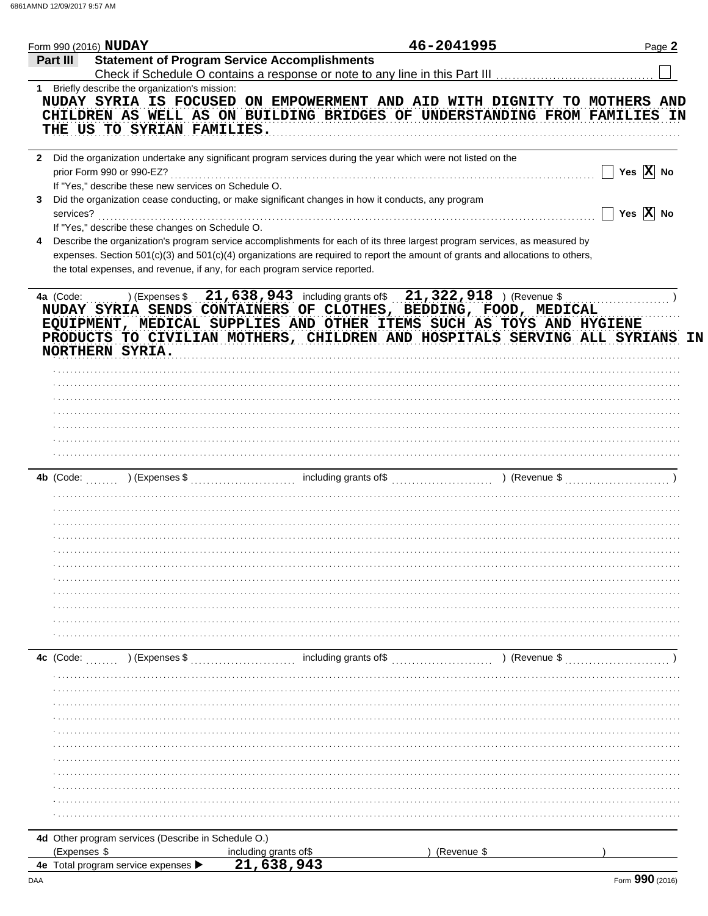Form 990 (2016) **NUDAY** 46-2041995 Page **2**

**Part III** **Statement of Program Service Accomplishments**

Check if Schedule O contains a response or note to any line in this Part III ☐

**1** Briefly describe the organization's mission:

NUDAY SYRIA IS FOCUSED ON EMPOWERMENT AND AID WITH DIGNITY TO MOTHERS AND CHILDREN AS WELL AS ON BUILDING BRIDGES OF UNDERSTANDING FROM FAMILIES IN THE US TO SYRIAN FAMILIES.

**2** Did the organization undertake any significant program services during the year which were not listed on the prior Form 990 or 990-EZ? ☐ Yes ☒ No

If "Yes," describe these new services on Schedule O.

**3** Did the organization cease conducting, or make significant changes in how it conducts, any program services? ☐ Yes ☒ No

If "Yes," describe these changes on Schedule O.

**4** Describe the organization's program service accomplishments for each of its three largest program services, as measured by expenses. Section 501(c)(3) and 501(c)(4) organizations are required to report the amount of grants and allocations to others, the total expenses, and revenue, if any, for each program service reported.

**4a** (Code: ) (Expenses $ 21,638,943 including grants of$ 21,322,918 ) (Revenue $ )

NUDAY SYRIA SENDS CONTAINERS OF CLOTHES, BEDDING, FOOD, MEDICAL EQUIPMENT, MEDICAL SUPPLIES AND OTHER ITEMS SUCH AS TOYS AND HYGIENE PRODUCTS TO CIVILIAN MOTHERS, CHILDREN AND HOSPITALS SERVING ALL SYRIANS IN NORTHERN SYRIA.

**4b** (Code: ) (Expenses $ including grants of$ ) (Revenue $ )

**4c** (Code: ) (Expenses $ including grants of$ ) (Revenue $ )

**4d** Other program services (Describe in Schedule O.)

(Expenses $ including grants of$ ) (Revenue $ )

**4e** Total program service expenses ▶ 21,638,943

Form **990** (2016)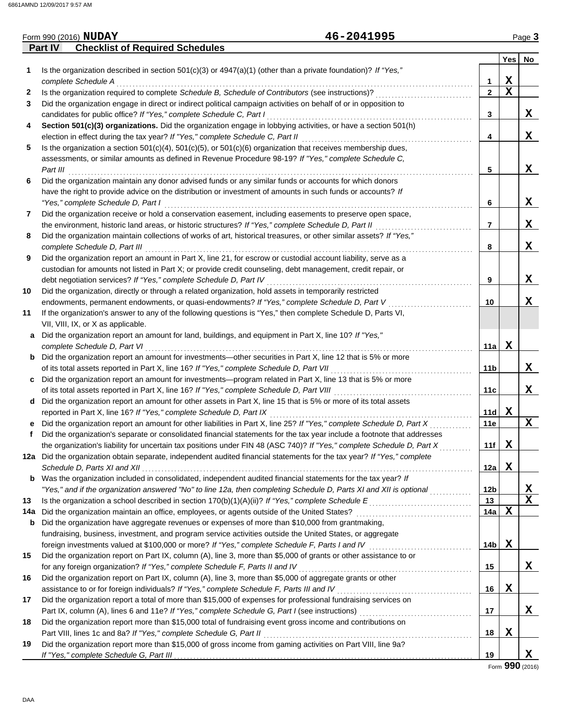Form 990 (2016) **NUDAY** **46-2041995** Page **3**

**Part IV Checklist of Required Schedules**

| | | | Yes | No |
|---|---|---|---|---|
| **1** | Is the organization described in section 501(c)(3) or 4947(a)(1) (other than a private foundation)? *If "Yes," complete Schedule A* | 1 | X | |
| **2** | Is the organization required to complete *Schedule B, Schedule of Contributors* (see instructions)? | 2 | X | |
| **3** | Did the organization engage in direct or indirect political campaign activities on behalf of or in opposition to candidates for public office? *If "Yes," complete Schedule C, Part I* | 3 | | X |
| **4** | **Section 501(c)(3) organizations.** Did the organization engage in lobbying activities, or have a section 501(h) election in effect during the tax year? *If "Yes," complete Schedule C, Part II* | 4 | | X |
| **5** | Is the organization a section 501(c)(4), 501(c)(5), or 501(c)(6) organization that receives membership dues, assessments, or similar amounts as defined in Revenue Procedure 98-19? *If "Yes," complete Schedule C, Part III* | 5 | | X |
| **6** | Did the organization maintain any donor advised funds or any similar funds or accounts for which donors have the right to provide advice on the distribution or investment of amounts in such funds or accounts? *If "Yes," complete Schedule D, Part I* | 6 | | X |
| **7** | Did the organization receive or hold a conservation easement, including easements to preserve open space, the environment, historic land areas, or historic structures? *If "Yes," complete Schedule D, Part II* | 7 | | X |
| **8** | Did the organization maintain collections of works of art, historical treasures, or other similar assets? *If "Yes," complete Schedule D, Part III* | 8 | | X |
| **9** | Did the organization report an amount in Part X, line 21, for escrow or custodial account liability, serve as a custodian for amounts not listed in Part X; or provide credit counseling, debt management, credit repair, or debt negotiation services? *If "Yes," complete Schedule D, Part IV* | 9 | | X |
| **10** | Did the organization, directly or through a related organization, hold assets in temporarily restricted endowments, permanent endowments, or quasi-endowments? *If "Yes," complete Schedule D, Part V* | 10 | | X |
| **11** | If the organization's answer to any of the following questions is "Yes," then complete Schedule D, Parts VI, VII, VIII, IX, or X as applicable. | | | |
| **a** | Did the organization report an amount for land, buildings, and equipment in Part X, line 10? *If "Yes," complete Schedule D, Part VI* | 11a | X | |
| **b** | Did the organization report an amount for investments—other securities in Part X, line 12 that is 5% or more of its total assets reported in Part X, line 16? *If "Yes," complete Schedule D, Part VII* | 11b | | X |
| **c** | Did the organization report an amount for investments—program related in Part X, line 13 that is 5% or more of its total assets reported in Part X, line 16? *If "Yes," complete Schedule D, Part VIII* | 11c | | X |
| **d** | Did the organization report an amount for other assets in Part X, line 15 that is 5% or more of its total assets reported in Part X, line 16? *If "Yes," complete Schedule D, Part IX* | 11d | X | |
| **e** | Did the organization report an amount for other liabilities in Part X, line 25? *If "Yes," complete Schedule D, Part X* | 11e | | X |
| **f** | Did the organization's separate or consolidated financial statements for the tax year include a footnote that addresses the organization's liability for uncertain tax positions under FIN 48 (ASC 740)? *If "Yes," complete Schedule D, Part X* | 11f | X | |
| **12a** | Did the organization obtain separate, independent audited financial statements for the tax year? *If "Yes," complete Schedule D, Parts XI and XII* | 12a | X | |
| **b** | Was the organization included in consolidated, independent audited financial statements for the tax year? *If "Yes," and if the organization answered "No" to line 12a, then completing Schedule D, Parts XI and XII is optional* | 12b | | X |
| **13** | Is the organization a school described in section 170(b)(1)(A)(ii)? *If "Yes," complete Schedule E* | 13 | | X |
| **14a** | Did the organization maintain an office, employees, or agents outside of the United States? | 14a | X | |
| **b** | Did the organization have aggregate revenues or expenses of more than $10,000 from grantmaking, fundraising, business, investment, and program service activities outside the United States, or aggregate foreign investments valued at $100,000 or more? *If "Yes," complete Schedule F, Parts I and IV* | 14b | X | |
| **15** | Did the organization report on Part IX, column (A), line 3, more than $5,000 of grants or other assistance to or for any foreign organization? *If "Yes," complete Schedule F, Parts II and IV* | 15 | | X |
| **16** | Did the organization report on Part IX, column (A), line 3, more than $5,000 of aggregate grants or other assistance to or for foreign individuals? *If "Yes," complete Schedule F, Parts III and IV* | 16 | X | |
| **17** | Did the organization report a total of more than $15,000 of expenses for professional fundraising services on Part IX, column (A), lines 6 and 11e? *If "Yes," complete Schedule G, Part I* (see instructions) | 17 | | X |
| **18** | Did the organization report more than $15,000 total of fundraising event gross income and contributions on Part VIII, lines 1c and 8a? *If "Yes," complete Schedule G, Part II* | 18 | X | |
| **19** | Did the organization report more than $15,000 of gross income from gaming activities on Part VIII, line 9a? *If "Yes," complete Schedule G, Part III* | 19 | | X |

Form **990** (2016)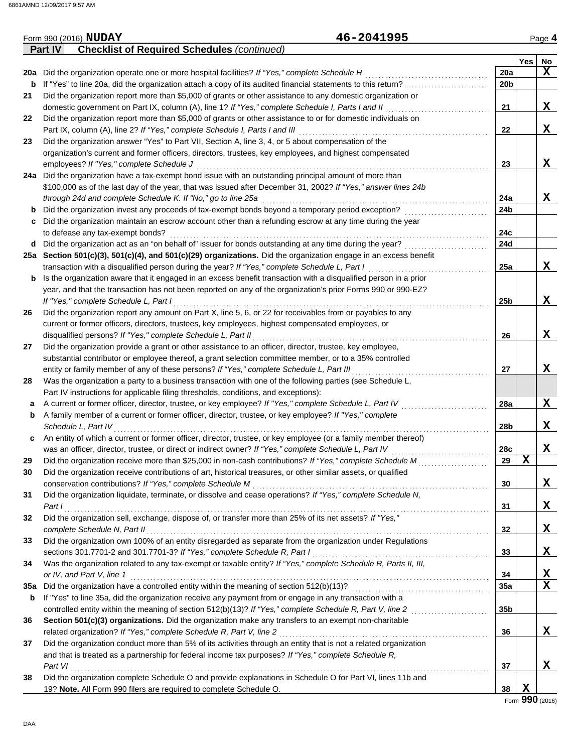Form 990 (2016) **NUDAY** **46-2041995** Page **4**

**Part IV** **Checklist of Required Schedules** *(continued)*

| | | | Yes | No |
|---|---|---|---|---|
| **20a** | Did the organization operate one or more hospital facilities? *If "Yes," complete Schedule H* | **20a** | | X |
| **b** | If "Yes" to line 20a, did the organization attach a copy of its audited financial statements to this return? | **20b** | | |
| **21** | Did the organization report more than $5,000 of grants or other assistance to any domestic organization or domestic government on Part IX, column (A), line 1? *If "Yes," complete Schedule I, Parts I and II* | **21** | | X |
| **22** | Did the organization report more than $5,000 of grants or other assistance to or for domestic individuals on Part IX, column (A), line 2? *If "Yes," complete Schedule I, Parts I and III* | **22** | | X |
| **23** | Did the organization answer "Yes" to Part VII, Section A, line 3, 4, or 5 about compensation of the organization's current and former officers, directors, trustees, key employees, and highest compensated employees? *If "Yes," complete Schedule J* | **23** | | X |
| **24a** | Did the organization have a tax-exempt bond issue with an outstanding principal amount of more than $100,000 as of the last day of the year, that was issued after December 31, 2002? *If "Yes," answer lines 24b through 24d and complete Schedule K. If "No," go to line 25a* | **24a** | | X |
| **b** | Did the organization invest any proceeds of tax-exempt bonds beyond a temporary period exception? | **24b** | | |
| **c** | Did the organization maintain an escrow account other than a refunding escrow at any time during the year to defease any tax-exempt bonds? | **24c** | | |
| **d** | Did the organization act as an "on behalf of" issuer for bonds outstanding at any time during the year? | **24d** | | |
| **25a** | **Section 501(c)(3), 501(c)(4), and 501(c)(29) organizations.** Did the organization engage in an excess benefit transaction with a disqualified person during the year? *If "Yes," complete Schedule L, Part I* | **25a** | | X |
| **b** | Is the organization aware that it engaged in an excess benefit transaction with a disqualified person in a prior year, and that the transaction has not been reported on any of the organization's prior Forms 990 or 990-EZ? *If "Yes," complete Schedule L, Part I* | **25b** | | X |
| **26** | Did the organization report any amount on Part X, line 5, 6, or 22 for receivables from or payables to any current or former officers, directors, trustees, key employees, highest compensated employees, or disqualified persons? *If "Yes," complete Schedule L, Part II* | **26** | | X |
| **27** | Did the organization provide a grant or other assistance to an officer, director, trustee, key employee, substantial contributor or employee thereof, a grant selection committee member, or to a 35% controlled entity or family member of any of these persons? *If "Yes," complete Schedule L, Part III* | **27** | | X |
| **28** | Was the organization a party to a business transaction with one of the following parties (see Schedule L, Part IV instructions for applicable filing thresholds, conditions, and exceptions): | | | |
| **a** | A current or former officer, director, trustee, or key employee? *If "Yes," complete Schedule L, Part IV* | **28a** | | X |
| **b** | A family member of a current or former officer, director, trustee, or key employee? *If "Yes," complete Schedule L, Part IV* | **28b** | | X |
| **c** | An entity of which a current or former officer, director, trustee, or key employee (or a family member thereof) was an officer, director, trustee, or direct or indirect owner? *If "Yes," complete Schedule L, Part IV* | **28c** | | X |
| **29** | Did the organization receive more than $25,000 in non-cash contributions? *If "Yes," complete Schedule M* | **29** | X | |
| **30** | Did the organization receive contributions of art, historical treasures, or other similar assets, or qualified conservation contributions? *If "Yes," complete Schedule M* | **30** | | X |
| **31** | Did the organization liquidate, terminate, or dissolve and cease operations? *If "Yes," complete Schedule N, Part I* | **31** | | X |
| **32** | Did the organization sell, exchange, dispose of, or transfer more than 25% of its net assets? *If "Yes," complete Schedule N, Part II* | **32** | | X |
| **33** | Did the organization own 100% of an entity disregarded as separate from the organization under Regulations sections 301.7701-2 and 301.7701-3? *If "Yes," complete Schedule R, Part I* | **33** | | X |
| **34** | Was the organization related to any tax-exempt or taxable entity? *If "Yes," complete Schedule R, Parts II, III, or IV, and Part V, line 1* | **34** | | X |
| **35a** | Did the organization have a controlled entity within the meaning of section 512(b)(13)? | **35a** | | X |
| **b** | If "Yes" to line 35a, did the organization receive any payment from or engage in any transaction with a controlled entity within the meaning of section 512(b)(13)? *If "Yes," complete Schedule R, Part V, line 2* | **35b** | | |
| **36** | **Section 501(c)(3) organizations.** Did the organization make any transfers to an exempt non-charitable related organization? *If "Yes," complete Schedule R, Part V, line 2* | **36** | | X |
| **37** | Did the organization conduct more than 5% of its activities through an entity that is not a related organization and that is treated as a partnership for federal income tax purposes? *If "Yes," complete Schedule R, Part VI* | **37** | | X |
| **38** | Did the organization complete Schedule O and provide explanations in Schedule O for Part VI, lines 11b and 19? **Note.** All Form 990 filers are required to complete Schedule O. | **38** | X | |

Form **990** (2016)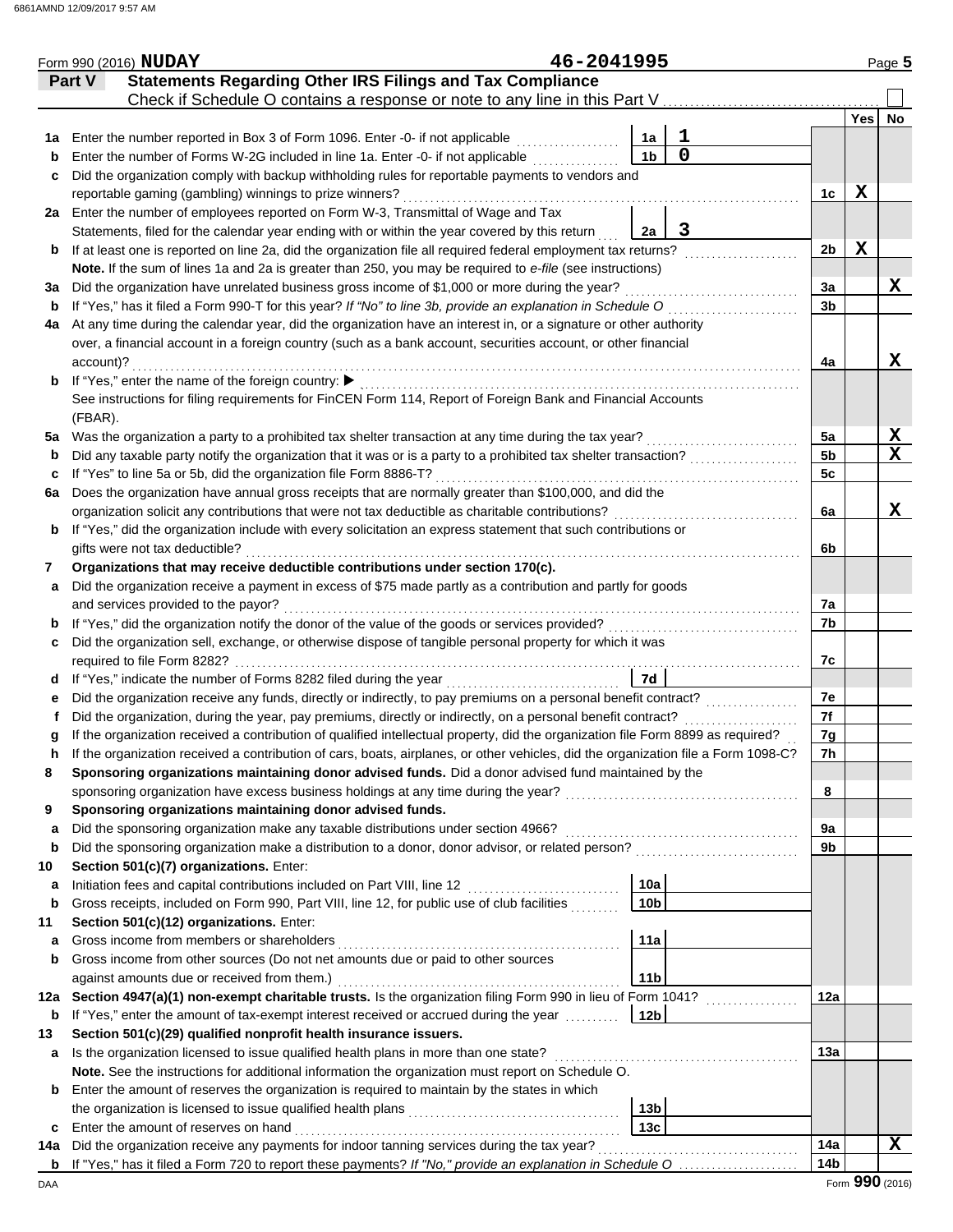Form 990 (2016) **NUDAY** 46-2041995

## Part V Statements Regarding Other IRS Filings and Tax Compliance

Check if Schedule O contains a response or note to any line in this Part V ☐

| | | | | | Yes | No |
|---|---|---|---|---|---|---|
| **1a** | Enter the number reported in Box 3 of Form 1096. Enter -0- if not applicable | 1a | 1 | | | |
| **b** | Enter the number of Forms W-2G included in line 1a. Enter -0- if not applicable | 1b | 0 | | | |
| **c** | Did the organization comply with backup withholding rules for reportable payments to vendors and reportable gaming (gambling) winnings to prize winners? | | | 1c | X | |
| **2a** | Enter the number of employees reported on Form W-3, Transmittal of Wage and Tax Statements, filed for the calendar year ending with or within the year covered by this return | 2a | 3 | | | |
| **b** | If at least one is reported on line 2a, did the organization file all required federal employment tax returns? | | | 2b | X | |
| | **Note.** If the sum of lines 1a and 2a is greater than 250, you may be required to *e-file* (see instructions) | | | | | |
| **3a** | Did the organization have unrelated business gross income of $1,000 or more during the year? | | | 3a | | X |
| **b** | If "Yes," has it filed a Form 990-T for this year? *If "No" to line 3b, provide an explanation in Schedule O* | | | 3b | | |
| **4a** | At any time during the calendar year, did the organization have an interest in, or a signature or other authority over, a financial account in a foreign country (such as a bank account, securities account, or other financial account)? | | | 4a | | X |
| **b** | If "Yes," enter the name of the foreign country: ▶ See instructions for filing requirements for FinCEN Form 114, Report of Foreign Bank and Financial Accounts (FBAR). | | | | | |
| **5a** | Was the organization a party to a prohibited tax shelter transaction at any time during the tax year? | | | 5a | | X |
| **b** | Did any taxable party notify the organization that it was or is a party to a prohibited tax shelter transaction? | | | 5b | | X |
| **c** | If "Yes" to line 5a or 5b, did the organization file Form 8886-T? | | | 5c | | |
| **6a** | Does the organization have annual gross receipts that are normally greater than $100,000, and did the organization solicit any contributions that were not tax deductible as charitable contributions? | | | 6a | | X |
| **b** | If "Yes," did the organization include with every solicitation an express statement that such contributions or gifts were not tax deductible? | | | 6b | | |
| **7** | **Organizations that may receive deductible contributions under section 170(c).** | | | | | |
| **a** | Did the organization receive a payment in excess of $75 made partly as a contribution and partly for goods and services provided to the payor? | | | 7a | | |
| **b** | If "Yes," did the organization notify the donor of the value of the goods or services provided? | | | 7b | | |
| **c** | Did the organization sell, exchange, or otherwise dispose of tangible personal property for which it was required to file Form 8282? | | | 7c | | |
| **d** | If "Yes," indicate the number of Forms 8282 filed during the year | 7d | | | | |
| **e** | Did the organization receive any funds, directly or indirectly, to pay premiums on a personal benefit contract? | | | 7e | | |
| **f** | Did the organization, during the year, pay premiums, directly or indirectly, on a personal benefit contract? | | | 7f | | |
| **g** | If the organization received a contribution of qualified intellectual property, did the organization file Form 8899 as required? | | | 7g | | |
| **h** | If the organization received a contribution of cars, boats, airplanes, or other vehicles, did the organization file a Form 1098-C? | | | 7h | | |
| **8** | **Sponsoring organizations maintaining donor advised funds.** Did a donor advised fund maintained by the sponsoring organization have excess business holdings at any time during the year? | | | 8 | | |
| **9** | **Sponsoring organizations maintaining donor advised funds.** | | | | | |
| **a** | Did the sponsoring organization make any taxable distributions under section 4966? | | | 9a | | |
| **b** | Did the sponsoring organization make a distribution to a donor, donor advisor, or related person? | | | 9b | | |
| **10** | **Section 501(c)(7) organizations.** Enter: | | | | | |
| **a** | Initiation fees and capital contributions included on Part VIII, line 12 | 10a | | | | |
| **b** | Gross receipts, included on Form 990, Part VIII, line 12, for public use of club facilities | 10b | | | | |
| **11** | **Section 501(c)(12) organizations.** Enter: | | | | | |
| **a** | Gross income from members or shareholders | 11a | | | | |
| **b** | Gross income from other sources (Do not net amounts due or paid to other sources against amounts due or received from them.) | 11b | | | | |
| **12a** | **Section 4947(a)(1) non-exempt charitable trusts.** Is the organization filing Form 990 in lieu of Form 1041? | | | 12a | | |
| **b** | If "Yes," enter the amount of tax-exempt interest received or accrued during the year | 12b | | | | |
| **13** | **Section 501(c)(29) qualified nonprofit health insurance issuers.** | | | | | |
| **a** | Is the organization licensed to issue qualified health plans in more than one state? | | | 13a | | |
| | **Note.** See the instructions for additional information the organization must report on Schedule O. | | | | | |
| **b** | Enter the amount of reserves the organization is required to maintain by the states in which the organization is licensed to issue qualified health plans | 13b | | | | |
| **c** | Enter the amount of reserves on hand | 13c | | | | |
| **14a** | Did the organization receive any payments for indoor tanning services during the tax year? | | | 14a | | X |
| **b** | If "Yes," has it filed a Form 720 to report these payments? *If "No," provide an explanation in Schedule O* | | | 14b | | |

Form **990** (2016)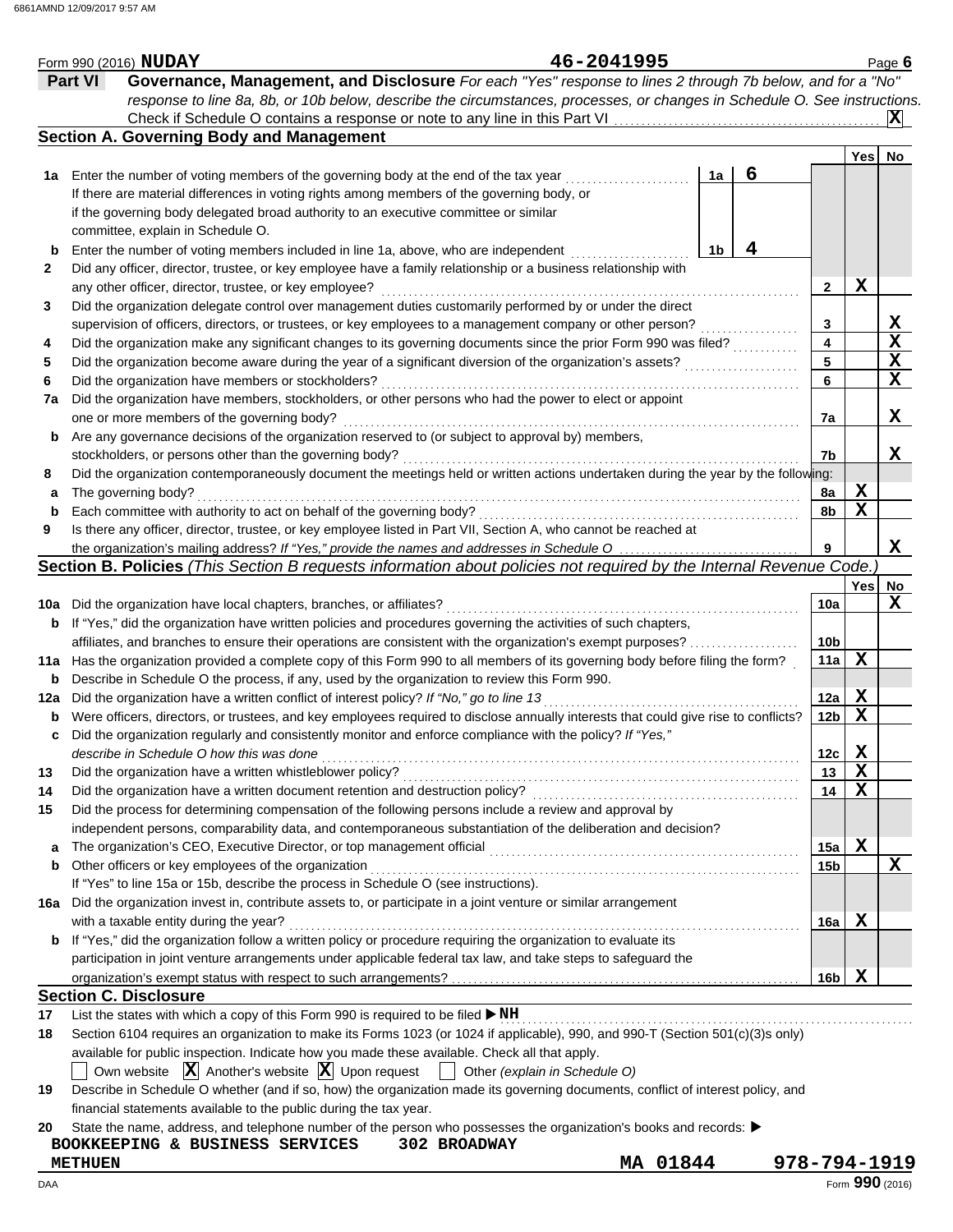Form 990 (2016) **NUDAY** **46-2041995** Page **6**

## Part VI Governance, Management, and Disclosure

*For each "Yes" response to lines 2 through 7b below, and for a "No" response to line 8a, 8b, or 10b below, describe the circumstances, processes, or changes in Schedule O. See instructions.*

Check if Schedule O contains a response or note to any line in this Part VI ... **X**

### Section A. Governing Body and Management

| | | | | Yes | No |
|---|---|---|---|---|---|
| **1a** | Enter the number of voting members of the governing body at the end of the tax year | 1a | 6 | | |
| | If there are material differences in voting rights among members of the governing body, or if the governing body delegated broad authority to an executive committee or similar committee, explain in Schedule O. | | | | |
| **b** | Enter the number of voting members included in line 1a, above, who are independent | 1b | 4 | | |
| **2** | Did any officer, director, trustee, or key employee have a family relationship or a business relationship with any other officer, director, trustee, or key employee? | | 2 | X | |
| **3** | Did the organization delegate control over management duties customarily performed by or under the direct supervision of officers, directors, or trustees, or key employees to a management company or other person? | | 3 | | X |
| **4** | Did the organization make any significant changes to its governing documents since the prior Form 990 was filed? | | 4 | | X |
| **5** | Did the organization become aware during the year of a significant diversion of the organization's assets? | | 5 | | X |
| **6** | Did the organization have members or stockholders? | | 6 | | X |
| **7a** | Did the organization have members, stockholders, or other persons who had the power to elect or appoint one or more members of the governing body? | | 7a | | X |
| **b** | Are any governance decisions of the organization reserved to (or subject to approval by) members, stockholders, or persons other than the governing body? | | 7b | | X |
| **8** | Did the organization contemporaneously document the meetings held or written actions undertaken during the year by the following: | | | | |
| **a** | The governing body? | | 8a | X | |
| **b** | Each committee with authority to act on behalf of the governing body? | | 8b | X | |
| **9** | Is there any officer, director, trustee, or key employee listed in Part VII, Section A, who cannot be reached at the organization's mailing address? *If "Yes," provide the names and addresses in Schedule O* | | 9 | | X |

### Section B. Policies *(This Section B requests information about policies not required by the Internal Revenue Code.)*

| | | | Yes | No |
|---|---|---|---|---|
| **10a** | Did the organization have local chapters, branches, or affiliates? | 10a | | X |
| **b** | If "Yes," did the organization have written policies and procedures governing the activities of such chapters, affiliates, and branches to ensure their operations are consistent with the organization's exempt purposes? | 10b | | |
| **11a** | Has the organization provided a complete copy of this Form 990 to all members of its governing body before filing the form? | 11a | X | |
| **b** | Describe in Schedule O the process, if any, used by the organization to review this Form 990. | | | |
| **12a** | Did the organization have a written conflict of interest policy? *If "No," go to line 13* | 12a | X | |
| **b** | Were officers, directors, or trustees, and key employees required to disclose annually interests that could give rise to conflicts? | 12b | X | |
| **c** | Did the organization regularly and consistently monitor and enforce compliance with the policy? *If "Yes," describe in Schedule O how this was done* | 12c | X | |
| **13** | Did the organization have a written whistleblower policy? | 13 | X | |
| **14** | Did the organization have a written document retention and destruction policy? | 14 | X | |
| **15** | Did the process for determining compensation of the following persons include a review and approval by independent persons, comparability data, and contemporaneous substantiation of the deliberation and decision? | | | |
| **a** | The organization's CEO, Executive Director, or top management official | 15a | X | |
| **b** | Other officers or key employees of the organization | 15b | | X |
| | If "Yes" to line 15a or 15b, describe the process in Schedule O (see instructions). | | | |
| **16a** | Did the organization invest in, contribute assets to, or participate in a joint venture or similar arrangement with a taxable entity during the year? | 16a | X | |
| **b** | If "Yes," did the organization follow a written policy or procedure requiring the organization to evaluate its participation in joint venture arrangements under applicable federal tax law, and take steps to safeguard the organization's exempt status with respect to such arrangements? | 16b | X | |

### Section C. Disclosure

**17** List the states with which a copy of this Form 990 is required to be filed ▶ **NH**

**18** Section 6104 requires an organization to make its Forms 1023 (or 1024 if applicable), 990, and 990-T (Section 501(c)(3)s only) available for public inspection. Indicate how you made these available. Check all that apply.

☐ Own website ☒ Another's website ☒ Upon request ☐ Other *(explain in Schedule O)*

**19** Describe in Schedule O whether (and if so, how) the organization made its governing documents, conflict of interest policy, and financial statements available to the public during the tax year.

**20** State the name, address, and telephone number of the person who possesses the organization's books and records: ▶

**BOOKKEEPING & BUSINESS SERVICES 302 BROADWAY**
**METHUEN MA 01844 978-794-1919**

Form **990** (2016)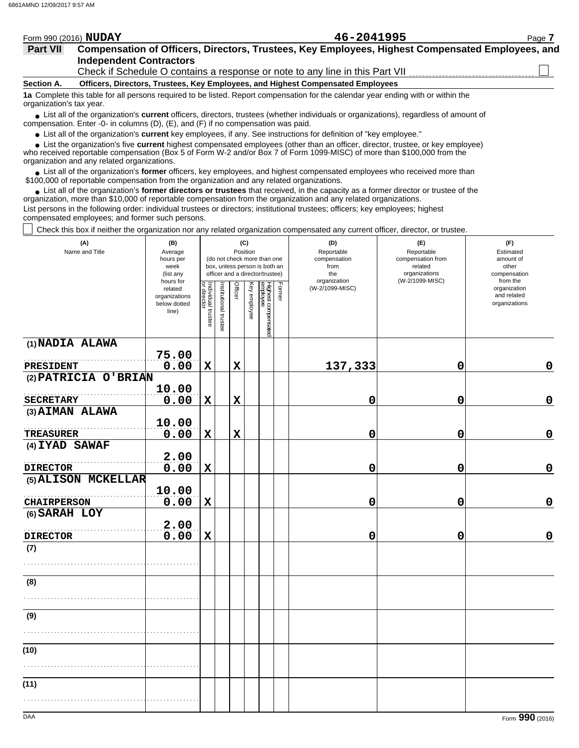Form 990 (2016) **NUDAY** **46-2041995**

## Part VII Compensation of Officers, Directors, Trustees, Key Employees, Highest Compensated Employees, and Independent Contractors

Check if Schedule O contains a response or note to any line in this Part VII ☐

### Section A. Officers, Directors, Trustees, Key Employees, and Highest Compensated Employees

**1a** Complete this table for all persons required to be listed. Report compensation for the calendar year ending with or within the organization's tax year.

- List all of the organization's **current** officers, directors, trustees (whether individuals or organizations), regardless of amount of compensation. Enter -0- in columns (D), (E), and (F) if no compensation was paid.
- List all of the organization's **current** key employees, if any. See instructions for definition of "key employee."
- List the organization's five **current** highest compensated employees (other than an officer, director, trustee, or key employee) who received reportable compensation (Box 5 of Form W-2 and/or Box 7 of Form 1099-MISC) of more than $100,000 from the organization and any related organizations.
- List all of the organization's **former** officers, key employees, and highest compensated employees who received more than $100,000 of reportable compensation from the organization and any related organizations.
- List all of the organization's **former directors or trustees** that received, in the capacity as a former director or trustee of the organization, more than $10,000 of reportable compensation from the organization and any related organizations.

List persons in the following order: individual trustees or directors; institutional trustees; officers; key employees; highest compensated employees; and former such persons.

☐ Check this box if neither the organization nor any related organization compensated any current officer, director, or trustee.

| (A) Name and Title | (B) Average hours per week (list any hours for related organizations below dotted line) | (C) Position (do not check more than one box, unless person is both an officer and a director/trustee): Individual trustee or director | Institutional trustee | Officer | Key employee | Highest compensated employee | Former | (D) Reportable compensation from the organization (W-2/1099-MISC) | (E) Reportable compensation from related organizations (W-2/1099-MISC) | (F) Estimated amount of other compensation from the organization and related organizations |
|---|---|---|---|---|---|---|---|---|---|---|
| (1) **NADIA ALAWA** PRESIDENT | 75.00 / 0.00 | X | | X | | | | 137,333 | 0 | 0 |
| (2) **PATRICIA O'BRIAN** SECRETARY | 10.00 / 0.00 | X | | X | | | | 0 | 0 | 0 |
| (3) **AIMAN ALAWA** TREASURER | 10.00 / 0.00 | X | | X | | | | 0 | 0 | 0 |
| (4) **IYAD SAWAF** DIRECTOR | 2.00 / 0.00 | X | | | | | | 0 | 0 | 0 |
| (5) **ALISON MCKELLAR** CHAIRPERSON | 10.00 / 0.00 | X | | | | | | 0 | 0 | 0 |
| (6) **SARAH LOY** DIRECTOR | 2.00 / 0.00 | X | | | | | | 0 | 0 | 0 |
| (7) | | | | | | | | | | |
| (8) | | | | | | | | | | |
| (9) | | | | | | | | | | |
| (10) | | | | | | | | | | |
| (11) | | | | | | | | | | |

Form **990** (2016)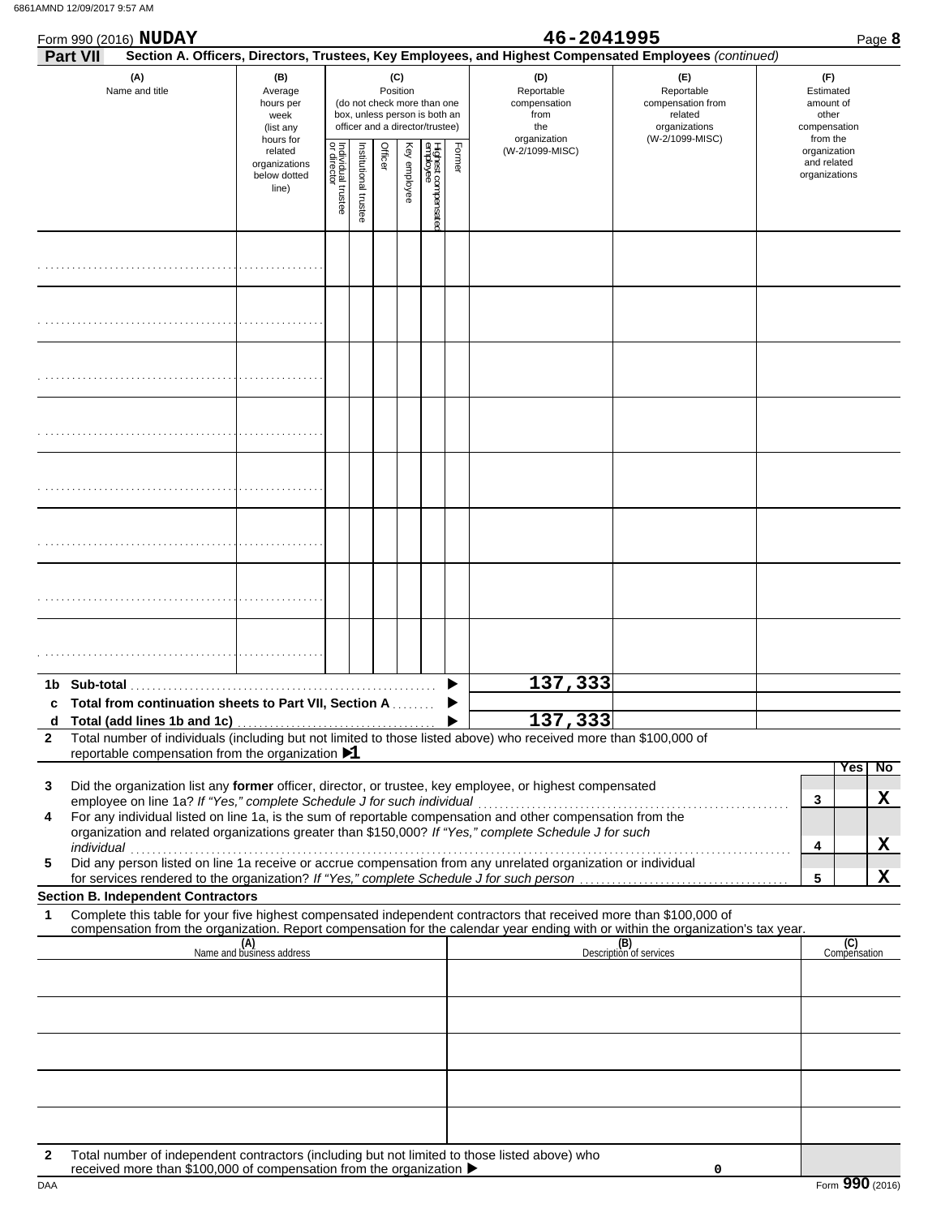Form 990 (2016) **NUDAY** **46-2041995** Page **8**

**Part VII** **Section A. Officers, Directors, Trustees, Key Employees, and Highest Compensated Employees** *(continued)*

| (A) Name and title | (B) Average hours per week (list any hours for related organizations below dotted line) | (C) Position (do not check more than one box, unless person is both an officer and a director/trustee) Individual trustee or director | Institutional trustee | Officer | Key employee | Highest compensated employee | Former | (D) Reportable compensation from the organization (W-2/1099-MISC) | (E) Reportable compensation from related organizations (W-2/1099-MISC) | (F) Estimated amount of other compensation from the organization and related organizations |
|---|---|---|---|---|---|---|---|---|---|---|
| | | | | | | | | | | |
| | | | | | | | | | | |
| | | | | | | | | | | |
| | | | | | | | | | | |
| | | | | | | | | | | |
| | | | | | | | | | | |
| | | | | | | | | | | |
| | | | | | | | | | | |
| **1b Sub-total** | | | | | | | | 137,333 | | |
| **c Total from continuation sheets to Part VII, Section A** | | | | | | | | | | |
| **d Total (add lines 1b and 1c)** | | | | | | | | 137,333 | | |

**2** Total number of individuals (including but not limited to those listed above) who received more than $100,000 of reportable compensation from the organization ▶1

| | | Yes | No |
|---|---|---|---|
| **3** Did the organization list any **former** officer, director, or trustee, key employee, or highest compensated employee on line 1a? *If "Yes," complete Schedule J for such individual* | 3 | | X |
| **4** For any individual listed on line 1a, is the sum of reportable compensation and other compensation from the organization and related organizations greater than $150,000? *If "Yes," complete Schedule J for such individual* | 4 | | X |
| **5** Did any person listed on line 1a receive or accrue compensation from any unrelated organization or individual for services rendered to the organization? *If "Yes," complete Schedule J for such person* | 5 | | X |

**Section B. Independent Contractors**

**1** Complete this table for your five highest compensated independent contractors that received more than $100,000 of compensation from the organization. Report compensation for the calendar year ending with or within the organization's tax year.

| (A) Name and business address | (B) Description of services | (C) Compensation |
|---|---|---|
| | | |
| | | |
| | | |
| | | |
| | | |

**2** Total number of independent contractors (including but not limited to those listed above) who received more than $100,000 of compensation from the organization ▶ 0

DAA Form **990** (2016)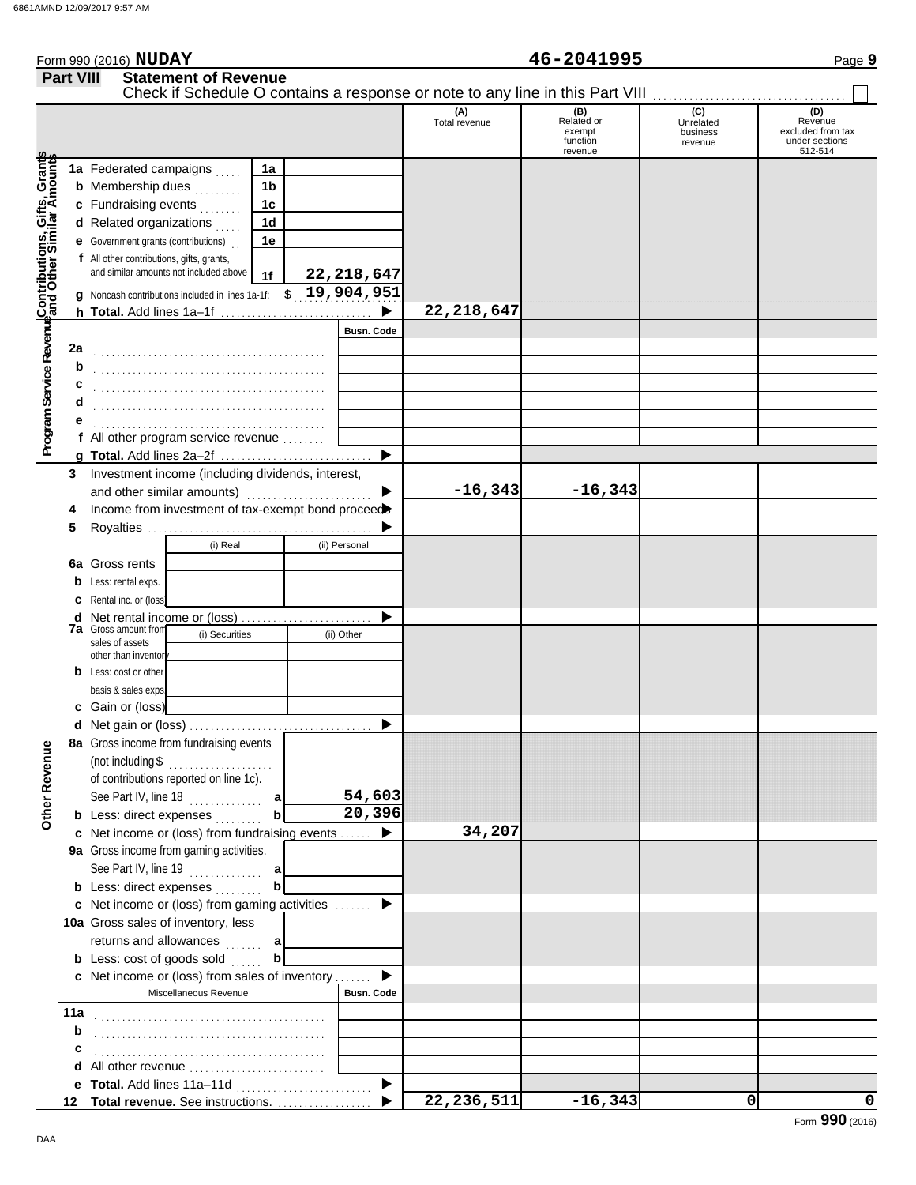Form 990 (2016) **NUDAY** **46-2041995**

## Part VIII Statement of Revenue

Check if Schedule O contains a response or note to any line in this Part VIII ☐

| | | | | (A) Total revenue | (B) Related or exempt function revenue | (C) Unrelated business revenue | (D) Revenue excluded from tax under sections 512-514 |
|---|---|---|---|---|---|---|---|
| **Contributions, Gifts, Grants and Other Similar Amounts** | 1a Federated campaigns | 1a | | | | | |
| | b Membership dues | 1b | | | | | |
| | c Fundraising events | 1c | | | | | |
| | d Related organizations | 1d | | | | | |
| | e Government grants (contributions) | 1e | | | | | |
| | f All other contributions, gifts, grants, and similar amounts not included above | 1f | 22,218,647 | | | | |
| | g Noncash contributions included in lines 1a-1f: $ 19,904,951 | | | | | | |
| | h **Total.** Add lines 1a–1f ▶ | | | 22,218,647 | | | |
| **Program Service Revenue** | | | Busn. Code | | | | |
| | 2a | | | | | | |
| | b | | | | | | |
| | c | | | | | | |
| | d | | | | | | |
| | e | | | | | | |
| | f All other program service revenue | | | | | | |
| | g **Total.** Add lines 2a–2f ▶ | | | | | | |
| | 3 Investment income (including dividends, interest, and other similar amounts) ▶ | | | -16,343 | -16,343 | | |
| | 4 Income from investment of tax-exempt bond proceeds ▶ | | | | | | |
| | 5 Royalties ▶ | | | | | | |
| | | (i) Real | (ii) Personal | | | | |
| | 6a Gross rents | | | | | | |
| | b Less: rental exps. | | | | | | |
| | c Rental inc. or (loss) | | | | | | |
| | d Net rental income or (loss) ▶ | | | | | | |
| | | (i) Securities | (ii) Other | | | | |
| | 7a Gross amount from sales of assets other than inventory | | | | | | |
| | b Less: cost or other basis & sales exps. | | | | | | |
| | c Gain or (loss) | | | | | | |
| | d Net gain or (loss) ▶ | | | | | | |
| **Other Revenue** | 8a Gross income from fundraising events (not including $ ........ of contributions reported on line 1c). See Part IV, line 18 | a | 54,603 | | | | |
| | b Less: direct expenses | b | 20,396 | | | | |
| | c Net income or (loss) from fundraising events ▶ | | | 34,207 | | | |
| | 9a Gross income from gaming activities. See Part IV, line 19 | a | | | | | |
| | b Less: direct expenses | b | | | | | |
| | c Net income or (loss) from gaming activities ▶ | | | | | | |
| | 10a Gross sales of inventory, less returns and allowances | a | | | | | |
| | b Less: cost of goods sold | b | | | | | |
| | c Net income or (loss) from sales of inventory ▶ | | | | | | |
| | Miscellaneous Revenue | | Busn. Code | | | | |
| | 11a | | | | | | |
| | b | | | | | | |
| | c | | | | | | |
| | d All other revenue | | | | | | |
| | e **Total.** Add lines 11a–11d ▶ | | | | | | |
| | 12 **Total revenue.** See instructions. ▶ | | | 22,236,511 | -16,343 | 0 | 0 |

Form **990** (2016)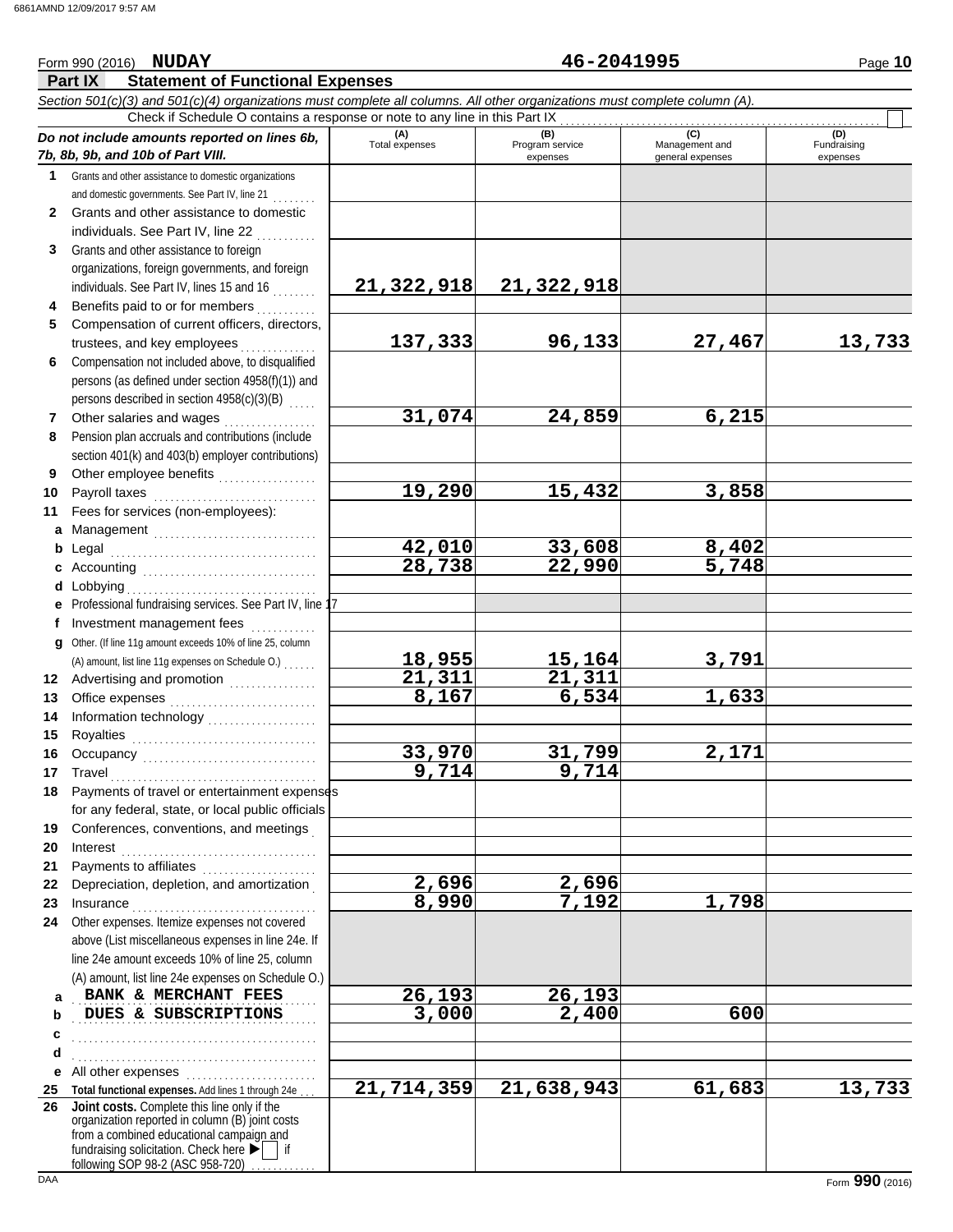Form 990 (2016) **NUDAY** **46-2041995** Page **10**

## Part IX Statement of Functional Expenses

*Section 501(c)(3) and 501(c)(4) organizations must complete all columns. All other organizations must complete column (A).*

Check if Schedule O contains a response or note to any line in this Part IX ☐

| *Do not include amounts reported on lines 6b, 7b, 8b, 9b, and 10b of Part VIII.* | (A) Total expenses | (B) Program service expenses | (C) Management and general expenses | (D) Fundraising expenses |
|---|---|---|---|---|
| **1** Grants and other assistance to domestic organizations and domestic governments. See Part IV, line 21 | | | | |
| **2** Grants and other assistance to domestic individuals. See Part IV, line 22 | | | | |
| **3** Grants and other assistance to foreign organizations, foreign governments, and foreign individuals. See Part IV, lines 15 and 16 | 21,322,918 | 21,322,918 | | |
| **4** Benefits paid to or for members | | | | |
| **5** Compensation of current officers, directors, trustees, and key employees | 137,333 | 96,133 | 27,467 | 13,733 |
| **6** Compensation not included above, to disqualified persons (as defined under section 4958(f)(1)) and persons described in section 4958(c)(3)(B) | | | | |
| **7** Other salaries and wages | 31,074 | 24,859 | 6,215 | |
| **8** Pension plan accruals and contributions (include section 401(k) and 403(b) employer contributions) | | | | |
| **9** Other employee benefits | | | | |
| **10** Payroll taxes | 19,290 | 15,432 | 3,858 | |
| **11** Fees for services (non-employees): | | | | |
| **a** Management | | | | |
| **b** Legal | 42,010 | 33,608 | 8,402 | |
| **c** Accounting | 28,738 | 22,990 | 5,748 | |
| **d** Lobbying | | | | |
| **e** Professional fundraising services. See Part IV, line 17 | | | | |
| **f** Investment management fees | | | | |
| **g** Other. (If line 11g amount exceeds 10% of line 25, column (A) amount, list line 11g expenses on Schedule O.) | 18,955 | 15,164 | 3,791 | |
| **12** Advertising and promotion | 21,311 | 21,311 | | |
| **13** Office expenses | 8,167 | 6,534 | 1,633 | |
| **14** Information technology | | | | |
| **15** Royalties | | | | |
| **16** Occupancy | 33,970 | 31,799 | 2,171 | |
| **17** Travel | 9,714 | 9,714 | | |
| **18** Payments of travel or entertainment expenses for any federal, state, or local public officials | | | | |
| **19** Conferences, conventions, and meetings | | | | |
| **20** Interest | | | | |
| **21** Payments to affiliates | | | | |
| **22** Depreciation, depletion, and amortization | 2,696 | 2,696 | | |
| **23** Insurance | 8,990 | 7,192 | 1,798 | |
| **24** Other expenses. Itemize expenses not covered above (List miscellaneous expenses in line 24e. If line 24e amount exceeds 10% of line 25, column (A) amount, list line 24e expenses on Schedule O.) | | | | |
| **a** BANK & MERCHANT FEES | 26,193 | 26,193 | | |
| **b** DUES & SUBSCRIPTIONS | 3,000 | 2,400 | 600 | |
| **c** | | | | |
| **d** | | | | |
| **e** All other expenses | | | | |
| **25 Total functional expenses.** Add lines 1 through 24e | 21,714,359 | 21,638,943 | 61,683 | 13,733 |
| **26 Joint costs.** Complete this line only if the organization reported in column (B) joint costs from a combined educational campaign and fundraising solicitation. Check here ▶ ☐ if following SOP 98-2 (ASC 958-720) | | | | |

Form **990** (2016)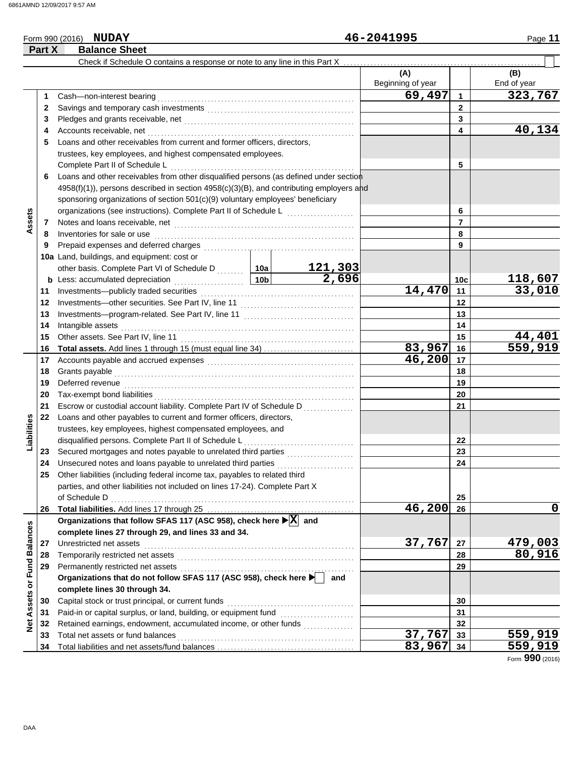Form 990 (2016) **NUDAY** 46-2041995 Page **11**

## Part X Balance Sheet

Check if Schedule O contains a response or note to any line in this Part X ☐

| Section | Line | Description | | | (A) Beginning of year | | (B) End of year |
|---|---|---|---|---|---|---|---|
| Assets | 1 | Cash—non-interest bearing | | | 69,497 | 1 | 323,767 |
| | 2 | Savings and temporary cash investments | | | | 2 | |
| | 3 | Pledges and grants receivable, net | | | | 3 | |
| | 4 | Accounts receivable, net | | | | 4 | 40,134 |
| | 5 | Loans and other receivables from current and former officers, directors, trustees, key employees, and highest compensated employees. Complete Part II of Schedule L | | | | 5 | |
| | 6 | Loans and other receivables from other disqualified persons (as defined under section 4958(f)(1)), persons described in section 4958(c)(3)(B), and contributing employers and sponsoring organizations of section 501(c)(9) voluntary employees' beneficiary organizations (see instructions). Complete Part II of Schedule L | | | | 6 | |
| | 7 | Notes and loans receivable, net | | | | 7 | |
| | 8 | Inventories for sale or use | | | | 8 | |
| | 9 | Prepaid expenses and deferred charges | | | | 9 | |
| | 10a | Land, buildings, and equipment: cost or other basis. Complete Part VI of Schedule D | 10a | 121,303 | | | |
| | b | Less: accumulated depreciation | 10b | 2,696 | | 10c | 118,607 |
| | 11 | Investments—publicly traded securities | | | 14,470 | 11 | 33,010 |
| | 12 | Investments—other securities. See Part IV, line 11 | | | | 12 | |
| | 13 | Investments—program-related. See Part IV, line 11 | | | | 13 | |
| | 14 | Intangible assets | | | | 14 | |
| | 15 | Other assets. See Part IV, line 11 | | | | 15 | 44,401 |
| | 16 | **Total assets.** Add lines 1 through 15 (must equal line 34) | | | 83,967 | 16 | 559,919 |
| Liabilities | 17 | Accounts payable and accrued expenses | | | 46,200 | 17 | |
| | 18 | Grants payable | | | | 18 | |
| | 19 | Deferred revenue | | | | 19 | |
| | 20 | Tax-exempt bond liabilities | | | | 20 | |
| | 21 | Escrow or custodial account liability. Complete Part IV of Schedule D | | | | 21 | |
| | 22 | Loans and other payables to current and former officers, directors, trustees, key employees, highest compensated employees, and disqualified persons. Complete Part II of Schedule L | | | | 22 | |
| | 23 | Secured mortgages and notes payable to unrelated third parties | | | | 23 | |
| | 24 | Unsecured notes and loans payable to unrelated third parties | | | | 24 | |
| | 25 | Other liabilities (including federal income tax, payables to related third parties, and other liabilities not included on lines 17-24). Complete Part X of Schedule D | | | | 25 | |
| | 26 | **Total liabilities.** Add lines 17 through 25 | | | 46,200 | 26 | 0 |
| Net Assets or Fund Balances | | **Organizations that follow SFAS 117 (ASC 958), check here ▶ X and complete lines 27 through 29, and lines 33 and 34.** | | | | | |
| | 27 | Unrestricted net assets | | | 37,767 | 27 | 479,003 |
| | 28 | Temporarily restricted net assets | | | | 28 | 80,916 |
| | 29 | Permanently restricted net assets | | | | 29 | |
| | | **Organizations that do not follow SFAS 117 (ASC 958), check here ▶ ☐ and complete lines 30 through 34.** | | | | | |
| | 30 | Capital stock or trust principal, or current funds | | | | 30 | |
| | 31 | Paid-in or capital surplus, or land, building, or equipment fund | | | | 31 | |
| | 32 | Retained earnings, endowment, accumulated income, or other funds | | | | 32 | |
| | 33 | Total net assets or fund balances | | | 37,767 | 33 | 559,919 |
| | 34 | Total liabilities and net assets/fund balances | | | 83,967 | 34 | 559,919 |

Form **990** (2016)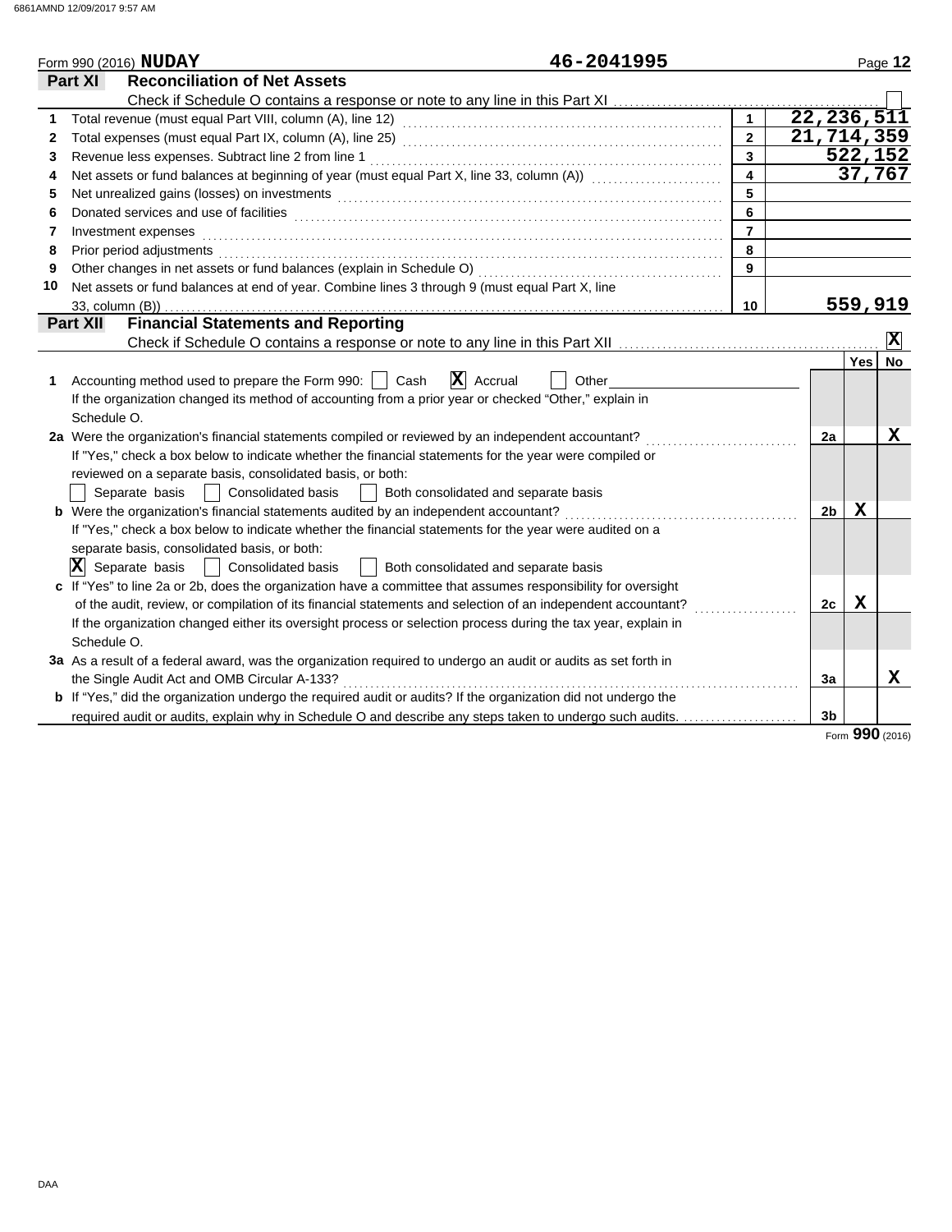Form 990 (2016) **NUDAY** 46-2041995

## Part XI Reconciliation of Net Assets

Check if Schedule O contains a response or note to any line in this Part XI [ ]

| | | | |
|---|---|---|---|
| 1 | Total revenue (must equal Part VIII, column (A), line 12) | 1 | 22,236,511 |
| 2 | Total expenses (must equal Part IX, column (A), line 25) | 2 | 21,714,359 |
| 3 | Revenue less expenses. Subtract line 2 from line 1 | 3 | 522,152 |
| 4 | Net assets or fund balances at beginning of year (must equal Part X, line 33, column (A)) | 4 | 37,767 |
| 5 | Net unrealized gains (losses) on investments | 5 | |
| 6 | Donated services and use of facilities | 6 | |
| 7 | Investment expenses | 7 | |
| 8 | Prior period adjustments | 8 | |
| 9 | Other changes in net assets or fund balances (explain in Schedule O) | 9 | |
| 10 | Net assets or fund balances at end of year. Combine lines 3 through 9 (must equal Part X, line 33, column (B)) | 10 | 559,919 |

## Part XII Financial Statements and Reporting

Check if Schedule O contains a response or note to any line in this Part XII [X]

| | | | Yes | No |
|---|---|---|---|---|
| 1 | Accounting method used to prepare the Form 990: [ ] Cash [X] Accrual [ ] Other<br>If the organization changed its method of accounting from a prior year or checked "Other," explain in Schedule O. | | | |
| 2a | Were the organization's financial statements compiled or reviewed by an independent accountant?<br>If "Yes," check a box below to indicate whether the financial statements for the year were compiled or reviewed on a separate basis, consolidated basis, or both:<br>[ ] Separate basis [ ] Consolidated basis [ ] Both consolidated and separate basis | 2a | | X |
| b | Were the organization's financial statements audited by an independent accountant?<br>If "Yes," check a box below to indicate whether the financial statements for the year were audited on a separate basis, consolidated basis, or both:<br>[X] Separate basis [ ] Consolidated basis [ ] Both consolidated and separate basis | 2b | X | |
| c | If "Yes" to line 2a or 2b, does the organization have a committee that assumes responsibility for oversight of the audit, review, or compilation of its financial statements and selection of an independent accountant?<br>If the organization changed either its oversight process or selection process during the tax year, explain in Schedule O. | 2c | X | |
| 3a | As a result of a federal award, was the organization required to undergo an audit or audits as set forth in the Single Audit Act and OMB Circular A-133? | 3a | | X |
| b | If "Yes," did the organization undergo the required audit or audits? If the organization did not undergo the required audit or audits, explain why in Schedule O and describe any steps taken to undergo such audits. | 3b | | |

Form **990** (2016)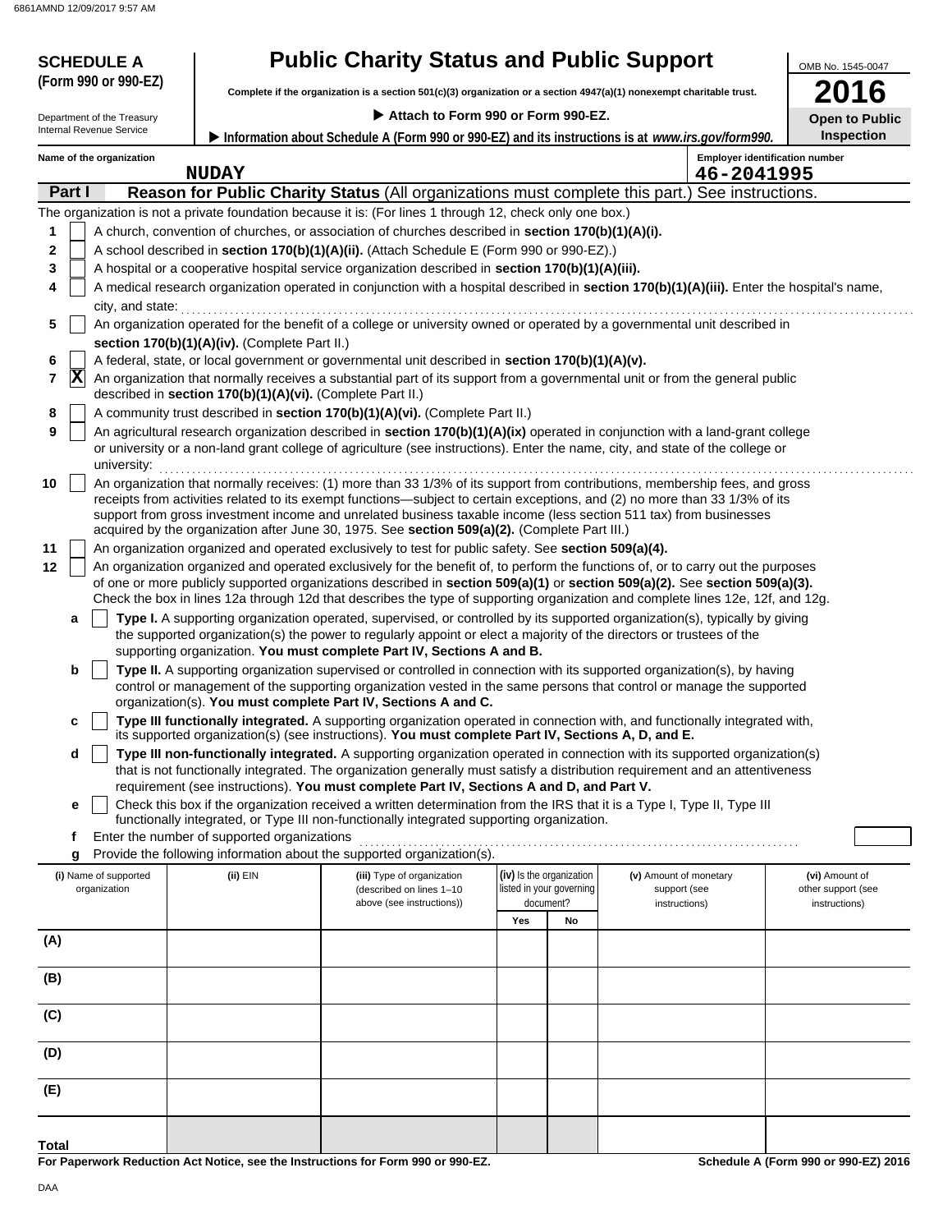**SCHEDULE A (Form 990 or 990-EZ)**

Department of the Treasury
Internal Revenue Service

# Public Charity Status and Public Support

**Complete if the organization is a section 501(c)(3) organization or a section 4947(a)(1) nonexempt charitable trust.**

▶ **Attach to Form 990 or Form 990-EZ.**

▶ **Information about Schedule A (Form 990 or 990-EZ) and its instructions is at** ***www.irs.gov/form990.***

OMB No. 1545-0047

**2016**

**Open to Public Inspection**

Name of the organization: **NUDAY**

Employer identification number: **46-2041995**

## Part I — Reason for Public Charity Status (All organizations must complete this part.) See instructions.

The organization is not a private foundation because it is: (For lines 1 through 12, check only one box.)

1 [ ] A church, convention of churches, or association of churches described in **section 170(b)(1)(A)(i).**

2 [ ] A school described in **section 170(b)(1)(A)(ii).** (Attach Schedule E (Form 990 or 990-EZ).)

3 [ ] A hospital or a cooperative hospital service organization described in **section 170(b)(1)(A)(iii).**

4 [ ] A medical research organization operated in conjunction with a hospital described in **section 170(b)(1)(A)(iii).** Enter the hospital's name, city, and state:

5 [ ] An organization operated for the benefit of a college or university owned or operated by a governmental unit described in **section 170(b)(1)(A)(iv).** (Complete Part II.)

6 [ ] A federal, state, or local government or governmental unit described in **section 170(b)(1)(A)(v).**

7 [X] An organization that normally receives a substantial part of its support from a governmental unit or from the general public described in **section 170(b)(1)(A)(vi).** (Complete Part II.)

8 [ ] A community trust described in **section 170(b)(1)(A)(vi).** (Complete Part II.)

9 [ ] An agricultural research organization described in **section 170(b)(1)(A)(ix)** operated in conjunction with a land-grant college or university or a non-land grant college of agriculture (see instructions). Enter the name, city, and state of the college or university:

10 [ ] An organization that normally receives: (1) more than 33 1/3% of its support from contributions, membership fees, and gross receipts from activities related to its exempt functions—subject to certain exceptions, and (2) no more than 33 1/3% of its support from gross investment income and unrelated business taxable income (less section 511 tax) from businesses acquired by the organization after June 30, 1975. See **section 509(a)(2).** (Complete Part III.)

11 [ ] An organization organized and operated exclusively to test for public safety. See **section 509(a)(4).**

12 [ ] An organization organized and operated exclusively for the benefit of, to perform the functions of, or to carry out the purposes of one or more publicly supported organizations described in **section 509(a)(1)** or **section 509(a)(2).** See **section 509(a)(3).** Check the box in lines 12a through 12d that describes the type of supporting organization and complete lines 12e, 12f, and 12g.

a [ ] **Type I.** A supporting organization operated, supervised, or controlled by its supported organization(s), typically by giving the supported organization(s) the power to regularly appoint or elect a majority of the directors or trustees of the supporting organization. **You must complete Part IV, Sections A and B.**

b [ ] **Type II.** A supporting organization supervised or controlled in connection with its supported organization(s), by having control or management of the supporting organization vested in the same persons that control or manage the supported organization(s). **You must complete Part IV, Sections A and C.**

c [ ] **Type III functionally integrated.** A supporting organization operated in connection with, and functionally integrated with, its supported organization(s) (see instructions). **You must complete Part IV, Sections A, D, and E.**

d [ ] **Type III non-functionally integrated.** A supporting organization operated in connection with its supported organization(s) that is not functionally integrated. The organization generally must satisfy a distribution requirement and an attentiveness requirement (see instructions). **You must complete Part IV, Sections A and D, and Part V.**

e [ ] Check this box if the organization received a written determination from the IRS that it is a Type I, Type II, Type III functionally integrated, or Type III non-functionally integrated supporting organization.

f Enter the number of supported organizations

g Provide the following information about the supported organization(s).

| (i) Name of supported organization | (ii) EIN | (iii) Type of organization (described on lines 1–10 above (see instructions)) | (iv) Is the organization listed in your governing document? | | (v) Amount of monetary support (see instructions) | (vi) Amount of other support (see instructions) |
|---|---|---|---|---|---|---|
| | | | Yes | No | | |
| (A) | | | | | | |
| (B) | | | | | | |
| (C) | | | | | | |
| (D) | | | | | | |
| (E) | | | | | | |
| Total | | | | | | |

**For Paperwork Reduction Act Notice, see the Instructions for Form 990 or 990-EZ.**

**Schedule A (Form 990 or 990-EZ) 2016**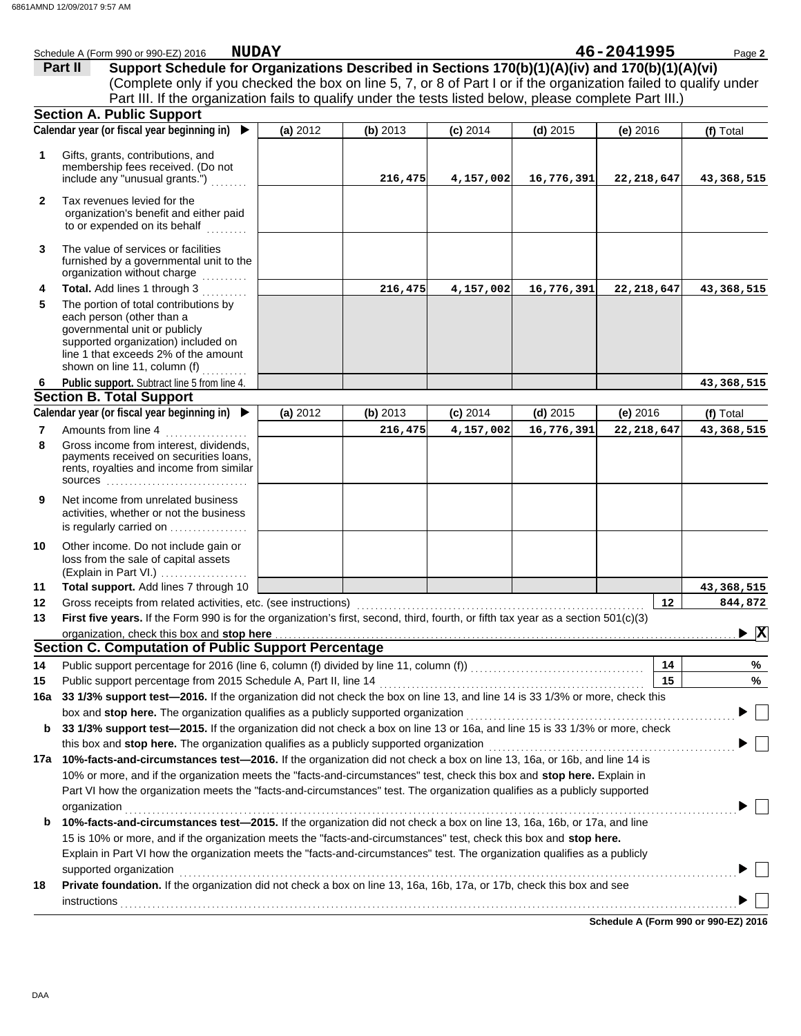Schedule A (Form 990 or 990-EZ) 2016 **NUDAY** **46-2041995**

**Part II** **Support Schedule for Organizations Described in Sections 170(b)(1)(A)(iv) and 170(b)(1)(A)(vi)**
(Complete only if you checked the box on line 5, 7, or 8 of Part I or if the organization failed to qualify under Part III. If the organization fails to qualify under the tests listed below, please complete Part III.)

## Section A. Public Support

| Calendar year (or fiscal year beginning in) ▶ | (a) 2012 | (b) 2013 | (c) 2014 | (d) 2015 | (e) 2016 | (f) Total |
|---|---|---|---|---|---|---|
| 1 Gifts, grants, contributions, and membership fees received. (Do not include any "unusual grants.") | | 216,475 | 4,157,002 | 16,776,391 | 22,218,647 | 43,368,515 |
| 2 Tax revenues levied for the organization's benefit and either paid to or expended on its behalf | | | | | | |
| 3 The value of services or facilities furnished by a governmental unit to the organization without charge | | | | | | |
| 4 **Total.** Add lines 1 through 3 | | 216,475 | 4,157,002 | 16,776,391 | 22,218,647 | 43,368,515 |
| 5 The portion of total contributions by each person (other than a governmental unit or publicly supported organization) included on line 1 that exceeds 2% of the amount shown on line 11, column (f) | | | | | | |
| 6 **Public support.** Subtract line 5 from line 4. | | | | | | 43,368,515 |

## Section B. Total Support

| Calendar year (or fiscal year beginning in) ▶ | (a) 2012 | (b) 2013 | (c) 2014 | (d) 2015 | (e) 2016 | (f) Total |
|---|---|---|---|---|---|---|
| 7 Amounts from line 4 | | 216,475 | 4,157,002 | 16,776,391 | 22,218,647 | 43,368,515 |
| 8 Gross income from interest, dividends, payments received on securities loans, rents, royalties and income from similar sources | | | | | | |
| 9 Net income from unrelated business activities, whether or not the business is regularly carried on | | | | | | |
| 10 Other income. Do not include gain or loss from the sale of capital assets (Explain in Part VI.) | | | | | | |
| 11 **Total support.** Add lines 7 through 10 | | | | | | 43,368,515 |

12 Gross receipts from related activities, etc. (see instructions) **12** 844,872

13 **First five years.** If the Form 990 is for the organization's first, second, third, fourth, or fifth tax year as a section 501(c)(3) organization, check this box and **stop here** ▶ [X]

## Section C. Computation of Public Support Percentage

14 Public support percentage for 2016 (line 6, column (f) divided by line 11, column (f)) **14** %

15 Public support percentage from 2015 Schedule A, Part II, line 14 **15** %

16a **33 1/3% support test—2016.** If the organization did not check the box on line 13, and line 14 is 33 1/3% or more, check this box and **stop here.** The organization qualifies as a publicly supported organization ▶ [ ]

b **33 1/3% support test—2015.** If the organization did not check a box on line 13 or 16a, and line 15 is 33 1/3% or more, check this box and **stop here.** The organization qualifies as a publicly supported organization ▶ [ ]

17a **10%-facts-and-circumstances test—2016.** If the organization did not check a box on line 13, 16a, or 16b, and line 14 is 10% or more, and if the organization meets the "facts-and-circumstances" test, check this box and **stop here.** Explain in Part VI how the organization meets the "facts-and-circumstances" test. The organization qualifies as a publicly supported organization ▶ [ ]

b **10%-facts-and-circumstances test—2015.** If the organization did not check a box on line 13, 16a, 16b, or 17a, and line 15 is 10% or more, and if the organization meets the "facts-and-circumstances" test, check this box and **stop here.** Explain in Part VI how the organization meets the "facts-and-circumstances" test. The organization qualifies as a publicly supported organization ▶ [ ]

18 **Private foundation.** If the organization did not check a box on line 13, 16a, 16b, 17a, or 17b, check this box and see instructions ▶ [ ]

**Schedule A (Form 990 or 990-EZ) 2016**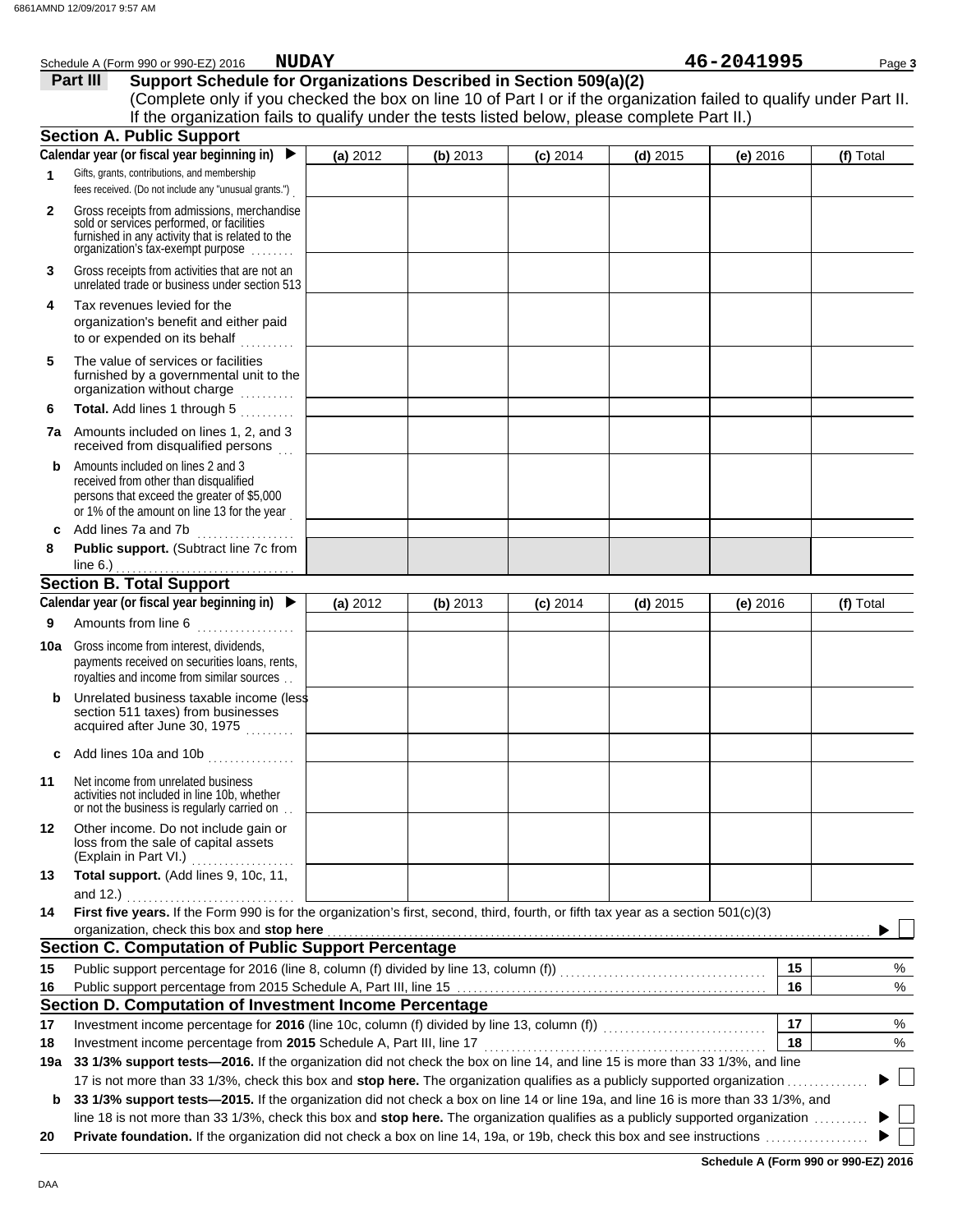Schedule A (Form 990 or 990-EZ) 2016 **NUDAY** **46-2041995**

## Part III Support Schedule for Organizations Described in Section 509(a)(2)

(Complete only if you checked the box on line 10 of Part I or if the organization failed to qualify under Part II. If the organization fails to qualify under the tests listed below, please complete Part II.)

### Section A. Public Support

| | Calendar year (or fiscal year beginning in) ▶ | (a) 2012 | (b) 2013 | (c) 2014 | (d) 2015 | (e) 2016 | (f) Total |
|---|---|---|---|---|---|---|---|
| 1 | Gifts, grants, contributions, and membership fees received. (Do not include any "unusual grants.") | | | | | | |
| 2 | Gross receipts from admissions, merchandise sold or services performed, or facilities furnished in any activity that is related to the organization's tax-exempt purpose | | | | | | |
| 3 | Gross receipts from activities that are not an unrelated trade or business under section 513 | | | | | | |
| 4 | Tax revenues levied for the organization's benefit and either paid to or expended on its behalf | | | | | | |
| 5 | The value of services or facilities furnished by a governmental unit to the organization without charge | | | | | | |
| 6 | **Total.** Add lines 1 through 5 | | | | | | |
| 7a | Amounts included on lines 1, 2, and 3 received from disqualified persons | | | | | | |
| b | Amounts included on lines 2 and 3 received from other than disqualified persons that exceed the greater of $5,000 or 1% of the amount on line 13 for the year | | | | | | |
| c | Add lines 7a and 7b | | | | | | |
| 8 | **Public support.** (Subtract line 7c from line 6.) | | | | | | |

### Section B. Total Support

| | Calendar year (or fiscal year beginning in) ▶ | (a) 2012 | (b) 2013 | (c) 2014 | (d) 2015 | (e) 2016 | (f) Total |
|---|---|---|---|---|---|---|---|
| 9 | Amounts from line 6 | | | | | | |
| 10a | Gross income from interest, dividends, payments received on securities loans, rents, royalties and income from similar sources | | | | | | |
| b | Unrelated business taxable income (less section 511 taxes) from businesses acquired after June 30, 1975 | | | | | | |
| c | Add lines 10a and 10b | | | | | | |
| 11 | Net income from unrelated business activities not included in line 10b, whether or not the business is regularly carried on | | | | | | |
| 12 | Other income. Do not include gain or loss from the sale of capital assets (Explain in Part VI.) | | | | | | |
| 13 | **Total support.** (Add lines 9, 10c, 11, and 12.) | | | | | | |

**14** **First five years.** If the Form 990 is for the organization's first, second, third, fourth, or fifth tax year as a section 501(c)(3) organization, check this box and **stop here** ▶ ☐

### Section C. Computation of Public Support Percentage

| | | | |
|---|---|---|---|
| 15 | Public support percentage for 2016 (line 8, column (f) divided by line 13, column (f)) | 15 | % |
| 16 | Public support percentage from 2015 Schedule A, Part III, line 15 | 16 | % |

### Section D. Computation of Investment Income Percentage

| | | | |
|---|---|---|---|
| 17 | Investment income percentage for **2016** (line 10c, column (f) divided by line 13, column (f)) | 17 | % |
| 18 | Investment income percentage from **2015** Schedule A, Part III, line 17 | 18 | % |

**19a** **33 1/3% support tests—2016.** If the organization did not check the box on line 14, and line 15 is more than 33 1/3%, and line 17 is not more than 33 1/3%, check this box and **stop here.** The organization qualifies as a publicly supported organization ▶ ☐

**b** **33 1/3% support tests—2015.** If the organization did not check a box on line 14 or line 19a, and line 16 is more than 33 1/3%, and line 18 is not more than 33 1/3%, check this box and **stop here.** The organization qualifies as a publicly supported organization ▶ ☐

**20** **Private foundation.** If the organization did not check a box on line 14, 19a, or 19b, check this box and see instructions ▶ ☐

**Schedule A (Form 990 or 990-EZ) 2016**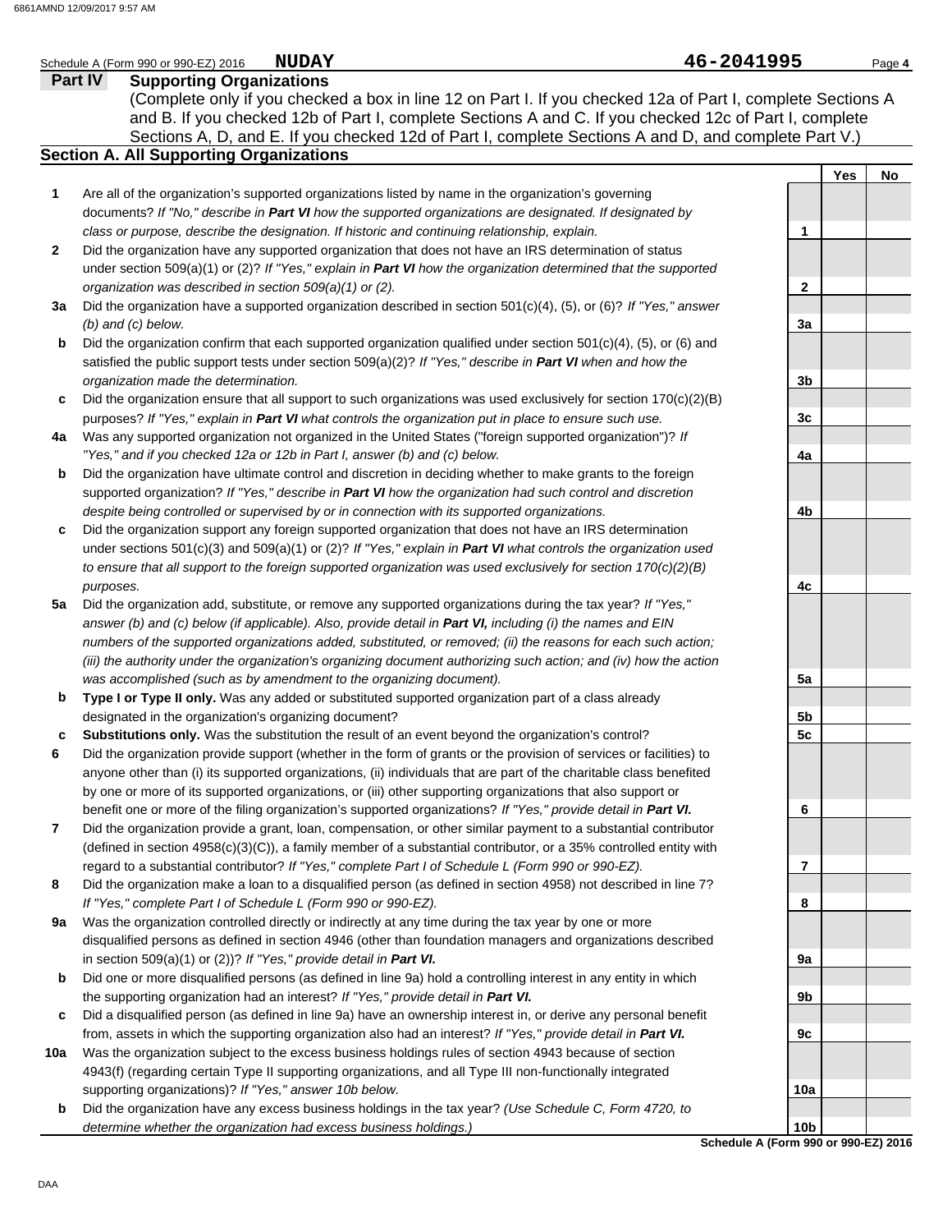Schedule A (Form 990 or 990-EZ) 2016 **NUDAY** **46-2041995**

## Part IV Supporting Organizations

(Complete only if you checked a box in line 12 on Part I. If you checked 12a of Part I, complete Sections A and B. If you checked 12b of Part I, complete Sections A and C. If you checked 12c of Part I, complete Sections A, D, and E. If you checked 12d of Part I, complete Sections A and D, and complete Part V.)

### Section A. All Supporting Organizations

| | | | Yes | No |
|---|---|---|---|---|
| **1** | Are all of the organization's supported organizations listed by name in the organization's governing documents? *If "No," describe in **Part VI** how the supported organizations are designated. If designated by class or purpose, describe the designation. If historic and continuing relationship, explain.* | 1 | | |
| **2** | Did the organization have any supported organization that does not have an IRS determination of status under section 509(a)(1) or (2)? *If "Yes," explain in **Part VI** how the organization determined that the supported organization was described in section 509(a)(1) or (2).* | 2 | | |
| **3a** | Did the organization have a supported organization described in section 501(c)(4), (5), or (6)? *If "Yes," answer (b) and (c) below.* | 3a | | |
| **b** | Did the organization confirm that each supported organization qualified under section 501(c)(4), (5), or (6) and satisfied the public support tests under section 509(a)(2)? *If "Yes," describe in **Part VI** when and how the organization made the determination.* | 3b | | |
| **c** | Did the organization ensure that all support to such organizations was used exclusively for section 170(c)(2)(B) purposes? *If "Yes," explain in **Part VI** what controls the organization put in place to ensure such use.* | 3c | | |
| **4a** | Was any supported organization not organized in the United States ("foreign supported organization")? *If "Yes," and if you checked 12a or 12b in Part I, answer (b) and (c) below.* | 4a | | |
| **b** | Did the organization have ultimate control and discretion in deciding whether to make grants to the foreign supported organization? *If "Yes," describe in **Part VI** how the organization had such control and discretion despite being controlled or supervised by or in connection with its supported organizations.* | 4b | | |
| **c** | Did the organization support any foreign supported organization that does not have an IRS determination under sections 501(c)(3) and 509(a)(1) or (2)? *If "Yes," explain in **Part VI** what controls the organization used to ensure that all support to the foreign supported organization was used exclusively for section 170(c)(2)(B) purposes.* | 4c | | |
| **5a** | Did the organization add, substitute, or remove any supported organizations during the tax year? *If "Yes," answer (b) and (c) below (if applicable). Also, provide detail in **Part VI,** including (i) the names and EIN numbers of the supported organizations added, substituted, or removed; (ii) the reasons for each such action; (iii) the authority under the organization's organizing document authorizing such action; and (iv) how the action was accomplished (such as by amendment to the organizing document).* | 5a | | |
| **b** | **Type I or Type II only.** Was any added or substituted supported organization part of a class already designated in the organization's organizing document? | 5b | | |
| **c** | **Substitutions only.** Was the substitution the result of an event beyond the organization's control? | 5c | | |
| **6** | Did the organization provide support (whether in the form of grants or the provision of services or facilities) to anyone other than (i) its supported organizations, (ii) individuals that are part of the charitable class benefited by one or more of its supported organizations, or (iii) other supporting organizations that also support or benefit one or more of the filing organization's supported organizations? *If "Yes," provide detail in **Part VI.*** | 6 | | |
| **7** | Did the organization provide a grant, loan, compensation, or other similar payment to a substantial contributor (defined in section 4958(c)(3)(C)), a family member of a substantial contributor, or a 35% controlled entity with regard to a substantial contributor? *If "Yes," complete Part I of Schedule L (Form 990 or 990-EZ).* | 7 | | |
| **8** | Did the organization make a loan to a disqualified person (as defined in section 4958) not described in line 7? *If "Yes," complete Part I of Schedule L (Form 990 or 990-EZ).* | 8 | | |
| **9a** | Was the organization controlled directly or indirectly at any time during the tax year by one or more disqualified persons as defined in section 4946 (other than foundation managers and organizations described in section 509(a)(1) or (2))? *If "Yes," provide detail in **Part VI.*** | 9a | | |
| **b** | Did one or more disqualified persons (as defined in line 9a) hold a controlling interest in any entity in which the supporting organization had an interest? *If "Yes," provide detail in **Part VI.*** | 9b | | |
| **c** | Did a disqualified person (as defined in line 9a) have an ownership interest in, or derive any personal benefit from, assets in which the supporting organization also had an interest? *If "Yes," provide detail in **Part VI.*** | 9c | | |
| **10a** | Was the organization subject to the excess business holdings rules of section 4943 because of section 4943(f) (regarding certain Type II supporting organizations, and all Type III non-functionally integrated supporting organizations)? *If "Yes," answer 10b below.* | 10a | | |
| **b** | Did the organization have any excess business holdings in the tax year? *(Use Schedule C, Form 4720, to determine whether the organization had excess business holdings.)* | 10b | | |

**Schedule A (Form 990 or 990-EZ) 2016**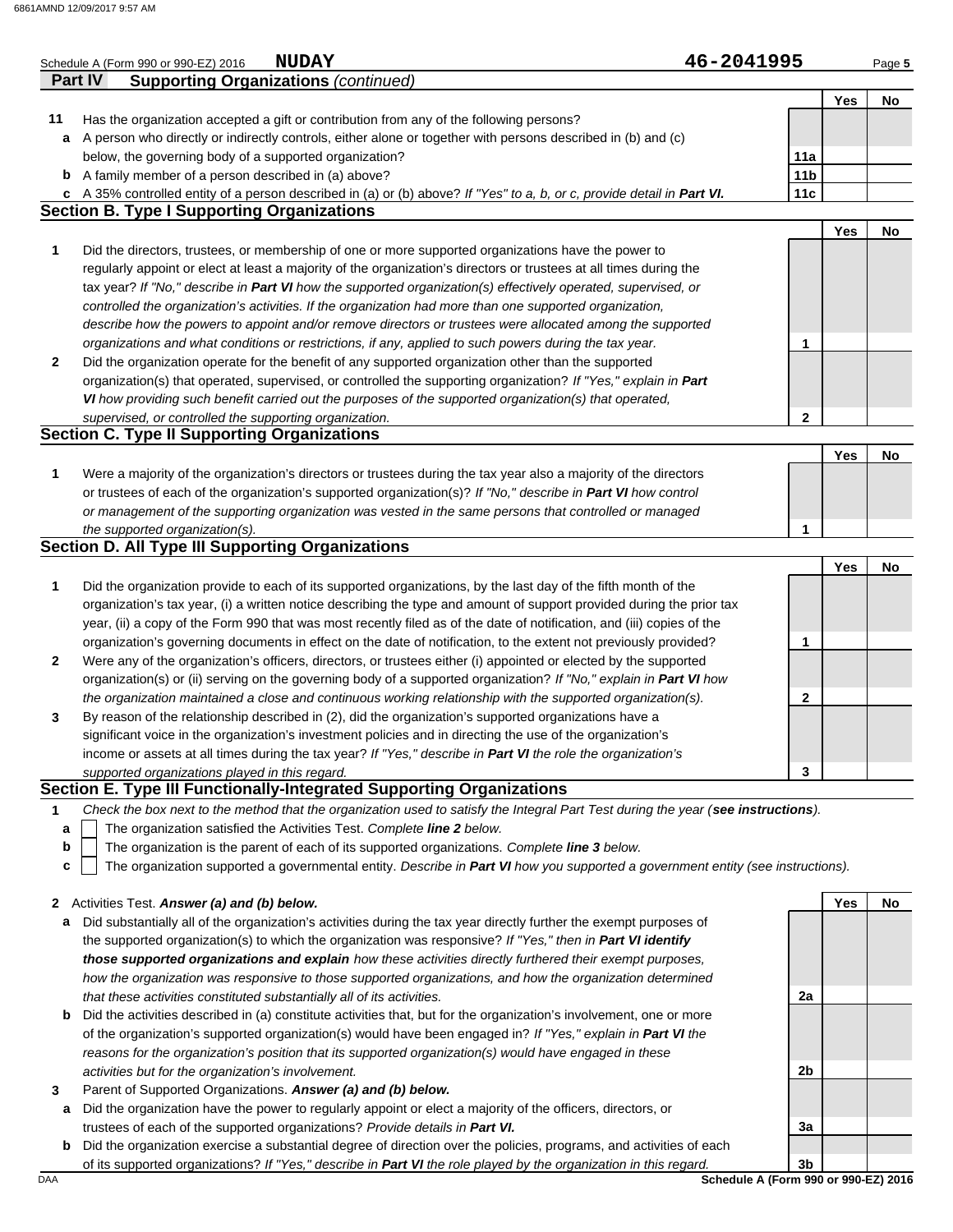Schedule A (Form 990 or 990-EZ) 2016 **NUDAY** 46-2041995

## Part IV Supporting Organizations *(continued)*

| | | | Yes | No |
|---|---|---|---|---|
| **11** | Has the organization accepted a gift or contribution from any of the following persons? | | | |
| **a** | A person who directly or indirectly controls, either alone or together with persons described in (b) and (c) below, the governing body of a supported organization? | **11a** | | |
| **b** | A family member of a person described in (a) above? | **11b** | | |
| **c** | A 35% controlled entity of a person described in (a) or (b) above? *If "Yes" to a, b, or c, provide detail in **Part VI.*** | **11c** | | |

### Section B. Type I Supporting Organizations

| | | | Yes | No |
|---|---|---|---|---|
| **1** | Did the directors, trustees, or membership of one or more supported organizations have the power to regularly appoint or elect at least a majority of the organization's directors or trustees at all times during the tax year? *If "No," describe in **Part VI** how the supported organization(s) effectively operated, supervised, or controlled the organization's activities. If the organization had more than one supported organization, describe how the powers to appoint and/or remove directors or trustees were allocated among the supported organizations and what conditions or restrictions, if any, applied to such powers during the tax year.* | **1** | | |
| **2** | Did the organization operate for the benefit of any supported organization other than the supported organization(s) that operated, supervised, or controlled the supporting organization? *If "Yes," explain in **Part VI** how providing such benefit carried out the purposes of the supported organization(s) that operated, supervised, or controlled the supporting organization.* | **2** | | |

### Section C. Type II Supporting Organizations

| | | | Yes | No |
|---|---|---|---|---|
| **1** | Were a majority of the organization's directors or trustees during the tax year also a majority of the directors or trustees of each of the organization's supported organization(s)? *If "No," describe in **Part VI** how control or management of the supporting organization was vested in the same persons that controlled or managed the supported organization(s).* | **1** | | |

### Section D. All Type III Supporting Organizations

| | | | Yes | No |
|---|---|---|---|---|
| **1** | Did the organization provide to each of its supported organizations, by the last day of the fifth month of the organization's tax year, (i) a written notice describing the type and amount of support provided during the prior tax year, (ii) a copy of the Form 990 that was most recently filed as of the date of notification, and (iii) copies of the organization's governing documents in effect on the date of notification, to the extent not previously provided? | **1** | | |
| **2** | Were any of the organization's officers, directors, or trustees either (i) appointed or elected by the supported organization(s) or (ii) serving on the governing body of a supported organization? *If "No," explain in **Part VI** how the organization maintained a close and continuous working relationship with the supported organization(s).* | **2** | | |
| **3** | By reason of the relationship described in (2), did the organization's supported organizations have a significant voice in the organization's investment policies and in directing the use of the organization's income or assets at all times during the tax year? *If "Yes," describe in **Part VI** the role the organization's supported organizations played in this regard.* | **3** | | |

### Section E. Type III Functionally-Integrated Supporting Organizations

**1** *Check the box next to the method that the organization used to satisfy the Integral Part Test during the year (**see instructions**).*

- **a** ☐ The organization satisfied the Activities Test. *Complete **line 2** below.*
- **b** ☐ The organization is the parent of each of its supported organizations. *Complete **line 3** below.*
- **c** ☐ The organization supported a governmental entity. *Describe in **Part VI** how you supported a government entity (see instructions).*

| | | | Yes | No |
|---|---|---|---|---|
| **2** | Activities Test. ***Answer (a) and (b) below.*** | | | |
| **a** | Did substantially all of the organization's activities during the tax year directly further the exempt purposes of the supported organization(s) to which the organization was responsive? *If "Yes," then in **Part VI identify those supported organizations and explain** how these activities directly furthered their exempt purposes, how the organization was responsive to those supported organizations, and how the organization determined that these activities constituted substantially all of its activities.* | **2a** | | |
| **b** | Did the activities described in (a) constitute activities that, but for the organization's involvement, one or more of the organization's supported organization(s) would have been engaged in? *If "Yes," explain in **Part VI** the reasons for the organization's position that its supported organization(s) would have engaged in these activities but for the organization's involvement.* | **2b** | | |
| **3** | Parent of Supported Organizations. ***Answer (a) and (b) below.*** | | | |
| **a** | Did the organization have the power to regularly appoint or elect a majority of the officers, directors, or trustees of each of the supported organizations? *Provide details in **Part VI.*** | **3a** | | |
| **b** | Did the organization exercise a substantial degree of direction over the policies, programs, and activities of each of its supported organizations? *If "Yes," describe in **Part VI** the role played by the organization in this regard.* | **3b** | | |

DAA **Schedule A (Form 990 or 990-EZ) 2016**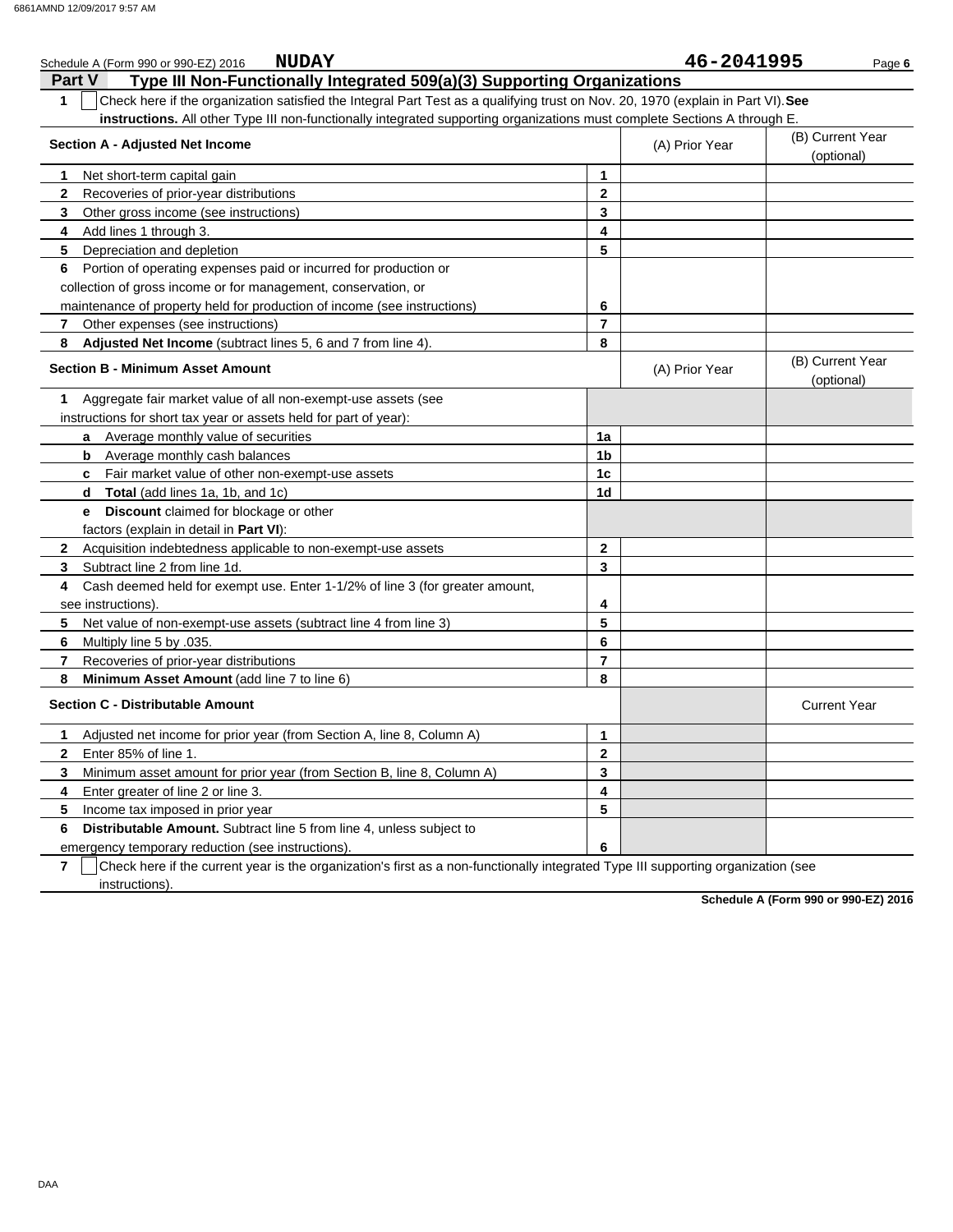Schedule A (Form 990 or 990-EZ) 2016 **NUDAY** **46-2041995** Page **6**

## Part V Type III Non-Functionally Integrated 509(a)(3) Supporting Organizations

**1** ☐ Check here if the organization satisfied the Integral Part Test as a qualifying trust on Nov. 20, 1970 (explain in Part VI). **See instructions.** All other Type III non-functionally integrated supporting organizations must complete Sections A through E.

| **Section A - Adjusted Net Income** | | (A) Prior Year | (B) Current Year (optional) |
|---|---|---|---|
| **1** Net short-term capital gain | **1** | | |
| **2** Recoveries of prior-year distributions | **2** | | |
| **3** Other gross income (see instructions) | **3** | | |
| **4** Add lines 1 through 3. | **4** | | |
| **5** Depreciation and depletion | **5** | | |
| **6** Portion of operating expenses paid or incurred for production or collection of gross income or for management, conservation, or maintenance of property held for production of income (see instructions) | **6** | | |
| **7** Other expenses (see instructions) | **7** | | |
| **8** **Adjusted Net Income** (subtract lines 5, 6 and 7 from line 4). | **8** | | |

| **Section B - Minimum Asset Amount** | | (A) Prior Year | (B) Current Year (optional) |
|---|---|---|---|
| **1** Aggregate fair market value of all non-exempt-use assets (see instructions for short tax year or assets held for part of year): | | | |
| **a** Average monthly value of securities | **1a** | | |
| **b** Average monthly cash balances | **1b** | | |
| **c** Fair market value of other non-exempt-use assets | **1c** | | |
| **d** **Total** (add lines 1a, 1b, and 1c) | **1d** | | |
| **e** **Discount** claimed for blockage or other factors (explain in detail in **Part VI**): | | | |
| **2** Acquisition indebtedness applicable to non-exempt-use assets | **2** | | |
| **3** Subtract line 2 from line 1d. | **3** | | |
| **4** Cash deemed held for exempt use. Enter 1-1/2% of line 3 (for greater amount, see instructions). | **4** | | |
| **5** Net value of non-exempt-use assets (subtract line 4 from line 3) | **5** | | |
| **6** Multiply line 5 by .035. | **6** | | |
| **7** Recoveries of prior-year distributions | **7** | | |
| **8** **Minimum Asset Amount** (add line 7 to line 6) | **8** | | |

| **Section C - Distributable Amount** | | | Current Year |
|---|---|---|---|
| **1** Adjusted net income for prior year (from Section A, line 8, Column A) | **1** | | |
| **2** Enter 85% of line 1. | **2** | | |
| **3** Minimum asset amount for prior year (from Section B, line 8, Column A) | **3** | | |
| **4** Enter greater of line 2 or line 3. | **4** | | |
| **5** Income tax imposed in prior year | **5** | | |
| **6** **Distributable Amount.** Subtract line 5 from line 4, unless subject to emergency temporary reduction (see instructions). | **6** | | |

**7** ☐ Check here if the current year is the organization's first as a non-functionally integrated Type III supporting organization (see instructions).

**Schedule A (Form 990 or 990-EZ) 2016**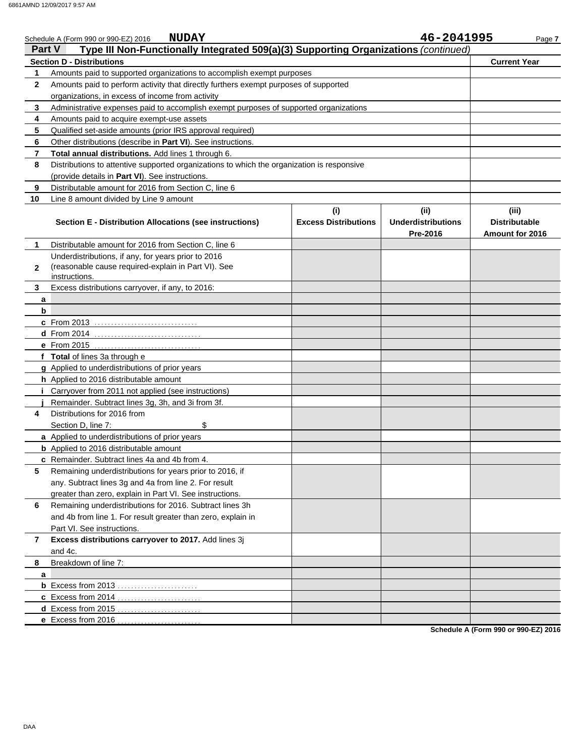Schedule A (Form 990 or 990-EZ) 2016 **NUDAY** **46-2041995**

## Part V Type III Non-Functionally Integrated 509(a)(3) Supporting Organizations *(continued)*

| **Section D - Distributions** | | **Current Year** |
|---|---|---|
| 1 | Amounts paid to supported organizations to accomplish exempt purposes | |
| 2 | Amounts paid to perform activity that directly furthers exempt purposes of supported organizations, in excess of income from activity | |
| 3 | Administrative expenses paid to accomplish exempt purposes of supported organizations | |
| 4 | Amounts paid to acquire exempt-use assets | |
| 5 | Qualified set-aside amounts (prior IRS approval required) | |
| 6 | Other distributions (describe in **Part VI**). See instructions. | |
| 7 | **Total annual distributions.** Add lines 1 through 6. | |
| 8 | Distributions to attentive supported organizations to which the organization is responsive (provide details in **Part VI**). See instructions. | |
| 9 | Distributable amount for 2016 from Section C, line 6 | |
| 10 | Line 8 amount divided by Line 9 amount | |

| | **Section E - Distribution Allocations (see instructions)** | **(i) Excess Distributions** | **(ii) Underdistributions Pre-2016** | **(iii) Distributable Amount for 2016** |
|---|---|---|---|---|
| 1 | Distributable amount for 2016 from Section C, line 6 | | | |
| 2 | Underdistributions, if any, for years prior to 2016 (reasonable cause required-explain in Part VI). See instructions. | | | |
| 3 | Excess distributions carryover, if any, to 2016: | | | |
| a | | | | |
| b | | | | |
| c | From 2013 | | | |
| d | From 2014 | | | |
| e | From 2015 | | | |
| f | **Total** of lines 3a through e | | | |
| g | Applied to underdistributions of prior years | | | |
| h | Applied to 2016 distributable amount | | | |
| i | Carryover from 2011 not applied (see instructions) | | | |
| j | Remainder. Subtract lines 3g, 3h, and 3i from 3f. | | | |
| 4 | Distributions for 2016 from Section D, line 7: $ | | | |
| a | Applied to underdistributions of prior years | | | |
| b | Applied to 2016 distributable amount | | | |
| c | Remainder. Subtract lines 4a and 4b from 4. | | | |
| 5 | Remaining underdistributions for years prior to 2016, if any. Subtract lines 3g and 4a from line 2. For result greater than zero, explain in Part VI. See instructions. | | | |
| 6 | Remaining underdistributions for 2016. Subtract lines 3h and 4b from line 1. For result greater than zero, explain in Part VI. See instructions. | | | |
| 7 | **Excess distributions carryover to 2017.** Add lines 3j and 4c. | | | |
| 8 | Breakdown of line 7: | | | |
| a | | | | |
| b | Excess from 2013 | | | |
| c | Excess from 2014 | | | |
| d | Excess from 2015 | | | |
| e | Excess from 2016 | | | |

**Schedule A (Form 990 or 990-EZ) 2016**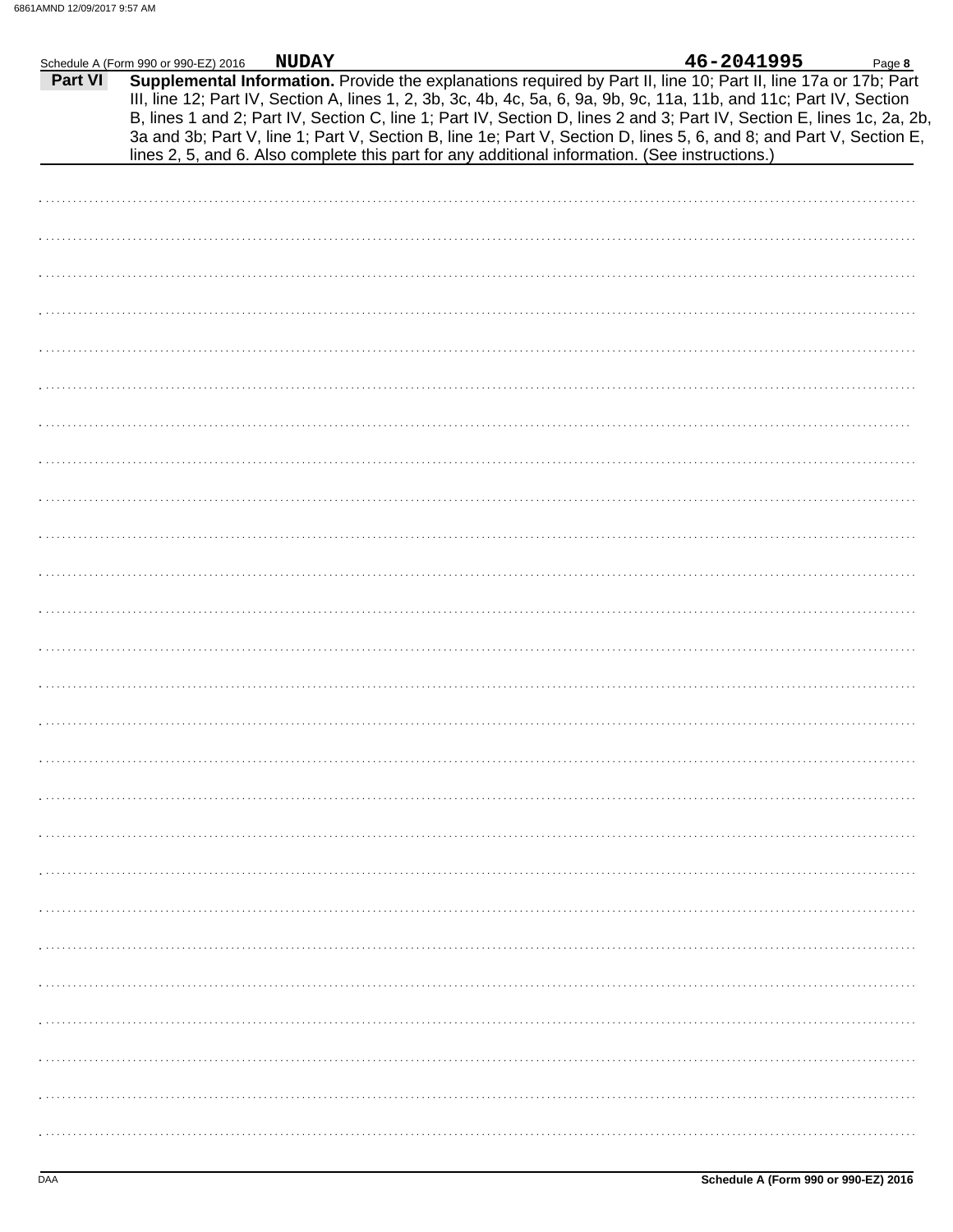Schedule A (Form 990 or 990-EZ) 2016 **NUDAY** **46-2041995** Page **8**

**Part VI** **Supplemental Information.** Provide the explanations required by Part II, line 10; Part II, line 17a or 17b; Part III, line 12; Part IV, Section A, lines 1, 2, 3b, 3c, 4b, 4c, 5a, 6, 9a, 9b, 9c, 11a, 11b, and 11c; Part IV, Section B, lines 1 and 2; Part IV, Section C, line 1; Part IV, Section D, lines 2 and 3; Part IV, Section E, lines 1c, 2a, 2b, 3a and 3b; Part V, line 1; Part V, Section B, line 1e; Part V, Section D, lines 5, 6, and 8; and Part V, Section E, lines 2, 5, and 6. Also complete this part for any additional information. (See instructions.)

Schedule A (Form 990 or 990-EZ) 2016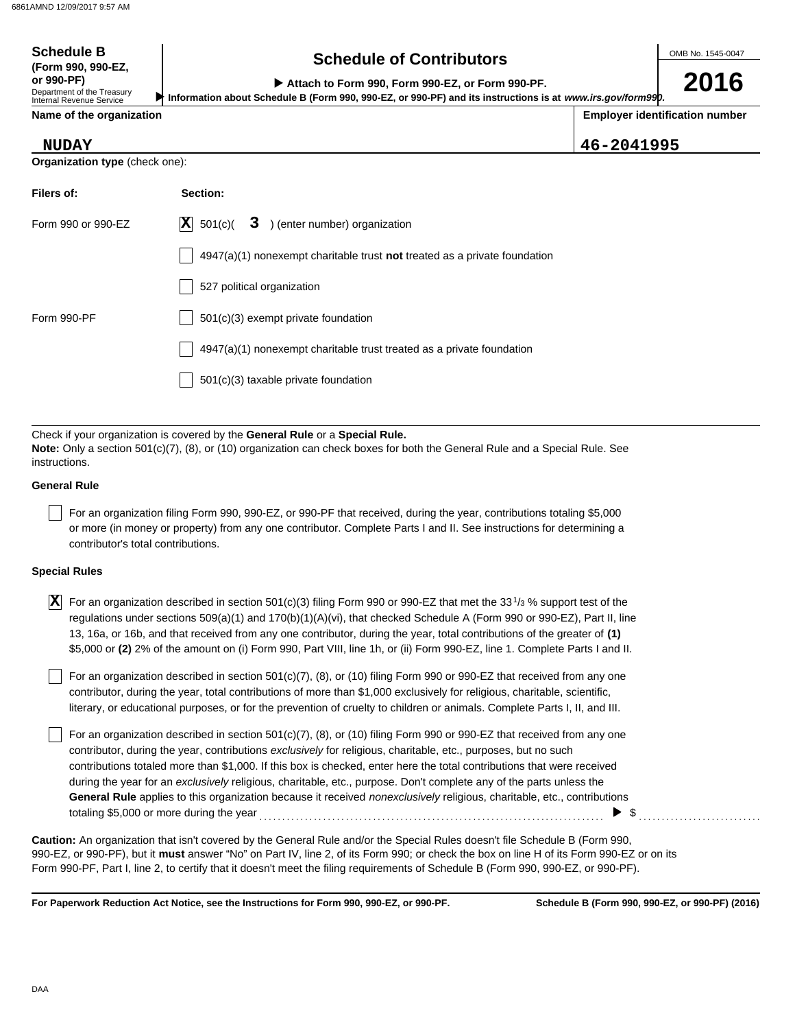**Schedule B**
**(Form 990, 990-EZ, or 990-PF)**
Department of the Treasury
Internal Revenue Service

# Schedule of Contributors

▶ **Attach to Form 990, Form 990-EZ, or Form 990-PF.**
▶ **Information about Schedule B (Form 990, 990-EZ, or 990-PF) and its instructions is at** ***www.irs.gov/form990.***

OMB No. 1545-0047

**2016**

| **Name of the organization** | **Employer identification number** |
|---|---|
| **NUDAY** | **46-2041995** |

**Organization type** (check one):

| **Filers of:** | **Section:** |
|---|---|
| Form 990 or 990-EZ | [X] 501(c)( **3** ) (enter number) organization |
| | [ ] 4947(a)(1) nonexempt charitable trust **not** treated as a private foundation |
| | [ ] 527 political organization |
| Form 990-PF | [ ] 501(c)(3) exempt private foundation |
| | [ ] 4947(a)(1) nonexempt charitable trust treated as a private foundation |
| | [ ] 501(c)(3) taxable private foundation |

Check if your organization is covered by the **General Rule** or a **Special Rule.**
**Note:** Only a section 501(c)(7), (8), or (10) organization can check boxes for both the General Rule and a Special Rule. See instructions.

**General Rule**

[ ] For an organization filing Form 990, 990-EZ, or 990-PF that received, during the year, contributions totaling $5,000 or more (in money or property) from any one contributor. Complete Parts I and II. See instructions for determining a contributor's total contributions.

**Special Rules**

[X] For an organization described in section 501(c)(3) filing Form 990 or 990-EZ that met the 33 1/3 % support test of the regulations under sections 509(a)(1) and 170(b)(1)(A)(vi), that checked Schedule A (Form 990 or 990-EZ), Part II, line 13, 16a, or 16b, and that received from any one contributor, during the year, total contributions of the greater of **(1)** $5,000 or **(2)** 2% of the amount on (i) Form 990, Part VIII, line 1h, or (ii) Form 990-EZ, line 1. Complete Parts I and II.

[ ] For an organization described in section 501(c)(7), (8), or (10) filing Form 990 or 990-EZ that received from any one contributor, during the year, total contributions of more than $1,000 exclusively for religious, charitable, scientific, literary, or educational purposes, or for the prevention of cruelty to children or animals. Complete Parts I, II, and III.

[ ] For an organization described in section 501(c)(7), (8), or (10) filing Form 990 or 990-EZ that received from any one contributor, during the year, contributions *exclusively* for religious, charitable, etc., purposes, but no such contributions totaled more than $1,000. If this box is checked, enter here the total contributions that were received during the year for an *exclusively* religious, charitable, etc., purpose. Don't complete any of the parts unless the **General Rule** applies to this organization because it received *nonexclusively* religious, charitable, etc., contributions totaling $5,000 or more during the year ▶ $

**Caution:** An organization that isn't covered by the General Rule and/or the Special Rules doesn't file Schedule B (Form 990, 990-EZ, or 990-PF), but it **must** answer "No" on Part IV, line 2, of its Form 990; or check the box on line H of its Form 990-EZ or on its Form 990-PF, Part I, line 2, to certify that it doesn't meet the filing requirements of Schedule B (Form 990, 990-EZ, or 990-PF).

**For Paperwork Reduction Act Notice, see the Instructions for Form 990, 990-EZ, or 990-PF.** **Schedule B (Form 990, 990-EZ, or 990-PF) (2016)**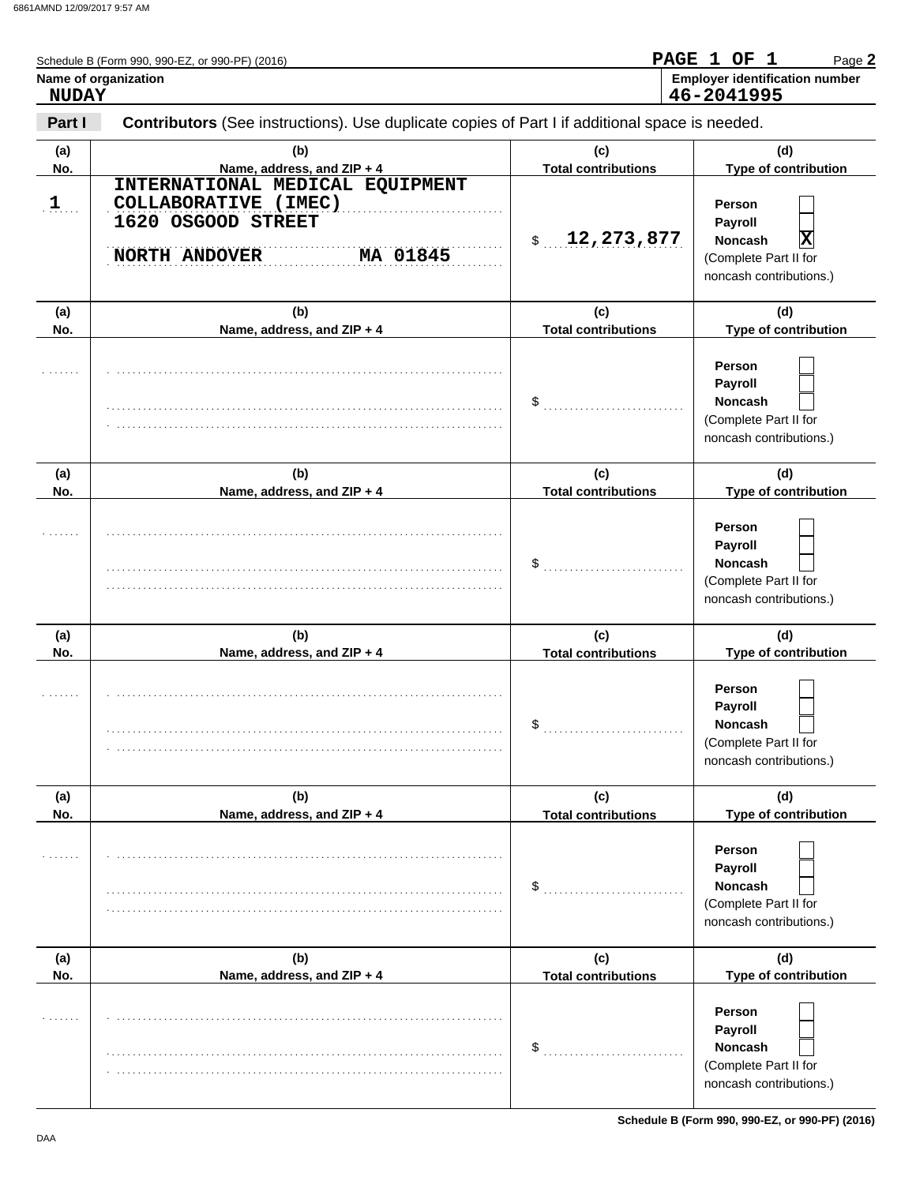Schedule B (Form 990, 990-EZ, or 990-PF) (2016)

**PAGE 1 OF 1**

**Name of organization**
**NUDAY**

**Employer identification number**
**46-2041995**

**Part I** **Contributors** (See instructions). Use duplicate copies of Part I if additional space is needed.

| (a) No. | (b) Name, address, and ZIP + 4 | (c) Total contributions | (d) Type of contribution |
|---|---|---|---|
| 1 | INTERNATIONAL MEDICAL EQUIPMENT COLLABORATIVE (IMEC) 1620 OSGOOD STREET NORTH ANDOVER MA 01845 | $ 12,273,877 | Person [ ] Payroll [ ] Noncash [X] (Complete Part II for noncash contributions.) |
| | | $ | Person [ ] Payroll [ ] Noncash [ ] (Complete Part II for noncash contributions.) |
| | | $ | Person [ ] Payroll [ ] Noncash [ ] (Complete Part II for noncash contributions.) |
| | | $ | Person [ ] Payroll [ ] Noncash [ ] (Complete Part II for noncash contributions.) |
| | | $ | Person [ ] Payroll [ ] Noncash [ ] (Complete Part II for noncash contributions.) |
| | | $ | Person [ ] Payroll [ ] Noncash [ ] (Complete Part II for noncash contributions.) |

Schedule B (Form 990, 990-EZ, or 990-PF) (2016)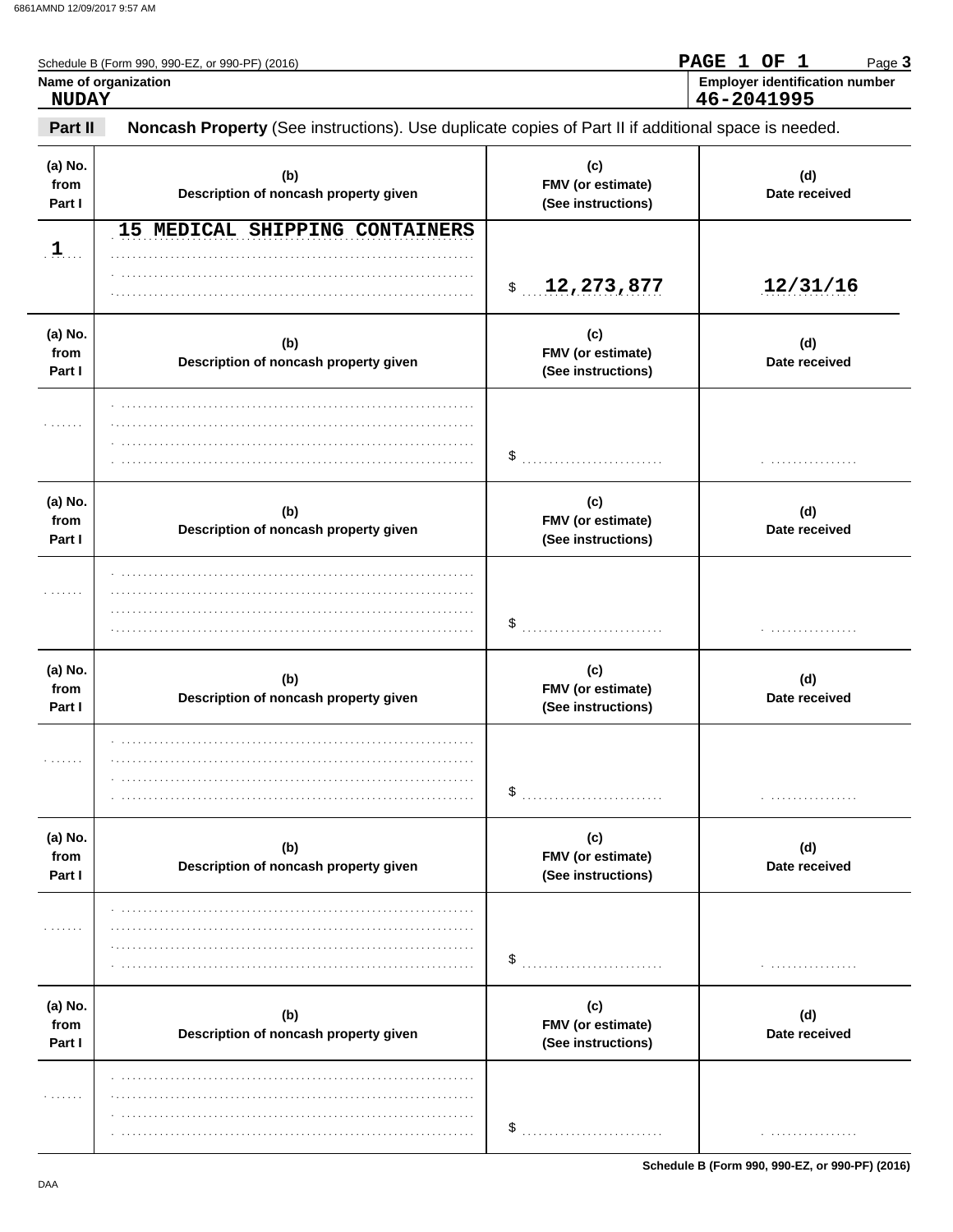Schedule B (Form 990, 990-EZ, or 990-PF) (2016)

PAGE 1 OF 1

**Name of organization**
NUDAY

**Employer identification number**
46-2041995

## Part II Noncash Property

**Noncash Property** (See instructions). Use duplicate copies of Part II if additional space is needed.

| (a) No. from Part I | (b) Description of noncash property given | (c) FMV (or estimate) (See instructions) | (d) Date received |
|---|---|---|---|
| 1 | 15 MEDICAL SHIPPING CONTAINERS | $ 12,273,877 | 12/31/16 |
| | | $ | |
| | | $ | |
| | | $ | |
| | | $ | |
| | | $ | |

Schedule B (Form 990, 990-EZ, or 990-PF) (2016)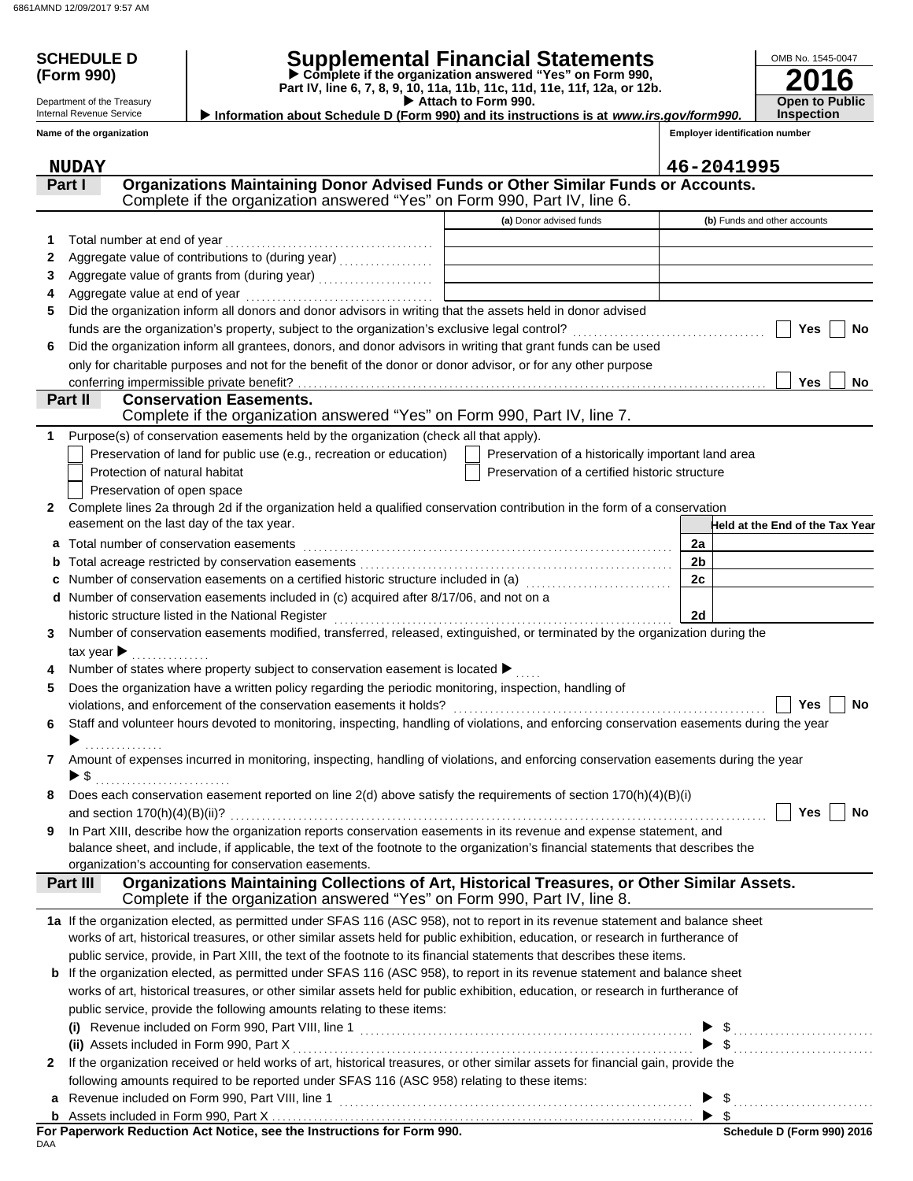6861AMND 12/09/2017 9:57 AM

**SCHEDULE D (Form 990)**

Department of the Treasury
Internal Revenue Service

# Supplemental Financial Statements

▶ Complete if the organization answered "Yes" on Form 990, Part IV, line 6, 7, 8, 9, 10, 11a, 11b, 11c, 11d, 11e, 11f, 12a, or 12b.
▶ Attach to Form 990.
▶ Information about Schedule D (Form 990) and its instructions is at *www.irs.gov/form990.*

OMB No. 1545-0047
**2016**
**Open to Public Inspection**

Name of the organization: **NUDAY**
Employer identification number: **46-2041995**

## Part I Organizations Maintaining Donor Advised Funds or Other Similar Funds or Accounts.
Complete if the organization answered "Yes" on Form 990, Part IV, line 6.

| | | (a) Donor advised funds | (b) Funds and other accounts |
|---|---|---|---|
| 1 | Total number at end of year | | |
| 2 | Aggregate value of contributions to (during year) | | |
| 3 | Aggregate value of grants from (during year) | | |
| 4 | Aggregate value at end of year | | |

5 Did the organization inform all donors and donor advisors in writing that the assets held in donor advised funds are the organization's property, subject to the organization's exclusive legal control? ☐ Yes ☐ No

6 Did the organization inform all grantees, donors, and donor advisors in writing that grant funds can be used only for charitable purposes and not for the benefit of the donor or donor advisor, or for any other purpose conferring impermissible private benefit? ☐ Yes ☐ No

## Part II Conservation Easements.
Complete if the organization answered "Yes" on Form 990, Part IV, line 7.

1 Purpose(s) of conservation easements held by the organization (check all that apply).

- ☐ Preservation of land for public use (e.g., recreation or education)
- ☐ Preservation of a historically important land area
- ☐ Protection of natural habitat
- ☐ Preservation of a certified historic structure
- ☐ Preservation of open space

2 Complete lines 2a through 2d if the organization held a qualified conservation contribution in the form of a conservation easement on the last day of the tax year.

| | | | Held at the End of the Tax Year |
|---|---|---|---|
| a | Total number of conservation easements | 2a | |
| b | Total acreage restricted by conservation easements | 2b | |
| c | Number of conservation easements on a certified historic structure included in (a) | 2c | |
| d | Number of conservation easements included in (c) acquired after 8/17/06, and not on a historic structure listed in the National Register | 2d | |

3 Number of conservation easements modified, transferred, released, extinguished, or terminated by the organization during the tax year ▶

4 Number of states where property subject to conservation easement is located ▶

5 Does the organization have a written policy regarding the periodic monitoring, inspection, handling of violations, and enforcement of the conservation easements it holds? ☐ Yes ☐ No

6 Staff and volunteer hours devoted to monitoring, inspecting, handling of violations, and enforcing conservation easements during the year ▶

7 Amount of expenses incurred in monitoring, inspecting, handling of violations, and enforcing conservation easements during the year ▶ $

8 Does each conservation easement reported on line 2(d) above satisfy the requirements of section 170(h)(4)(B)(i) and section 170(h)(4)(B)(ii)? ☐ Yes ☐ No

9 In Part XIII, describe how the organization reports conservation easements in its revenue and expense statement, and balance sheet, and include, if applicable, the text of the footnote to the organization's financial statements that describes the organization's accounting for conservation easements.

## Part III Organizations Maintaining Collections of Art, Historical Treasures, or Other Similar Assets.
Complete if the organization answered "Yes" on Form 990, Part IV, line 8.

1a If the organization elected, as permitted under SFAS 116 (ASC 958), not to report in its revenue statement and balance sheet works of art, historical treasures, or other similar assets held for public exhibition, education, or research in furtherance of public service, provide, in Part XIII, the text of the footnote to its financial statements that describes these items.

b If the organization elected, as permitted under SFAS 116 (ASC 958), to report in its revenue statement and balance sheet works of art, historical treasures, or other similar assets held for public exhibition, education, or research in furtherance of public service, provide the following amounts relating to these items:

(i) Revenue included on Form 990, Part VIII, line 1 ▶ $

(ii) Assets included in Form 990, Part X ▶ $

2 If the organization received or held works of art, historical treasures, or other similar assets for financial gain, provide the following amounts required to be reported under SFAS 116 (ASC 958) relating to these items:

a Revenue included on Form 990, Part VIII, line 1 ▶ $

b Assets included in Form 990, Part X ▶ $

**For Paperwork Reduction Act Notice, see the Instructions for Form 990.**
DAA
**Schedule D (Form 990) 2016**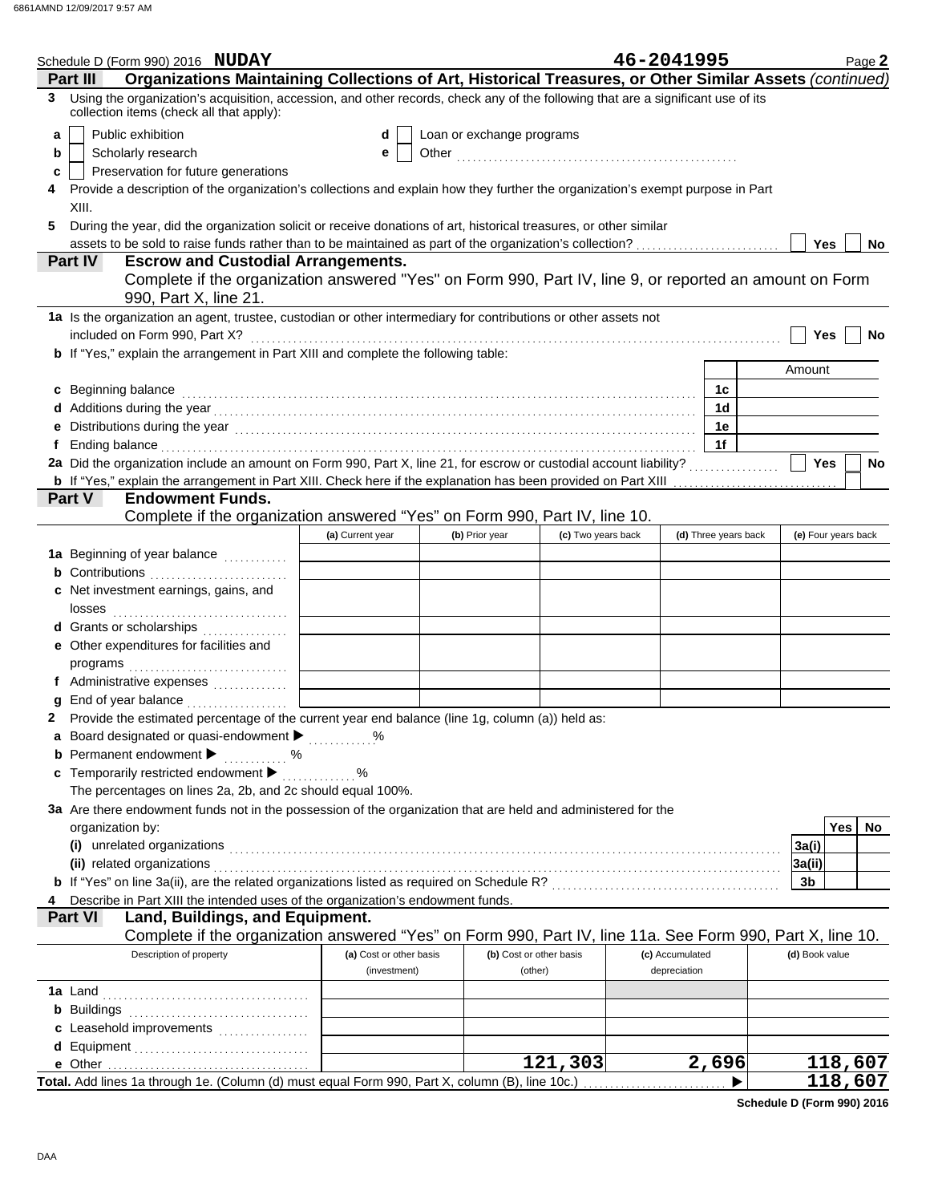Schedule D (Form 990) 2016 **NUDAY** 46-2041995 Page **2**

## Part III Organizations Maintaining Collections of Art, Historical Treasures, or Other Similar Assets *(continued)*

**3** Using the organization's acquisition, accession, and other records, check any of the following that are a significant use of its collection items (check all that apply):

- **a** ☐ Public exhibition
- **b** ☐ Scholarly research
- **c** ☐ Preservation for future generations
- **d** ☐ Loan or exchange programs
- **e** ☐ Other ....................

**4** Provide a description of the organization's collections and explain how they further the organization's exempt purpose in Part XIII.

**5** During the year, did the organization solicit or receive donations of art, historical treasures, or other similar assets to be sold to raise funds rather than to be maintained as part of the organization's collection? ☐ Yes ☐ No

## Part IV Escrow and Custodial Arrangements.

Complete if the organization answered "Yes" on Form 990, Part IV, line 9, or reported an amount on Form 990, Part X, line 21.

**1a** Is the organization an agent, trustee, custodian or other intermediary for contributions or other assets not included on Form 990, Part X? ☐ Yes ☐ No

**b** If "Yes," explain the arrangement in Part XIII and complete the following table:

| | | Amount |
|---|---|---|
| **c** Beginning balance | 1c | |
| **d** Additions during the year | 1d | |
| **e** Distributions during the year | 1e | |
| **f** Ending balance | 1f | |

**2a** Did the organization include an amount on Form 990, Part X, line 21, for escrow or custodial account liability? ☐ Yes ☐ No

**b** If "Yes," explain the arrangement in Part XIII. Check here if the explanation has been provided on Part XIII ☐

## Part V Endowment Funds.

Complete if the organization answered "Yes" on Form 990, Part IV, line 10.

| | (a) Current year | (b) Prior year | (c) Two years back | (d) Three years back | (e) Four years back |
|---|---|---|---|---|---|
| **1a** Beginning of year balance | | | | | |
| **b** Contributions | | | | | |
| **c** Net investment earnings, gains, and losses | | | | | |
| **d** Grants or scholarships | | | | | |
| **e** Other expenditures for facilities and programs | | | | | |
| **f** Administrative expenses | | | | | |
| **g** End of year balance | | | | | |

**2** Provide the estimated percentage of the current year end balance (line 1g, column (a)) held as:

- **a** Board designated or quasi-endowment ▶ ..........%
- **b** Permanent endowment ▶ ..........%
- **c** Temporarily restricted endowment ▶ ..........%

The percentages on lines 2a, 2b, and 2c should equal 100%.

**3a** Are there endowment funds not in the possession of the organization that are held and administered for the organization by:

| | | Yes | No |
|---|---|---|---|
| **(i)** unrelated organizations | 3a(i) | | |
| **(ii)** related organizations | 3a(ii) | | |
| **b** If "Yes" on line 3a(ii), are the related organizations listed as required on Schedule R? | 3b | | |

**4** Describe in Part XIII the intended uses of the organization's endowment funds.

## Part VI Land, Buildings, and Equipment.

Complete if the organization answered "Yes" on Form 990, Part IV, line 11a. See Form 990, Part X, line 10.

| Description of property | (a) Cost or other basis (investment) | (b) Cost or other basis (other) | (c) Accumulated depreciation | (d) Book value |
|---|---|---|---|---|
| **1a** Land | | | | |
| **b** Buildings | | | | |
| **c** Leasehold improvements | | | | |
| **d** Equipment | | | | |
| **e** Other | | 121,303 | 2,696 | 118,607 |
| **Total.** Add lines 1a through 1e. (Column (d) must equal Form 990, Part X, column (B), line 10c.) ▶ | | | | 118,607 |

**Schedule D (Form 990) 2016**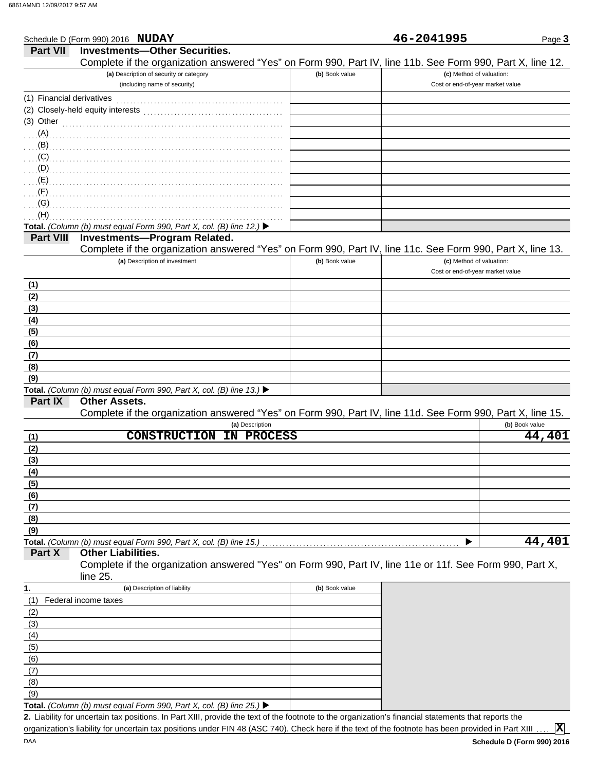Schedule D (Form 990) 2016 **NUDAY** **46-2041995** Page **3**

## Part VII Investments—Other Securities.

Complete if the organization answered "Yes" on Form 990, Part IV, line 11b. See Form 990, Part X, line 12.

| (a) Description of security or category (including name of security) | (b) Book value | (c) Method of valuation: Cost or end-of-year market value |
|---|---|---|
| (1) Financial derivatives | | |
| (2) Closely-held equity interests | | |
| (3) Other | | |
| (A) | | |
| (B) | | |
| (C) | | |
| (D) | | |
| (E) | | |
| (F) | | |
| (G) | | |
| (H) | | |
| **Total.** *(Column (b) must equal Form 990, Part X, col. (B) line 12.)* ▶ | | |

## Part VIII Investments—Program Related.

Complete if the organization answered "Yes" on Form 990, Part IV, line 11c. See Form 990, Part X, line 13.

| (a) Description of investment | (b) Book value | (c) Method of valuation: Cost or end-of-year market value |
|---|---|---|
| (1) | | |
| (2) | | |
| (3) | | |
| (4) | | |
| (5) | | |
| (6) | | |
| (7) | | |
| (8) | | |
| (9) | | |
| **Total.** *(Column (b) must equal Form 990, Part X, col. (B) line 13.)* ▶ | | |

## Part IX Other Assets.

Complete if the organization answered "Yes" on Form 990, Part IV, line 11d. See Form 990, Part X, line 15.

| (a) Description | (b) Book value |
|---|---|
| (1) CONSTRUCTION IN PROCESS | 44,401 |
| (2) | |
| (3) | |
| (4) | |
| (5) | |
| (6) | |
| (7) | |
| (8) | |
| (9) | |
| **Total.** *(Column (b) must equal Form 990, Part X, col. (B) line 15.)* ▶ | 44,401 |

## Part X Other Liabilities.

Complete if the organization answered "Yes" on Form 990, Part IV, line 11e or 11f. See Form 990, Part X, line 25.

| 1. (a) Description of liability | (b) Book value |
|---|---|
| (1) Federal income taxes | |
| (2) | |
| (3) | |
| (4) | |
| (5) | |
| (6) | |
| (7) | |
| (8) | |
| (9) | |
| **Total.** *(Column (b) must equal Form 990, Part X, col. (B) line 25.)* ▶ | |

**2.** Liability for uncertain tax positions. In Part XIII, provide the text of the footnote to the organization's financial statements that reports the organization's liability for uncertain tax positions under FIN 48 (ASC 740). Check here if the text of the footnote has been provided in Part XIII .... **X**

DAA **Schedule D (Form 990) 2016**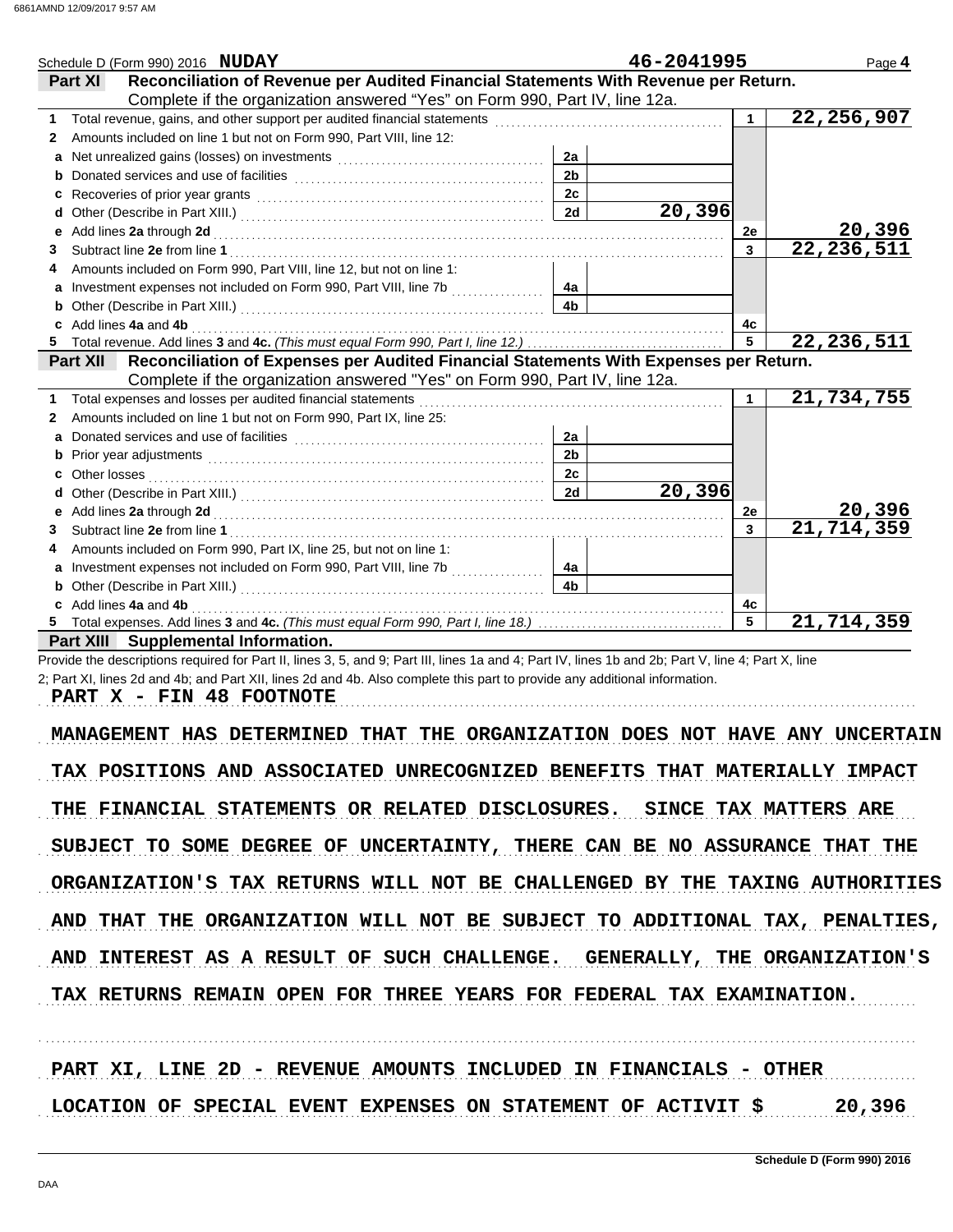Schedule D (Form 990) 2016 **NUDAY** 46-2041995 Page **4**

## Part XI Reconciliation of Revenue per Audited Financial Statements With Revenue per Return.

Complete if the organization answered "Yes" on Form 990, Part IV, line 12a.

| | | | | | |
|---|---|---|---|---|---|
| **1** | Total revenue, gains, and other support per audited financial statements | | | 1 | 22,256,907 |
| **2** | Amounts included on line 1 but not on Form 990, Part VIII, line 12: | | | | |
| **a** | Net unrealized gains (losses) on investments | 2a | | | |
| **b** | Donated services and use of facilities | 2b | | | |
| **c** | Recoveries of prior year grants | 2c | | | |
| **d** | Other (Describe in Part XIII.) | 2d | 20,396 | | |
| **e** | Add lines **2a** through **2d** | | | 2e | 20,396 |
| **3** | Subtract line **2e** from line **1** | | | 3 | 22,236,511 |
| **4** | Amounts included on Form 990, Part VIII, line 12, but not on line 1: | | | | |
| **a** | Investment expenses not included on Form 990, Part VIII, line 7b | 4a | | | |
| **b** | Other (Describe in Part XIII.) | 4b | | | |
| **c** | Add lines **4a** and **4b** | | | 4c | |
| **5** | Total revenue. Add lines **3** and **4c.** *(This must equal Form 990, Part I, line 12.)* | | | 5 | 22,236,511 |

## Part XII Reconciliation of Expenses per Audited Financial Statements With Expenses per Return.

Complete if the organization answered "Yes" on Form 990, Part IV, line 12a.

| | | | | | |
|---|---|---|---|---|---|
| **1** | Total expenses and losses per audited financial statements | | | 1 | 21,734,755 |
| **2** | Amounts included on line 1 but not on Form 990, Part IX, line 25: | | | | |
| **a** | Donated services and use of facilities | 2a | | | |
| **b** | Prior year adjustments | 2b | | | |
| **c** | Other losses | 2c | | | |
| **d** | Other (Describe in Part XIII.) | 2d | 20,396 | | |
| **e** | Add lines **2a** through **2d** | | | 2e | 20,396 |
| **3** | Subtract line **2e** from line **1** | | | 3 | 21,714,359 |
| **4** | Amounts included on Form 990, Part IX, line 25, but not on line 1: | | | | |
| **a** | Investment expenses not included on Form 990, Part VIII, line 7b | 4a | | | |
| **b** | Other (Describe in Part XIII.) | 4b | | | |
| **c** | Add lines **4a** and **4b** | | | 4c | |
| **5** | Total expenses. Add lines **3** and **4c.** *(This must equal Form 990, Part I, line 18.)* | | | 5 | 21,714,359 |

## Part XIII Supplemental Information.

Provide the descriptions required for Part II, lines 3, 5, and 9; Part III, lines 1a and 4; Part IV, lines 1b and 2b; Part V, line 4; Part X, line 2; Part XI, lines 2d and 4b; and Part XII, lines 2d and 4b. Also complete this part to provide any additional information.

**PART X - FIN 48 FOOTNOTE**

**MANAGEMENT HAS DETERMINED THAT THE ORGANIZATION DOES NOT HAVE ANY UNCERTAIN TAX POSITIONS AND ASSOCIATED UNRECOGNIZED BENEFITS THAT MATERIALLY IMPACT THE FINANCIAL STATEMENTS OR RELATED DISCLOSURES. SINCE TAX MATTERS ARE SUBJECT TO SOME DEGREE OF UNCERTAINTY, THERE CAN BE NO ASSURANCE THAT THE ORGANIZATION'S TAX RETURNS WILL NOT BE CHALLENGED BY THE TAXING AUTHORITIES AND THAT THE ORGANIZATION WILL NOT BE SUBJECT TO ADDITIONAL TAX, PENALTIES, AND INTEREST AS A RESULT OF SUCH CHALLENGE. GENERALLY, THE ORGANIZATION'S TAX RETURNS REMAIN OPEN FOR THREE YEARS FOR FEDERAL TAX EXAMINATION.**

**PART XI, LINE 2D - REVENUE AMOUNTS INCLUDED IN FINANCIALS - OTHER**

**LOCATION OF SPECIAL EVENT EXPENSES ON STATEMENT OF ACTIVIT $ 20,396**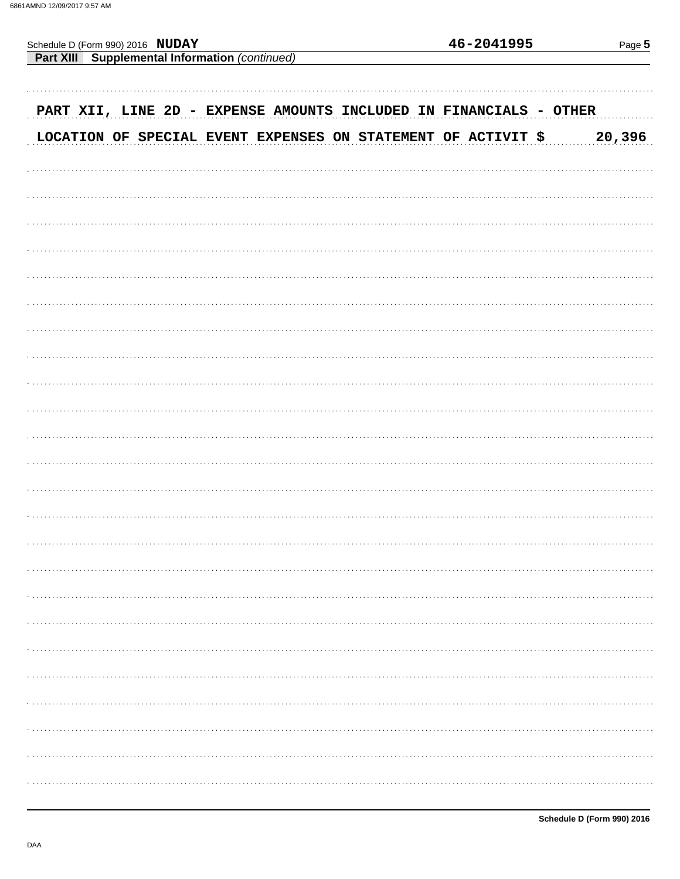Schedule D (Form 990) 2016 **NUDAY** 46-2041995

**Part XIII Supplemental Information** *(continued)*

PART XII, LINE 2D - EXPENSE AMOUNTS INCLUDED IN FINANCIALS - OTHER

LOCATION OF SPECIAL EVENT EXPENSES ON STATEMENT OF ACTIVIT $ 20,396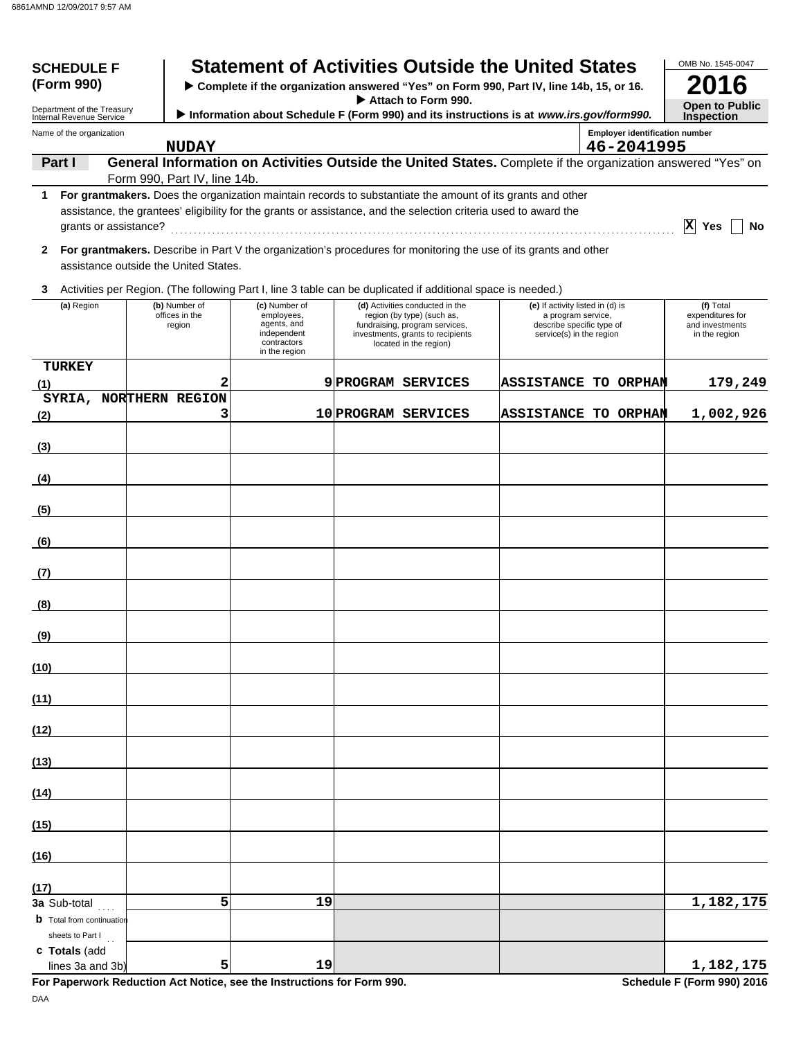**SCHEDULE F (Form 990)**

Department of the Treasury
Internal Revenue Service

# Statement of Activities Outside the United States

▶ **Complete if the organization answered "Yes" on Form 990, Part IV, line 14b, 15, or 16.**
▶ **Attach to Form 990.**
▶ **Information about Schedule F (Form 990) and its instructions is at *www.irs.gov/form990*.**

OMB No. 1545-0047

**2016**

**Open to Public Inspection**

Name of the organization: **NUDAY**

Employer identification number: **46-2041995**

**Part I** **General Information on Activities Outside the United States.** Complete if the organization answered "Yes" on Form 990, Part IV, line 14b.

**1** **For grantmakers.** Does the organization maintain records to substantiate the amount of its grants and other assistance, the grantees' eligibility for the grants or assistance, and the selection criteria used to award the grants or assistance? . . . . . . [X] Yes [ ] No

**2** **For grantmakers.** Describe in Part V the organization's procedures for monitoring the use of its grants and other assistance outside the United States.

**3** Activities per Region. (The following Part I, line 3 table can be duplicated if additional space is needed.)

| | (a) Region | (b) Number of offices in the region | (c) Number of employees, agents, and independent contractors in the region | (d) Activities conducted in the region (by type) (such as, fundraising, program services, investments, grants to recipients located in the region) | (e) If activity listed in (d) is a program service, describe specific type of service(s) in the region | (f) Total expenditures for and investments in the region |
|---|---|---|---|---|---|---|
| (1) | TURKEY | 2 | 9 | PROGRAM SERVICES | ASSISTANCE TO ORPHAN | 179,249 |
| (2) | SYRIA, NORTHERN REGION | 3 | 10 | PROGRAM SERVICES | ASSISTANCE TO ORPHAN | 1,002,926 |
| (3) | | | | | | |
| (4) | | | | | | |
| (5) | | | | | | |
| (6) | | | | | | |
| (7) | | | | | | |
| (8) | | | | | | |
| (9) | | | | | | |
| (10) | | | | | | |
| (11) | | | | | | |
| (12) | | | | | | |
| (13) | | | | | | |
| (14) | | | | | | |
| (15) | | | | | | |
| (16) | | | | | | |
| (17) | | | | | | |
| **3a** | Sub-total | 5 | 19 | | | 1,182,175 |
| **b** | Total from continuation sheets to Part I | | | | | |
| **c** | **Totals** (add lines 3a and 3b) | 5 | 19 | | | 1,182,175 |

**For Paperwork Reduction Act Notice, see the Instructions for Form 990.** **Schedule F (Form 990) 2016**

DAA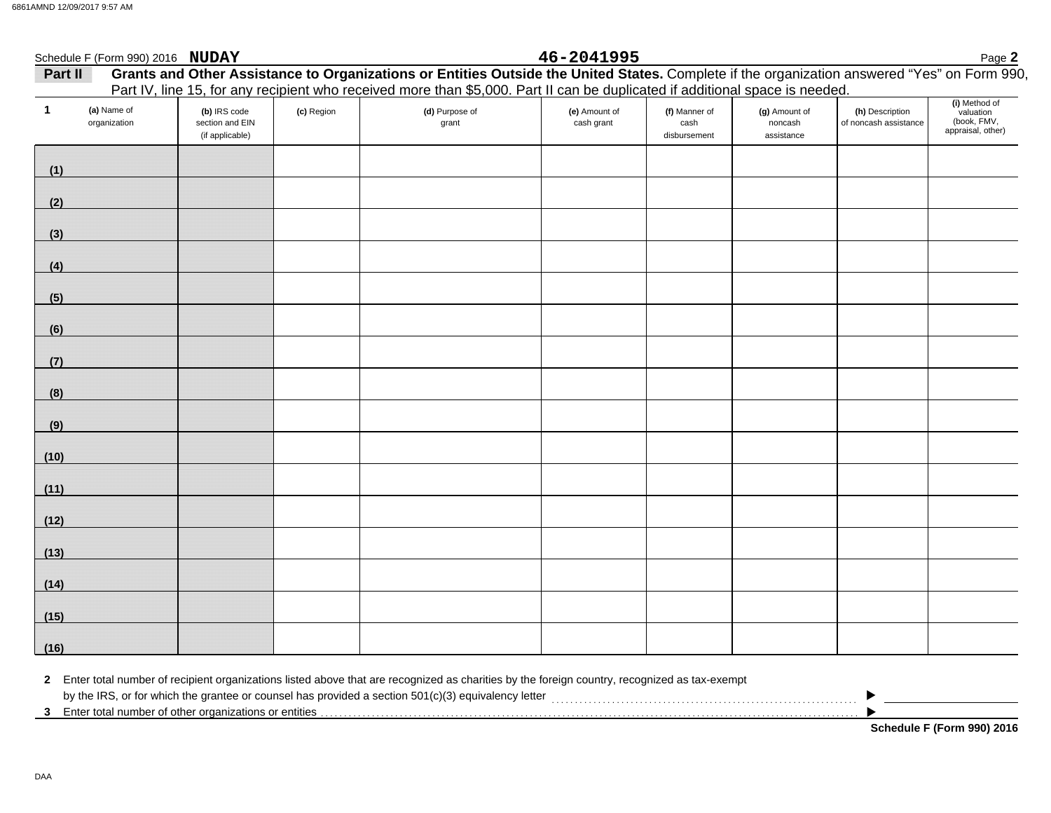Schedule F (Form 990) 2016 **NUDAY** **46-2041995**

**Part II** **Grants and Other Assistance to Organizations or Entities Outside the United States.** Complete if the organization answered "Yes" on Form 990, Part IV, line 15, for any recipient who received more than $5,000. Part II can be duplicated if additional space is needed.

| 1 (a) Name of organization | (b) IRS code section and EIN (if applicable) | (c) Region | (d) Purpose of grant | (e) Amount of cash grant | (f) Manner of cash disbursement | (g) Amount of noncash assistance | (h) Description of noncash assistance | (i) Method of valuation (book, FMV, appraisal, other) |
|---|---|---|---|---|---|---|---|---|
| (1) | | | | | | | | |
| (2) | | | | | | | | |
| (3) | | | | | | | | |
| (4) | | | | | | | | |
| (5) | | | | | | | | |
| (6) | | | | | | | | |
| (7) | | | | | | | | |
| (8) | | | | | | | | |
| (9) | | | | | | | | |
| (10) | | | | | | | | |
| (11) | | | | | | | | |
| (12) | | | | | | | | |
| (13) | | | | | | | | |
| (14) | | | | | | | | |
| (15) | | | | | | | | |
| (16) | | | | | | | | |

**2** Enter total number of recipient organizations listed above that are recognized as charities by the foreign country, recognized as tax-exempt by the IRS, or for which the grantee or counsel has provided a section 501(c)(3) equivalency letter ▶

**3** Enter total number of other organizations or entities ▶

**Schedule F (Form 990) 2016**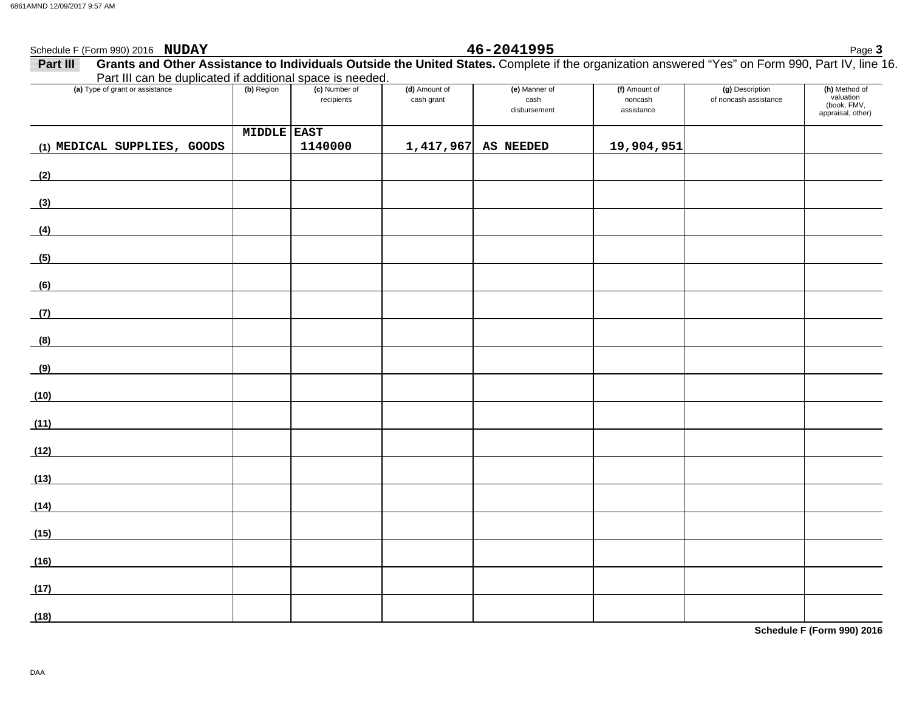Schedule F (Form 990) 2016 **NUDAY** **46-2041995**

**Part III** **Grants and Other Assistance to Individuals Outside the United States.** Complete if the organization answered "Yes" on Form 990, Part IV, line 16. Part III can be duplicated if additional space is needed.

| (a) Type of grant or assistance | (b) Region | (c) Number of recipients | (d) Amount of cash grant | (e) Manner of cash disbursement | (f) Amount of noncash assistance | (g) Description of noncash assistance | (h) Method of valuation (book, FMV, appraisal, other) |
|---|---|---|---|---|---|---|---|
| (1) MEDICAL SUPPLIES, GOODS | MIDDLE EAST | 1140000 | 1,417,967 | AS NEEDED | 19,904,951 | | |
| (2) | | | | | | | |
| (3) | | | | | | | |
| (4) | | | | | | | |
| (5) | | | | | | | |
| (6) | | | | | | | |
| (7) | | | | | | | |
| (8) | | | | | | | |
| (9) | | | | | | | |
| (10) | | | | | | | |
| (11) | | | | | | | |
| (12) | | | | | | | |
| (13) | | | | | | | |
| (14) | | | | | | | |
| (15) | | | | | | | |
| (16) | | | | | | | |
| (17) | | | | | | | |
| (18) | | | | | | | |

**Schedule F (Form 990) 2016**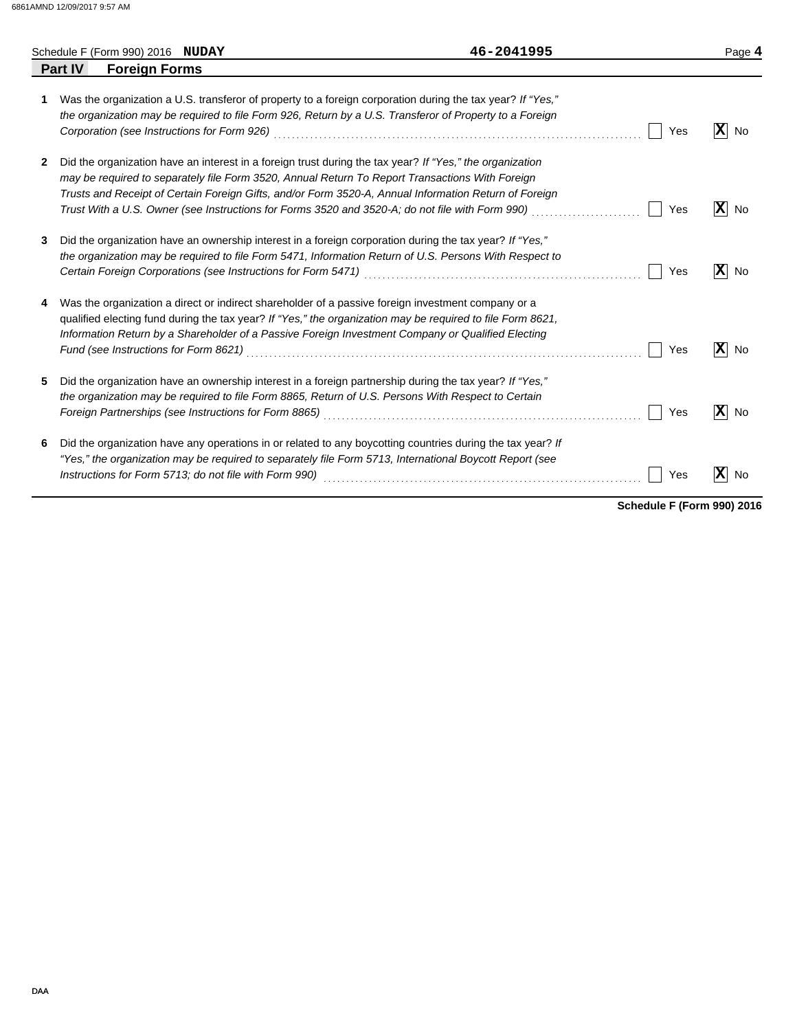Schedule F (Form 990) 2016 **NUDAY** **46-2041995**

## Part IV Foreign Forms

**1** Was the organization a U.S. transferor of property to a foreign corporation during the tax year? *If "Yes," the organization may be required to file Form 926, Return by a U.S. Transferor of Property to a Foreign Corporation (see Instructions for Form 926)* ☐ Yes ☒ No

**2** Did the organization have an interest in a foreign trust during the tax year? *If "Yes," the organization may be required to separately file Form 3520, Annual Return To Report Transactions With Foreign Trusts and Receipt of Certain Foreign Gifts, and/or Form 3520-A, Annual Information Return of Foreign Trust With a U.S. Owner (see Instructions for Forms 3520 and 3520-A; do not file with Form 990)* ☐ Yes ☒ No

**3** Did the organization have an ownership interest in a foreign corporation during the tax year? *If "Yes," the organization may be required to file Form 5471, Information Return of U.S. Persons With Respect to Certain Foreign Corporations (see Instructions for Form 5471)* ☐ Yes ☒ No

**4** Was the organization a direct or indirect shareholder of a passive foreign investment company or a qualified electing fund during the tax year? *If "Yes," the organization may be required to file Form 8621, Information Return by a Shareholder of a Passive Foreign Investment Company or Qualified Electing Fund (see Instructions for Form 8621)* ☐ Yes ☒ No

**5** Did the organization have an ownership interest in a foreign partnership during the tax year? *If "Yes," the organization may be required to file Form 8865, Return of U.S. Persons With Respect to Certain Foreign Partnerships (see Instructions for Form 8865)* ☐ Yes ☒ No

**6** Did the organization have any operations in or related to any boycotting countries during the tax year? *If "Yes," the organization may be required to separately file Form 5713, International Boycott Report (see Instructions for Form 5713; do not file with Form 990)* ☐ Yes ☒ No

**Schedule F (Form 990) 2016**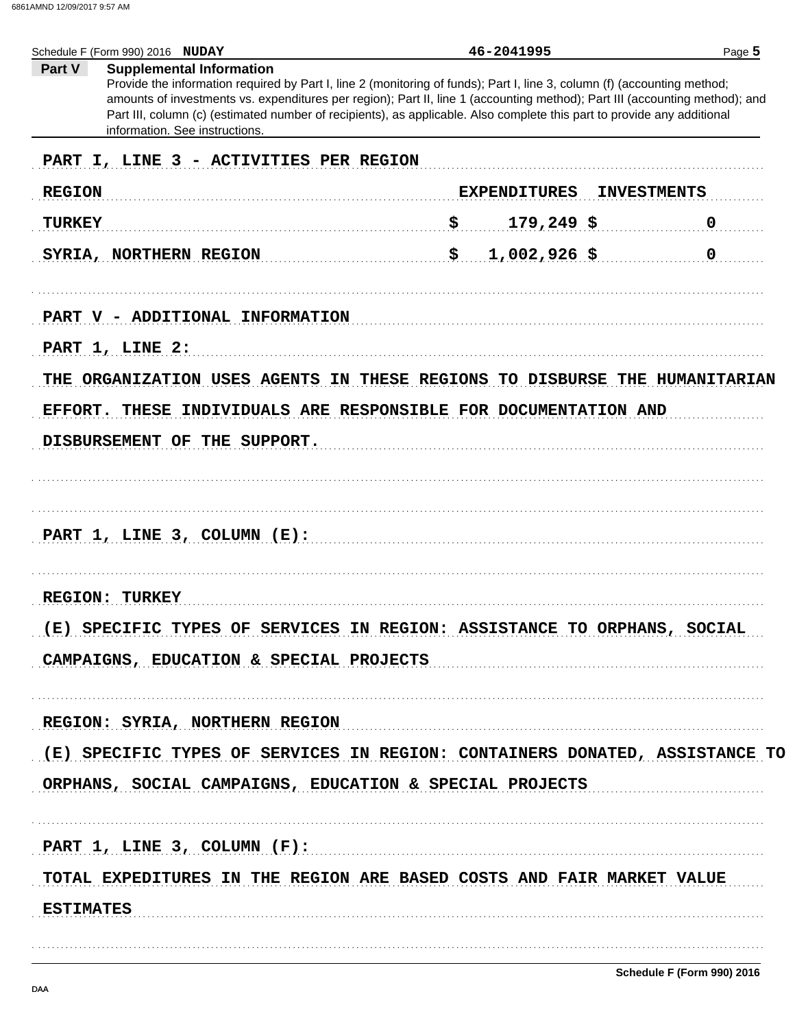Schedule F (Form 990) 2016 **NUDAY** 46-2041995

## Part V Supplemental Information

Provide the information required by Part I, line 2 (monitoring of funds); Part I, line 3, column (f) (accounting method; amounts of investments vs. expenditures per region); Part II, line 1 (accounting method); Part III (accounting method); and Part III, column (c) (estimated number of recipients), as applicable. Also complete this part to provide any additional information. See instructions.

PART I, LINE 3 - ACTIVITIES PER REGION

| REGION | EXPENDITURES | INVESTMENTS |
|---|---|---|
| TURKEY | $ 179,249 | $ 0 |
| SYRIA, NORTHERN REGION | $ 1,002,926 | $ 0 |

PART V - ADDITIONAL INFORMATION

PART 1, LINE 2:

THE ORGANIZATION USES AGENTS IN THESE REGIONS TO DISBURSE THE HUMANITARIAN EFFORT. THESE INDIVIDUALS ARE RESPONSIBLE FOR DOCUMENTATION AND DISBURSEMENT OF THE SUPPORT.

PART 1, LINE 3, COLUMN (E):

REGION: TURKEY

(E) SPECIFIC TYPES OF SERVICES IN REGION: ASSISTANCE TO ORPHANS, SOCIAL CAMPAIGNS, EDUCATION & SPECIAL PROJECTS

REGION: SYRIA, NORTHERN REGION

(E) SPECIFIC TYPES OF SERVICES IN REGION: CONTAINERS DONATED, ASSISTANCE TO ORPHANS, SOCIAL CAMPAIGNS, EDUCATION & SPECIAL PROJECTS

PART 1, LINE 3, COLUMN (F):

TOTAL EXPEDITURES IN THE REGION ARE BASED COSTS AND FAIR MARKET VALUE ESTIMATES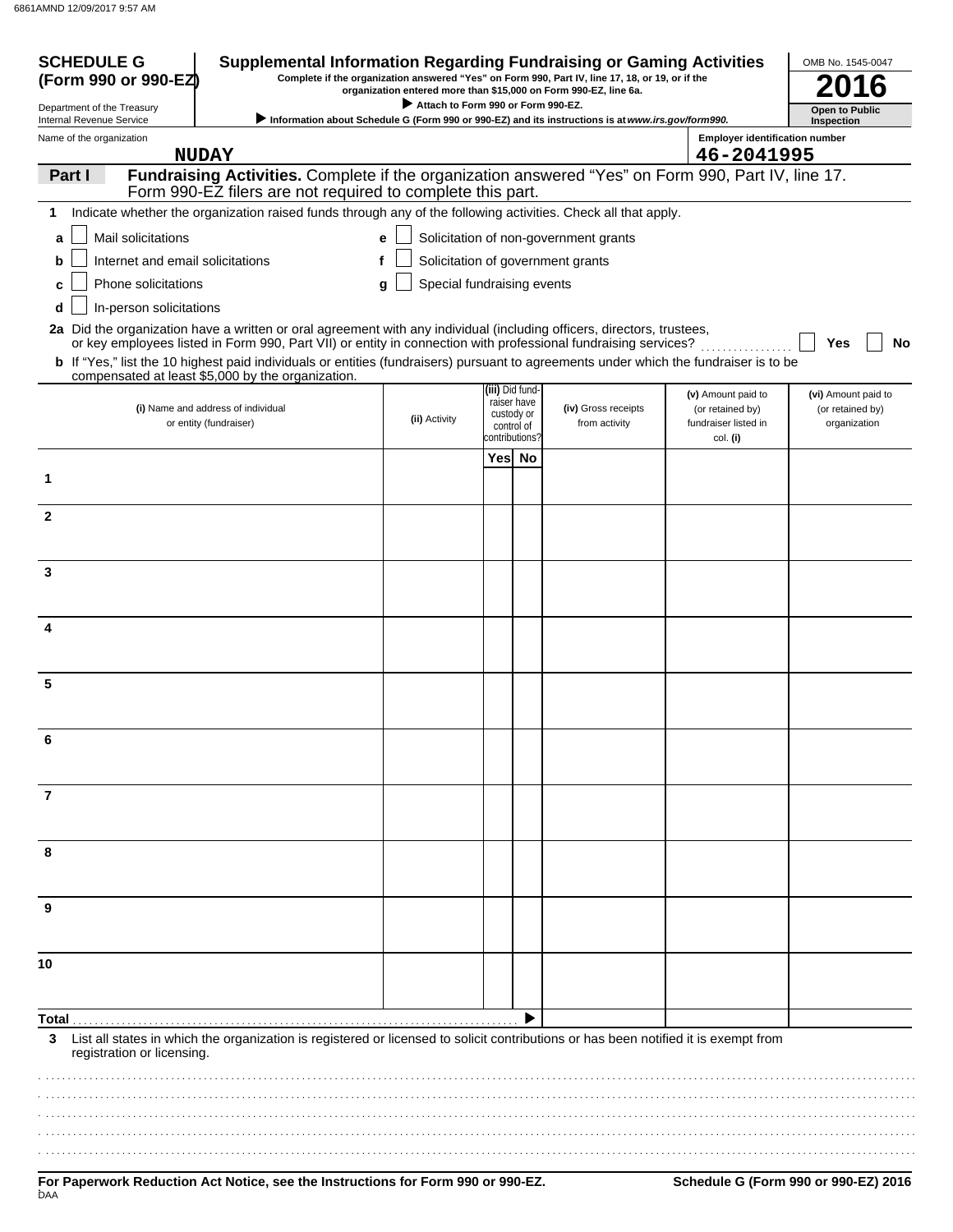**SCHEDULE G (Form 990 or 990-EZ)**

Department of the Treasury
Internal Revenue Service

# Supplemental Information Regarding Fundraising or Gaming Activities

**Complete if the organization answered "Yes" on Form 990, Part IV, line 17, 18, or 19, or if the organization entered more than $15,000 on Form 990-EZ, line 6a.**

▶ **Attach to Form 990 or Form 990-EZ.**

▶ **Information about Schedule G (Form 990 or 990-EZ) and its instructions is at** ***www.irs.gov/form990.***

OMB No. 1545-0047

**2016**

**Open to Public Inspection**

Name of the organization: **NUDAY**

Employer identification number: **46-2041995**

## Part I Fundraising Activities. Complete if the organization answered "Yes" on Form 990, Part IV, line 17. Form 990-EZ filers are not required to complete this part.

**1** Indicate whether the organization raised funds through any of the following activities. Check all that apply.

- **a** ☐ Mail solicitations
- **b** ☐ Internet and email solicitations
- **c** ☐ Phone solicitations
- **d** ☐ In-person solicitations
- **e** ☐ Solicitation of non-government grants
- **f** ☐ Solicitation of government grants
- **g** ☐ Special fundraising events

**2a** Did the organization have a written or oral agreement with any individual (including officers, directors, trustees, or key employees listed in Form 990, Part VII) or entity in connection with professional fundraising services? ☐ **Yes** ☐ **No**

**b** If "Yes," list the 10 highest paid individuals or entities (fundraisers) pursuant to agreements under which the fundraiser is to be compensated at least $5,000 by the organization.

| | (i) Name and address of individual or entity (fundraiser) | (ii) Activity | (iii) Did fund-raiser have custody or control of contributions? Yes | No | (iv) Gross receipts from activity | (v) Amount paid to (or retained by) fundraiser listed in col. (i) | (vi) Amount paid to (or retained by) organization |
|---|---|---|---|---|---|---|---|
| 1 | | | | | | | |
| 2 | | | | | | | |
| 3 | | | | | | | |
| 4 | | | | | | | |
| 5 | | | | | | | |
| 6 | | | | | | | |
| 7 | | | | | | | |
| 8 | | | | | | | |
| 9 | | | | | | | |
| 10 | | | | | | | |
| **Total** | | | | ▶ | | | |

**3** List all states in which the organization is registered or licensed to solicit contributions or has been notified it is exempt from registration or licensing.

**For Paperwork Reduction Act Notice, see the Instructions for Form 990 or 990-EZ.**

**Schedule G (Form 990 or 990-EZ) 2016**

DAA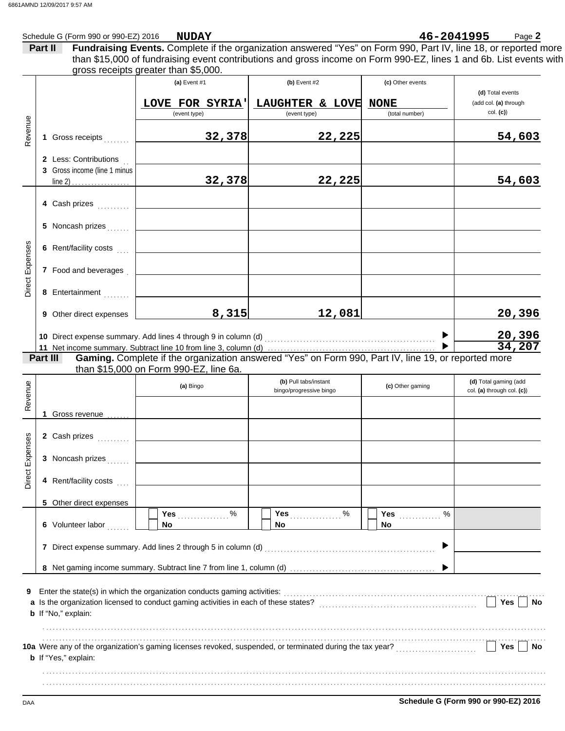Schedule G (Form 990 or 990-EZ) 2016 **NUDAY** **46-2041995** Page **2**

**Part II** **Fundraising Events.** Complete if the organization answered "Yes" on Form 990, Part IV, line 18, or reported more than $15,000 of fundraising event contributions and gross income on Form 990-EZ, lines 1 and 6b. List events with gross receipts greater than $5,000.

| | | (a) Event #1 | (b) Event #2 | (c) Other events | (d) Total events (add col. (a) through col. (c)) |
|---|---|---|---|---|---|
| | | LOVE FOR SYRIA' (event type) | LAUGHTER & LOVE (event type) | NONE (total number) | |
| Revenue | 1 Gross receipts | 32,378 | 22,225 | | 54,603 |
| | 2 Less: Contributions | | | | |
| | 3 Gross income (line 1 minus line 2) | 32,378 | 22,225 | | 54,603 |
| Direct Expenses | 4 Cash prizes | | | | |
| | 5 Noncash prizes | | | | |
| | 6 Rent/facility costs | | | | |
| | 7 Food and beverages | | | | |
| | 8 Entertainment | | | | |
| | 9 Other direct expenses | 8,315 | 12,081 | | 20,396 |

10 Direct expense summary. Add lines 4 through 9 in column (d) ▶ **20,396**

11 Net income summary. Subtract line 10 from line 3, column (d) ▶ **34,207**

**Part III** **Gaming.** Complete if the organization answered "Yes" on Form 990, Part IV, line 19, or reported more than $15,000 on Form 990-EZ, line 6a.

| | | (a) Bingo | (b) Pull tabs/instant bingo/progressive bingo | (c) Other gaming | (d) Total gaming (add col. (a) through col. (c)) |
|---|---|---|---|---|---|
| Revenue | 1 Gross revenue | | | | |
| Direct Expenses | 2 Cash prizes | | | | |
| | 3 Noncash prizes | | | | |
| | 4 Rent/facility costs | | | | |
| | 5 Other direct expenses | | | | |
| | 6 Volunteer labor | ☐ Yes ____ % ☐ No | ☐ Yes ____ % ☐ No | ☐ Yes ____ % ☐ No | |

7 Direct expense summary. Add lines 2 through 5 in column (d) ▶

8 Net gaming income summary. Subtract line 7 from line 1, column (d) ▶

9 Enter the state(s) in which the organization conducts gaming activities:

a Is the organization licensed to conduct gaming activities in each of these states? ☐ Yes ☐ No

b If "No," explain:

10a Were any of the organization's gaming licenses revoked, suspended, or terminated during the tax year? ☐ Yes ☐ No

b If "Yes," explain:

Schedule G (Form 990 or 990-EZ) 2016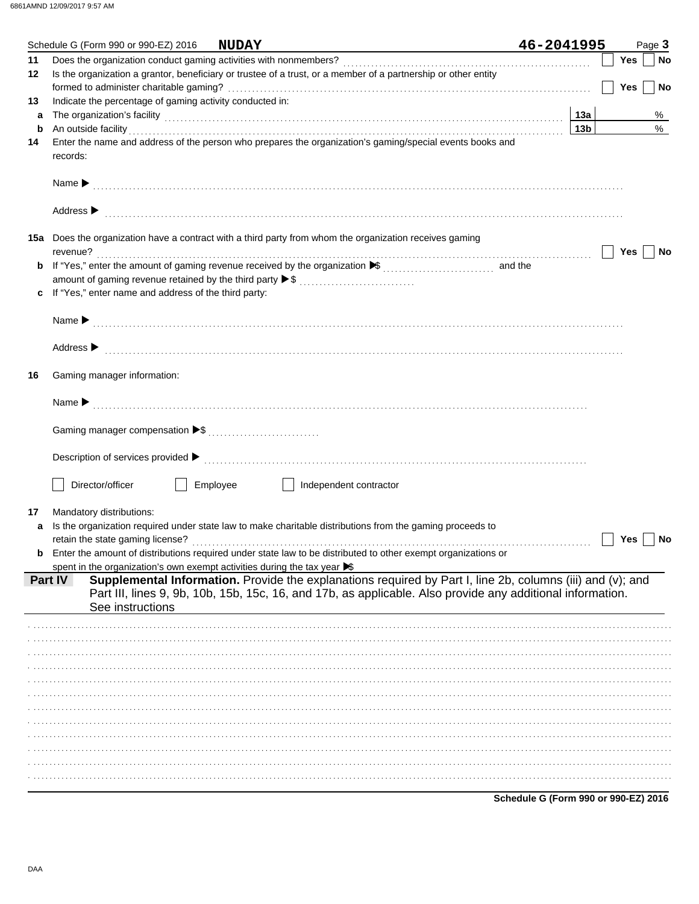Schedule G (Form 990 or 990-EZ) 2016 **NUDAY** **46-2041995**

**11** Does the organization conduct gaming activities with nonmembers? ☐ **Yes** ☐ **No**

**12** Is the organization a grantor, beneficiary or trustee of a trust, or a member of a partnership or other entity formed to administer charitable gaming? ☐ **Yes** ☐ **No**

**13** Indicate the percentage of gaming activity conducted in:

**a** The organization's facility **13a** %

**b** An outside facility **13b** %

**14** Enter the name and address of the person who prepares the organization's gaming/special events books and records:

Name ▶

Address ▶

**15a** Does the organization have a contract with a third party from whom the organization receives gaming revenue? ☐ **Yes** ☐ **No**

**b** If "Yes," enter the amount of gaming revenue received by the organization ▶$ and the amount of gaming revenue retained by the third party ▶$

**c** If "Yes," enter name and address of the third party:

Name ▶

Address ▶

**16** Gaming manager information:

Name ▶

Gaming manager compensation ▶$

Description of services provided ▶

☐ Director/officer ☐ Employee ☐ Independent contractor

**17** Mandatory distributions:

**a** Is the organization required under state law to make charitable distributions from the gaming proceeds to retain the state gaming license? ☐ **Yes** ☐ **No**

**b** Enter the amount of distributions required under state law to be distributed to other exempt organizations or spent in the organization's own exempt activities during the tax year ▶$

**Part IV** **Supplemental Information.** Provide the explanations required by Part I, line 2b, columns (iii) and (v); and Part III, lines 9, 9b, 10b, 15b, 15c, 16, and 17b, as applicable. Also provide any additional information. See instructions

**Schedule G (Form 990 or 990-EZ) 2016**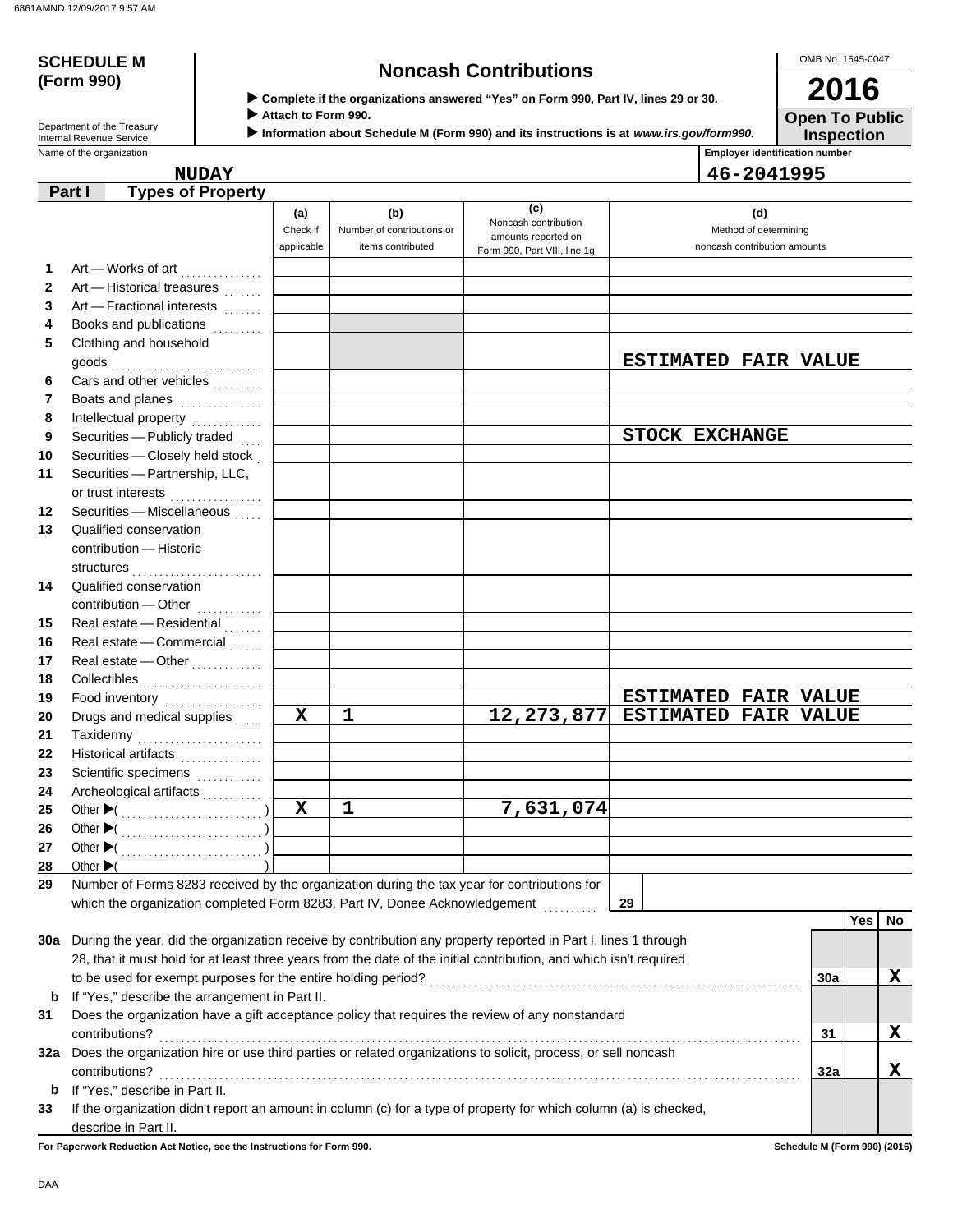6861AMND 12/09/2017 9:57 AM

**SCHEDULE M (Form 990)**

Department of the Treasury
Internal Revenue Service

# Noncash Contributions

▶ Complete if the organizations answered "Yes" on Form 990, Part IV, lines 29 or 30.
▶ Attach to Form 990.
▶ Information about Schedule M (Form 990) and its instructions is at *www.irs.gov/form990.*

OMB No. 1545-0047

**2016**

**Open To Public Inspection**

Name of the organization: **NUDAY**

Employer identification number: **46-2041995**

## Part I Types of Property

| | | (a) Check if applicable | (b) Number of contributions or items contributed | (c) Noncash contribution amounts reported on Form 990, Part VIII, line 1g | (d) Method of determining noncash contribution amounts |
|---|---|---|---|---|---|
| 1 | Art — Works of art | | | | |
| 2 | Art — Historical treasures | | | | |
| 3 | Art — Fractional interests | | | | |
| 4 | Books and publications | | | | |
| 5 | Clothing and household goods | | | | ESTIMATED FAIR VALUE |
| 6 | Cars and other vehicles | | | | |
| 7 | Boats and planes | | | | |
| 8 | Intellectual property | | | | |
| 9 | Securities — Publicly traded | | | | STOCK EXCHANGE |
| 10 | Securities — Closely held stock | | | | |
| 11 | Securities — Partnership, LLC, or trust interests | | | | |
| 12 | Securities — Miscellaneous | | | | |
| 13 | Qualified conservation contribution — Historic structures | | | | |
| 14 | Qualified conservation contribution — Other | | | | |
| 15 | Real estate — Residential | | | | |
| 16 | Real estate — Commercial | | | | |
| 17 | Real estate — Other | | | | |
| 18 | Collectibles | | | | |
| 19 | Food inventory | | | | ESTIMATED FAIR VALUE |
| 20 | Drugs and medical supplies | X | 1 | 12,273,877 | ESTIMATED FAIR VALUE |
| 21 | Taxidermy | | | | |
| 22 | Historical artifacts | | | | |
| 23 | Scientific specimens | | | | |
| 24 | Archeological artifacts | | | | |
| 25 | Other ▶( ) | X | 1 | 7,631,074 | |
| 26 | Other ▶( ) | | | | |
| 27 | Other ▶( ) | | | | |
| 28 | Other ▶( ) | | | | |

29 Number of Forms 8283 received by the organization during the tax year for contributions for which the organization completed Form 8283, Part IV, Donee Acknowledgement ..... 29

| | | | Yes | No |
|---|---|---|---|---|
| 30a | During the year, did the organization receive by contribution any property reported in Part I, lines 1 through 28, that it must hold for at least three years from the date of the initial contribution, and which isn't required to be used for exempt purposes for the entire holding period? | 30a | | X |
| b | If "Yes," describe the arrangement in Part II. | | | |
| 31 | Does the organization have a gift acceptance policy that requires the review of any nonstandard contributions? | 31 | | X |
| 32a | Does the organization hire or use third parties or related organizations to solicit, process, or sell noncash contributions? | 32a | | X |
| b | If "Yes," describe in Part II. | | | |
| 33 | If the organization didn't report an amount in column (c) for a type of property for which column (a) is checked, describe in Part II. | | | |

**For Paperwork Reduction Act Notice, see the Instructions for Form 990.** **Schedule M (Form 990) (2016)**

DAA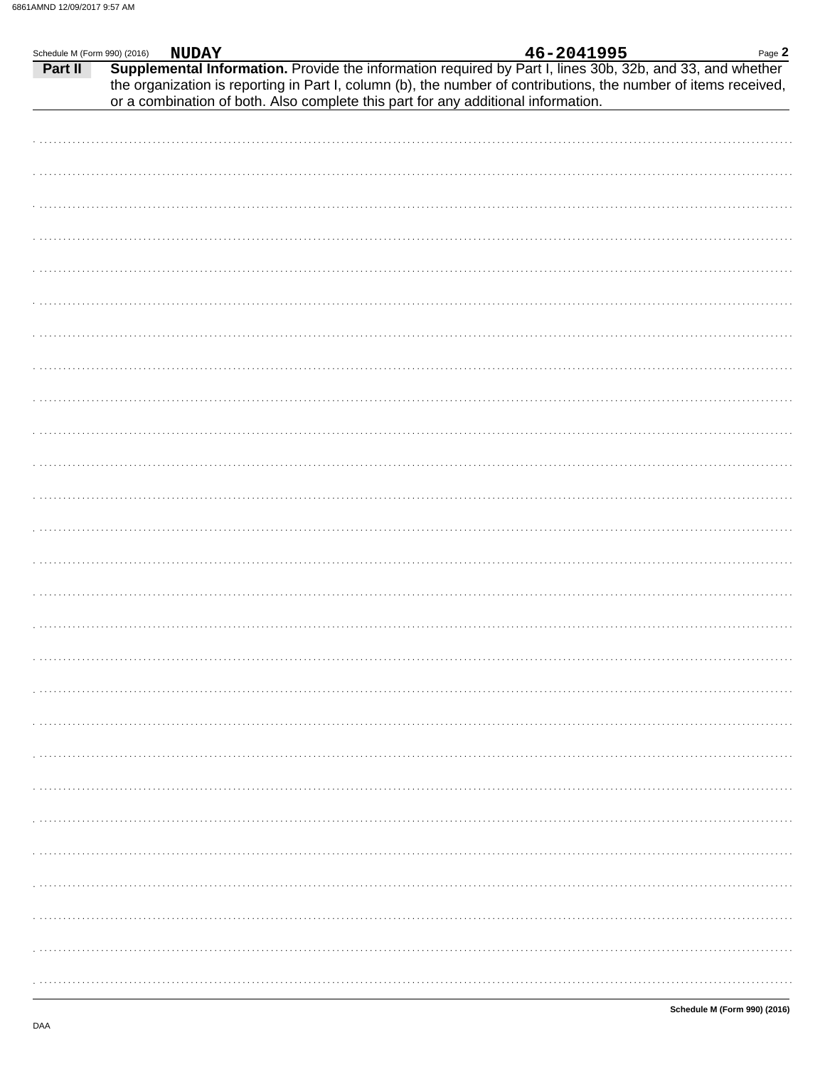Schedule M (Form 990) (2016) **NUDAY** **46-2041995**

**Part II** **Supplemental Information.** Provide the information required by Part I, lines 30b, 32b, and 33, and whether the organization is reporting in Part I, column (b), the number of contributions, the number of items received, or a combination of both. Also complete this part for any additional information.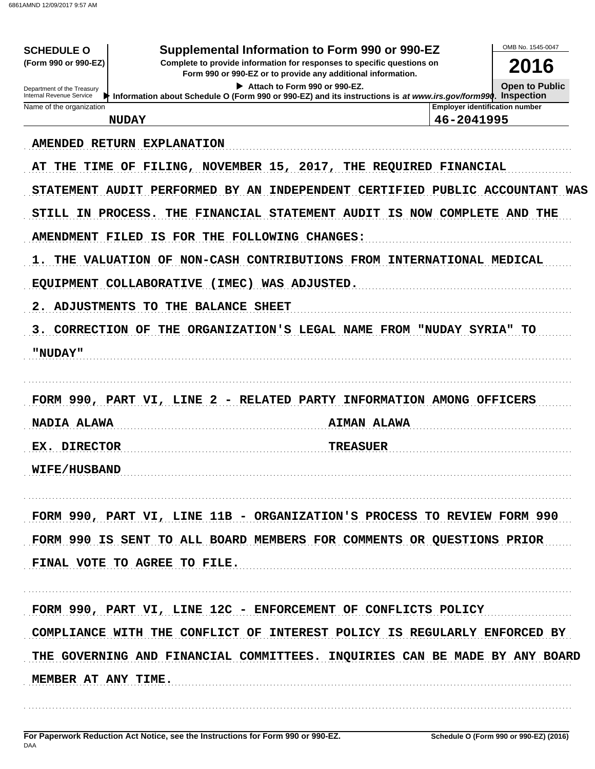**SCHEDULE O** (Form 990 or 990-EZ)

Department of the Treasury
Internal Revenue Service

# Supplemental Information to Form 990 or 990-EZ

**Complete to provide information for responses to specific questions on Form 990 or 990-EZ or to provide any additional information.**

▶ Attach to Form 990 or 990-EZ.

▶ Information about Schedule O (Form 990 or 990-EZ) and its instructions is *at www.irs.gov/form990*.

OMB No. 1545-0047

**2016**

**Open to Public Inspection**

| Name of the organization | Employer identification number |
|---|---|
| NUDAY | 46-2041995 |

AMENDED RETURN EXPLANATION

AT THE TIME OF FILING, NOVEMBER 15, 2017, THE REQUIRED FINANCIAL STATEMENT AUDIT PERFORMED BY AN INDEPENDENT CERTIFIED PUBLIC ACCOUNTANT WAS STILL IN PROCESS. THE FINANCIAL STATEMENT AUDIT IS NOW COMPLETE AND THE AMENDMENT FILED IS FOR THE FOLLOWING CHANGES:

1. THE VALUATION OF NON-CASH CONTRIBUTIONS FROM INTERNATIONAL MEDICAL EQUIPMENT COLLABORATIVE (IMEC) WAS ADJUSTED.
2. ADJUSTMENTS TO THE BALANCE SHEET
3. CORRECTION OF THE ORGANIZATION'S LEGAL NAME FROM "NUDAY SYRIA" TO "NUDAY"

FORM 990, PART VI, LINE 2 - RELATED PARTY INFORMATION AMONG OFFICERS

| | |
|---|---|
| NADIA ALAWA | AIMAN ALAWA |
| EX. DIRECTOR | TREASUER |
| WIFE/HUSBAND | |

FORM 990, PART VI, LINE 11B - ORGANIZATION'S PROCESS TO REVIEW FORM 990

FORM 990 IS SENT TO ALL BOARD MEMBERS FOR COMMENTS OR QUESTIONS PRIOR FINAL VOTE TO AGREE TO FILE.

FORM 990, PART VI, LINE 12C - ENFORCEMENT OF CONFLICTS POLICY

COMPLIANCE WITH THE CONFLICT OF INTEREST POLICY IS REGULARLY ENFORCED BY THE GOVERNING AND FINANCIAL COMMITTEES. INQUIRIES CAN BE MADE BY ANY BOARD MEMBER AT ANY TIME.

**For Paperwork Reduction Act Notice, see the Instructions for Form 990 or 990-EZ.**

**Schedule O (Form 990 or 990-EZ) (2016)**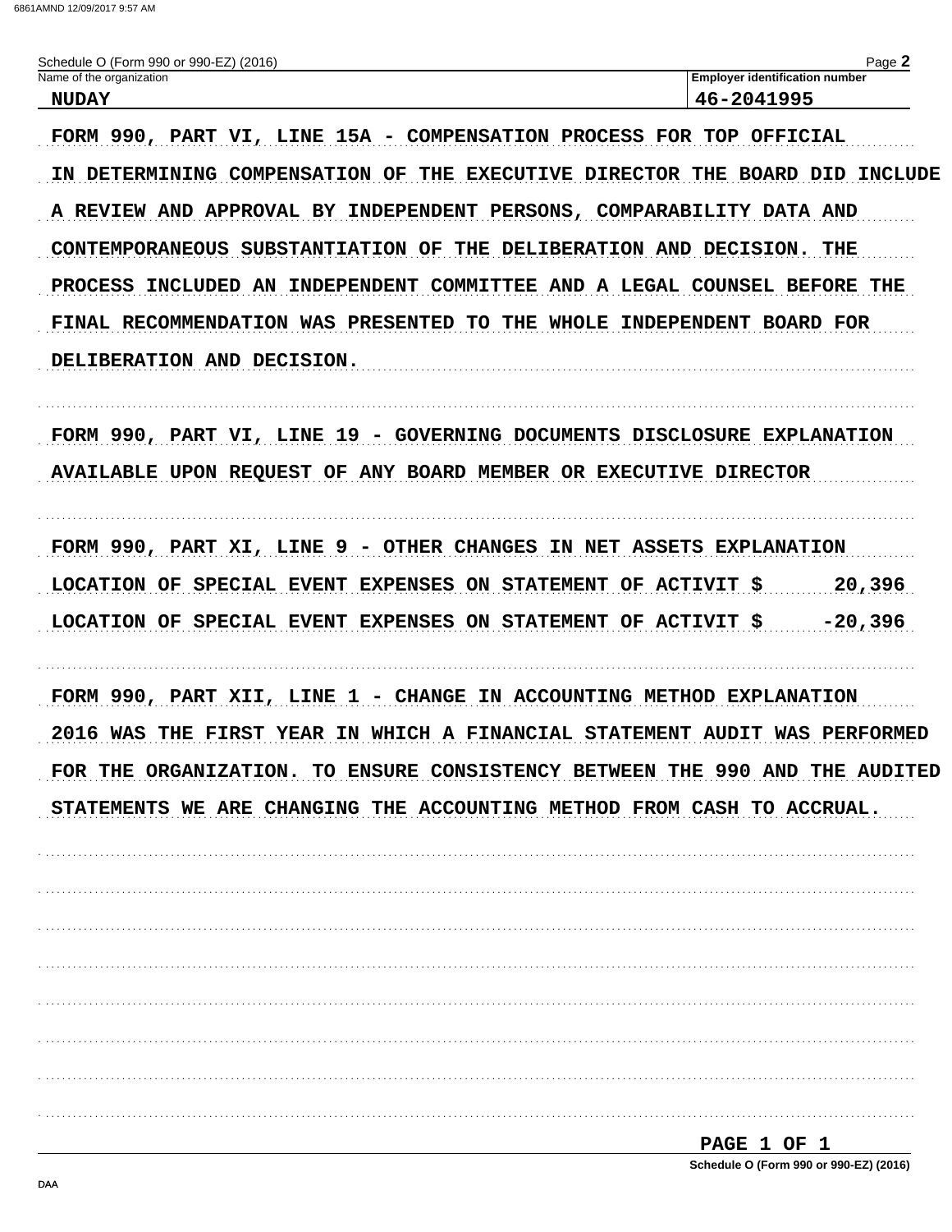Schedule O (Form 990 or 990-EZ) (2016)

| Name of the organization | Employer identification number |
|---|---|
| NUDAY | 46-2041995 |

FORM 990, PART VI, LINE 15A - COMPENSATION PROCESS FOR TOP OFFICIAL

IN DETERMINING COMPENSATION OF THE EXECUTIVE DIRECTOR THE BOARD DID INCLUDE A REVIEW AND APPROVAL BY INDEPENDENT PERSONS, COMPARABILITY DATA AND CONTEMPORANEOUS SUBSTANTIATION OF THE DELIBERATION AND DECISION. THE PROCESS INCLUDED AN INDEPENDENT COMMITTEE AND A LEGAL COUNSEL BEFORE THE FINAL RECOMMENDATION WAS PRESENTED TO THE WHOLE INDEPENDENT BOARD FOR DELIBERATION AND DECISION.

FORM 990, PART VI, LINE 19 - GOVERNING DOCUMENTS DISCLOSURE EXPLANATION

AVAILABLE UPON REQUEST OF ANY BOARD MEMBER OR EXECUTIVE DIRECTOR

FORM 990, PART XI, LINE 9 - OTHER CHANGES IN NET ASSETS EXPLANATION

| | |
|---|---|
| LOCATION OF SPECIAL EVENT EXPENSES ON STATEMENT OF ACTIVIT $ | 20,396 |
| LOCATION OF SPECIAL EVENT EXPENSES ON STATEMENT OF ACTIVIT $ | -20,396 |

FORM 990, PART XII, LINE 1 - CHANGE IN ACCOUNTING METHOD EXPLANATION

2016 WAS THE FIRST YEAR IN WHICH A FINANCIAL STATEMENT AUDIT WAS PERFORMED FOR THE ORGANIZATION. TO ENSURE CONSISTENCY BETWEEN THE 990 AND THE AUDITED STATEMENTS WE ARE CHANGING THE ACCOUNTING METHOD FROM CASH TO ACCRUAL.

PAGE 1 OF 1

Schedule O (Form 990 or 990-EZ) (2016)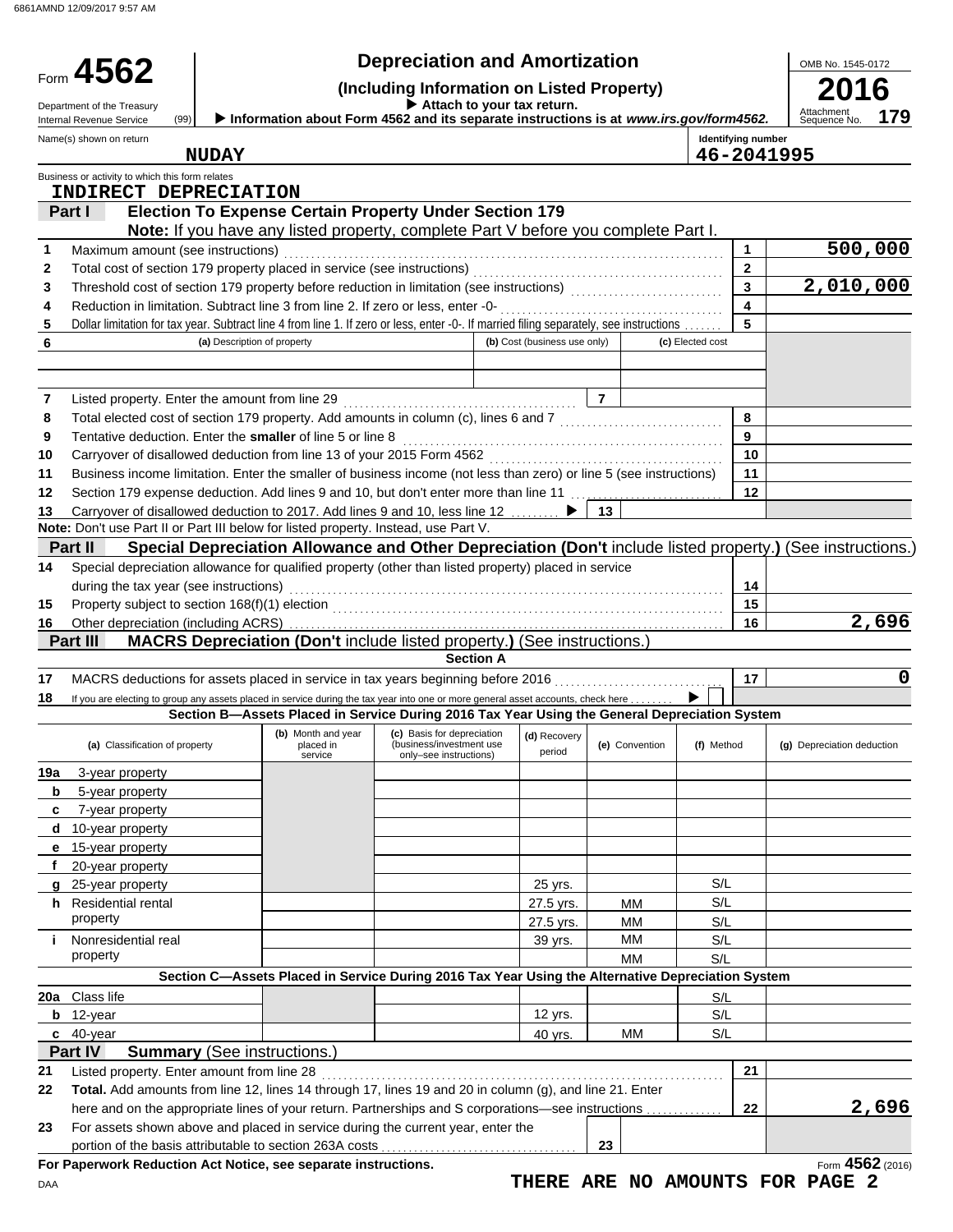6861AMND 12/09/2017 9:57 AM

# Form 4562 — Depreciation and Amortization

**(Including Information on Listed Property)**

▶ Attach to your tax return.

▶ Information about Form 4562 and its separate instructions is at *www.irs.gov/form4562*.

Department of the Treasury, Internal Revenue Service (99)

OMB No. 1545-0172 | **2016** | Attachment Sequence No. **179**

Name(s) shown on return: **NUDAY**

Identifying number: **46-2041995**

Business or activity to which this form relates: **INDIRECT DEPRECIATION**

## Part I — Election To Expense Certain Property Under Section 179

**Note:** If you have any listed property, complete Part V before you complete Part I.

| Line | Description | | Amount |
|---|---|---|---|
| 1 | Maximum amount (see instructions) | 1 | 500,000 |
| 2 | Total cost of section 179 property placed in service (see instructions) | 2 | |
| 3 | Threshold cost of section 179 property before reduction in limitation (see instructions) | 3 | 2,010,000 |
| 4 | Reduction in limitation. Subtract line 3 from line 2. If zero or less, enter -0- | 4 | |
| 5 | Dollar limitation for tax year. Subtract line 4 from line 1. If zero or less, enter -0-. If married filing separately, see instructions | 5 | |

| 6 | (a) Description of property | (b) Cost (business use only) | (c) Elected cost |
|---|---|---|---|
| | | | |
| | | | |

| Line | Description | | Amount |
|---|---|---|---|
| 7 | Listed property. Enter the amount from line 29 | 7 | |
| 8 | Total elected cost of section 179 property. Add amounts in column (c), lines 6 and 7 | 8 | |
| 9 | Tentative deduction. Enter the **smaller** of line 5 or line 8 | 9 | |
| 10 | Carryover of disallowed deduction from line 13 of your 2015 Form 4562 | 10 | |
| 11 | Business income limitation. Enter the smaller of business income (not less than zero) or line 5 (see instructions) | 11 | |
| 12 | Section 179 expense deduction. Add lines 9 and 10, but don't enter more than line 11 | 12 | |
| 13 | Carryover of disallowed deduction to 2017. Add lines 9 and 10, less line 12 ▶ | 13 | |

**Note:** Don't use Part II or Part III below for listed property. Instead, use Part V.

## Part II — Special Depreciation Allowance and Other Depreciation (Don't include listed property.) (See instructions.)

| Line | Description | | Amount |
|---|---|---|---|
| 14 | Special depreciation allowance for qualified property (other than listed property) placed in service during the tax year (see instructions) | 14 | |
| 15 | Property subject to section 168(f)(1) election | 15 | |
| 16 | Other depreciation (including ACRS) | 16 | 2,696 |

## Part III — MACRS Depreciation (Don't include listed property.) (See instructions.)

### Section A

| Line | Description | | Amount |
|---|---|---|---|
| 17 | MACRS deductions for assets placed in service in tax years beginning before 2016 | 17 | 0 |
| 18 | If you are electing to group any assets placed in service during the tax year into one or more general asset accounts, check here ▶ ☐ | | |

### Section B—Assets Placed in Service During 2016 Tax Year Using the General Depreciation System

| (a) Classification of property | (b) Month and year placed in service | (c) Basis for depreciation (business/investment use only–see instructions) | (d) Recovery period | (e) Convention | (f) Method | (g) Depreciation deduction |
|---|---|---|---|---|---|---|
| 19a 3-year property | | | | | | |
| b 5-year property | | | | | | |
| c 7-year property | | | | | | |
| d 10-year property | | | | | | |
| e 15-year property | | | | | | |
| f 20-year property | | | | | | |
| g 25-year property | | | 25 yrs. | | S/L | |
| h Residential rental property | | | 27.5 yrs. | MM | S/L | |
| | | | 27.5 yrs. | MM | S/L | |
| i Nonresidential real property | | | 39 yrs. | MM | S/L | |
| | | | | MM | S/L | |

### Section C—Assets Placed in Service During 2016 Tax Year Using the Alternative Depreciation System

| (a) Classification of property | (b) Month and year placed in service | (c) Basis for depreciation | (d) Recovery period | (e) Convention | (f) Method | (g) Depreciation deduction |
|---|---|---|---|---|---|---|
| 20a Class life | | | | | S/L | |
| b 12-year | | | 12 yrs. | | S/L | |
| c 40-year | | | 40 yrs. | MM | S/L | |

## Part IV — Summary (See instructions.)

| Line | Description | | Amount |
|---|---|---|---|
| 21 | Listed property. Enter amount from line 28 | 21 | |
| 22 | **Total.** Add amounts from line 12, lines 14 through 17, lines 19 and 20 in column (g), and line 21. Enter here and on the appropriate lines of your return. Partnerships and S corporations—see instructions | 22 | 2,696 |
| 23 | For assets shown above and placed in service during the current year, enter the portion of the basis attributable to section 263A costs | 23 | |

**For Paperwork Reduction Act Notice, see separate instructions.**

DAA

Form **4562** (2016)

**THERE ARE NO AMOUNTS FOR PAGE 2**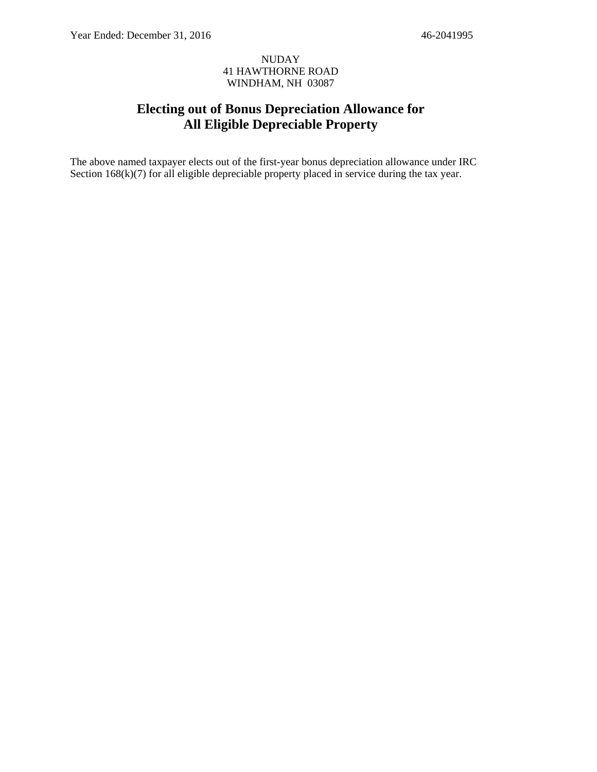Year Ended: December 31, 2016 46-2041995

NUDAY
41 HAWTHORNE ROAD
WINDHAM, NH 03087

## Electing out of Bonus Depreciation Allowance for All Eligible Depreciable Property

The above named taxpayer elects out of the first-year bonus depreciation allowance under IRC Section 168(k)(7) for all eligible depreciable property placed in service during the tax year.